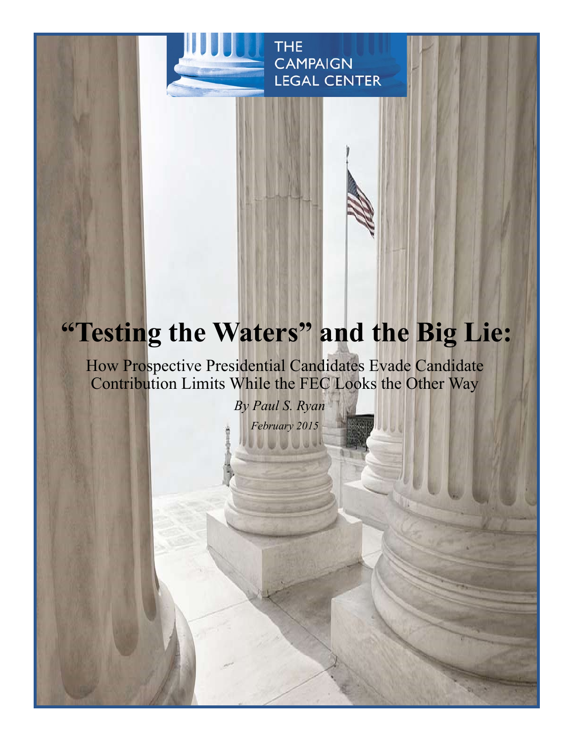THE CAMPAIGN LEGAL CENTER

# "Testing the Waters" and the Big Lie:

## How Prospective Presidential Candidates Evade Candidate Contribution Limits While the FEC Looks the Other Way

*By Paul S. Ryan*

*February 2015*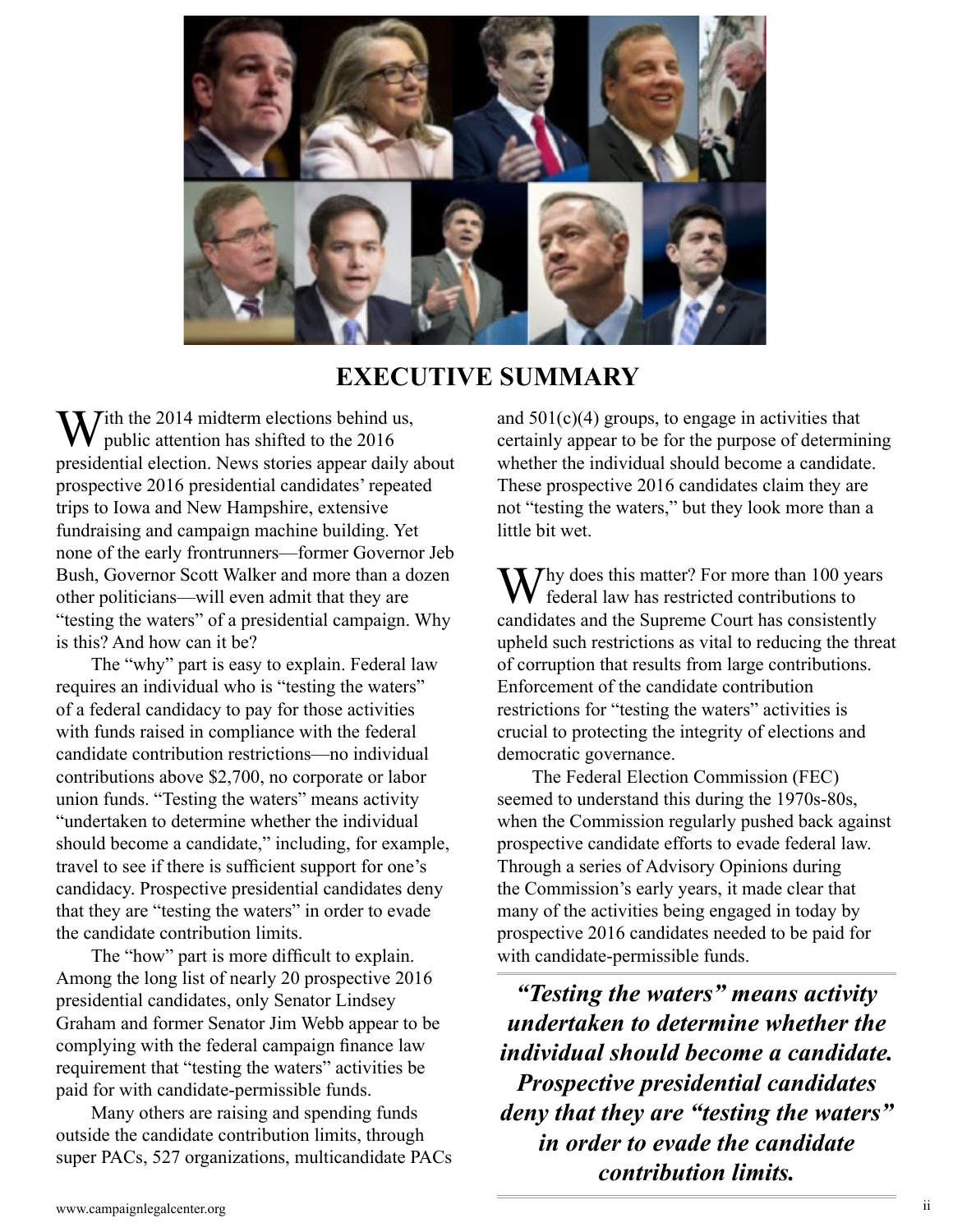# EXECUTIVE SUMMARY

With the 2014 midterm elections behind us, public attention has shifted to the 2016 presidential election. News stories appear daily about prospective 2016 presidential candidates' repeated trips to Iowa and New Hampshire, extensive fundraising and campaign machine building. Yet none of the early frontrunners—former Governor Jeb Bush, Governor Scott Walker and more than a dozen other politicians—will even admit that they are "testing the waters" of a presidential campaign. Why is this? And how can it be?

The "why" part is easy to explain. Federal law requires an individual who is "testing the waters" of a federal candidacy to pay for those activities with funds raised in compliance with the federal candidate contribution restrictions—no individual contributions above $2,700, no corporate or labor union funds. "Testing the waters" means activity "undertaken to determine whether the individual should become a candidate," including, for example, travel to see if there is sufficient support for one's candidacy. Prospective presidential candidates deny that they are "testing the waters" in order to evade the candidate contribution limits.

The "how" part is more difficult to explain. Among the long list of nearly 20 prospective 2016 presidential candidates, only Senator Lindsey Graham and former Senator Jim Webb appear to be complying with the federal campaign finance law requirement that "testing the waters" activities be paid for with candidate-permissible funds.

Many others are raising and spending funds outside the candidate contribution limits, through super PACs, 527 organizations, multicandidate PACs and 501(c)(4) groups, to engage in activities that certainly appear to be for the purpose of determining whether the individual should become a candidate. These prospective 2016 candidates claim they are not "testing the waters," but they look more than a little bit wet.

Why does this matter? For more than 100 years federal law has restricted contributions to candidates and the Supreme Court has consistently upheld such restrictions as vital to reducing the threat of corruption that results from large contributions. Enforcement of the candidate contribution restrictions for "testing the waters" activities is crucial to protecting the integrity of elections and democratic governance.

The Federal Election Commission (FEC) seemed to understand this during the 1970s-80s, when the Commission regularly pushed back against prospective candidate efforts to evade federal law. Through a series of Advisory Opinions during the Commission's early years, it made clear that many of the activities being engaged in today by prospective 2016 candidates needed to be paid for with candidate-permissible funds.

***"Testing the waters" means activity undertaken to determine whether the individual should become a candidate. Prospective presidential candidates deny that they are "testing the waters" in order to evade the candidate contribution limits.***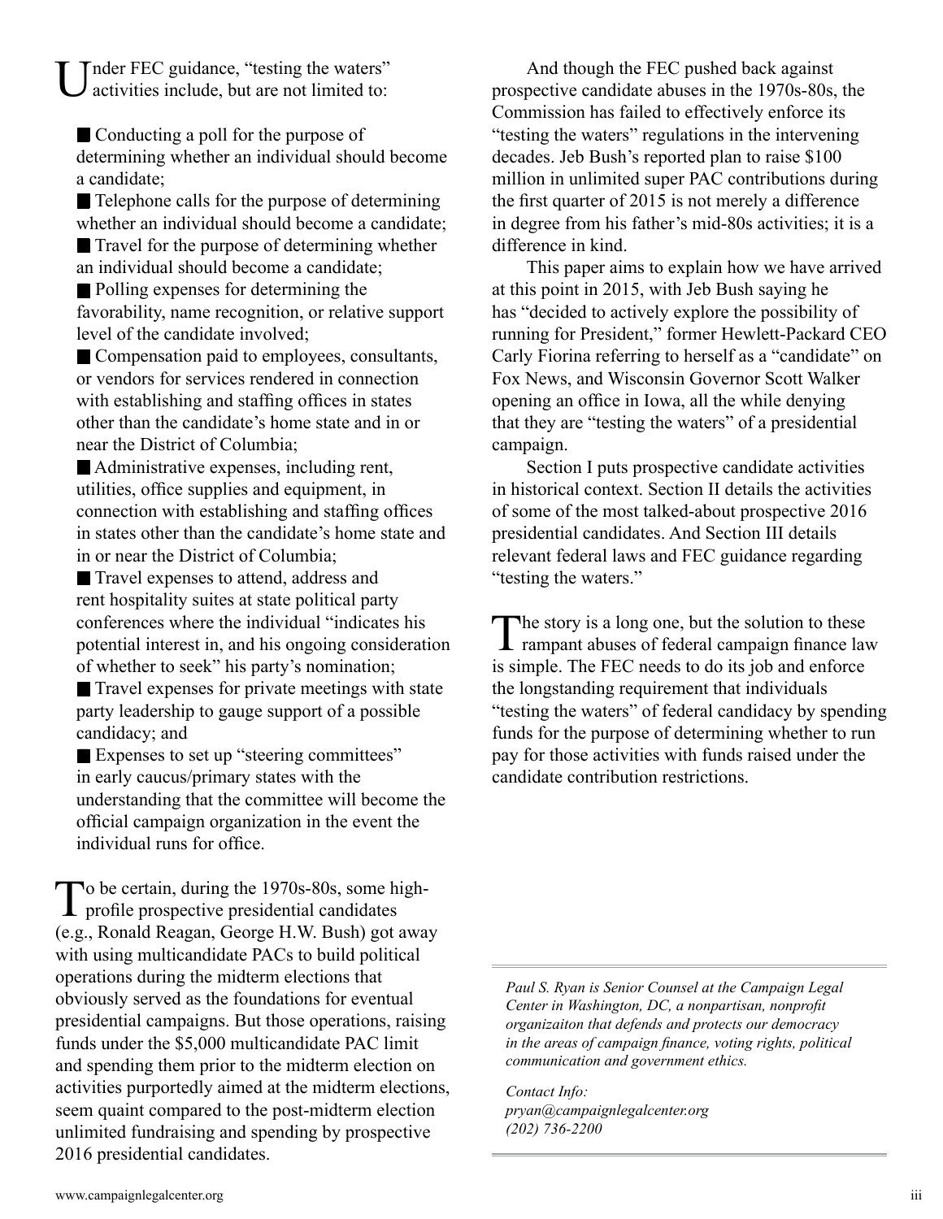Under FEC guidance, "testing the waters" activities include, but are not limited to:

- Conducting a poll for the purpose of determining whether an individual should become a candidate;
- Telephone calls for the purpose of determining whether an individual should become a candidate;
- Travel for the purpose of determining whether an individual should become a candidate;
- Polling expenses for determining the favorability, name recognition, or relative support level of the candidate involved;
- Compensation paid to employees, consultants, or vendors for services rendered in connection with establishing and staffing offices in states other than the candidate's home state and in or near the District of Columbia;
- Administrative expenses, including rent, utilities, office supplies and equipment, in connection with establishing and staffing offices in states other than the candidate's home state and in or near the District of Columbia;
- Travel expenses to attend, address and rent hospitality suites at state political party conferences where the individual "indicates his potential interest in, and his ongoing consideration of whether to seek" his party's nomination;
- Travel expenses for private meetings with state party leadership to gauge support of a possible candidacy; and
- Expenses to set up "steering committees" in early caucus/primary states with the understanding that the committee will become the official campaign organization in the event the individual runs for office.

To be certain, during the 1970s-80s, some high-profile prospective presidential candidates (e.g., Ronald Reagan, George H.W. Bush) got away with using multicandidate PACs to build political operations during the midterm elections that obviously served as the foundations for eventual presidential campaigns. But those operations, raising funds under the $5,000 multicandidate PAC limit and spending them prior to the midterm election on activities purportedly aimed at the midterm elections, seem quaint compared to the post-midterm election unlimited fundraising and spending by prospective 2016 presidential candidates.

And though the FEC pushed back against prospective candidate abuses in the 1970s-80s, the Commission has failed to effectively enforce its "testing the waters" regulations in the intervening decades. Jeb Bush's reported plan to raise $100 million in unlimited super PAC contributions during the first quarter of 2015 is not merely a difference in degree from his father's mid-80s activities; it is a difference in kind.

This paper aims to explain how we have arrived at this point in 2015, with Jeb Bush saying he has "decided to actively explore the possibility of running for President," former Hewlett-Packard CEO Carly Fiorina referring to herself as a "candidate" on Fox News, and Wisconsin Governor Scott Walker opening an office in Iowa, all the while denying that they are "testing the waters" of a presidential campaign.

Section I puts prospective candidate activities in historical context. Section II details the activities of some of the most talked-about prospective 2016 presidential candidates. And Section III details relevant federal laws and FEC guidance regarding "testing the waters."

The story is a long one, but the solution to these rampant abuses of federal campaign finance law is simple. The FEC needs to do its job and enforce the longstanding requirement that individuals "testing the waters" of federal candidacy by spending funds for the purpose of determining whether to run pay for those activities with funds raised under the candidate contribution restrictions.

---

*Paul S. Ryan is Senior Counsel at the Campaign Legal Center in Washington, DC, a nonpartisan, nonprofit organizaiton that defends and protects our democracy in the areas of campaign finance, voting rights, political communication and government ethics.*

*Contact Info:*
*pryan@campaignlegalcenter.org*
*(202) 736-2200*

---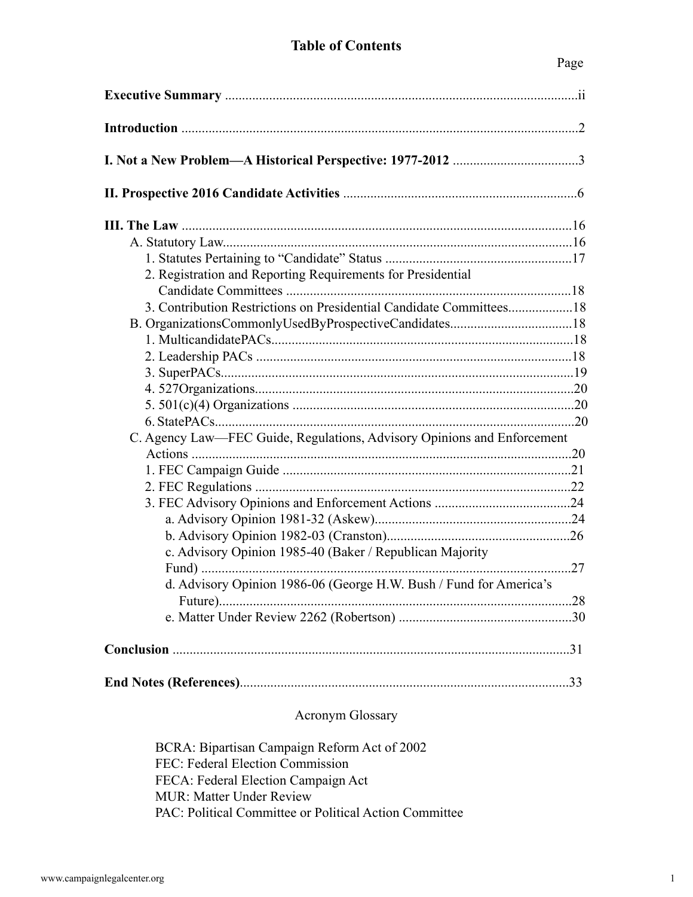# Table of Contents

| | Page |
|---|---|
| **Executive Summary** | ii |
| **Introduction** | 2 |
| **I. Not a New Problem—A Historical Perspective: 1977-2012** | 3 |
| **II. Prospective 2016 Candidate Activities** | 6 |
| **III. The Law** | 16 |
| A. Statutory Law | 16 |
| 1. Statutes Pertaining to "Candidate" Status | 17 |
| 2. Registration and Reporting Requirements for Presidential Candidate Committees | 18 |
| 3. Contribution Restrictions on Presidential Candidate Committees | 18 |
| B. OrganizationsCommonlyUsedByProspectiveCandidates | 18 |
| 1. MulticandidatePACs | 18 |
| 2. Leadership PACs | 18 |
| 3. SuperPACs | 19 |
| 4. 527Organizations | 20 |
| 5. 501(c)(4) Organizations | 20 |
| 6. StatePACs | 20 |
| C. Agency Law—FEC Guide, Regulations, Advisory Opinions and Enforcement Actions | 20 |
| 1. FEC Campaign Guide | 21 |
| 2. FEC Regulations | 22 |
| 3. FEC Advisory Opinions and Enforcement Actions | 24 |
| a. Advisory Opinion 1981-32 (Askew) | 24 |
| b. Advisory Opinion 1982-03 (Cranston) | 26 |
| c. Advisory Opinion 1985-40 (Baker / Republican Majority Fund) | 27 |
| d. Advisory Opinion 1986-06 (George H.W. Bush / Fund for America's Future) | 28 |
| e. Matter Under Review 2262 (Robertson) | 30 |
| **Conclusion** | 31 |
| **End Notes (References)** | 33 |

Acronym Glossary

BCRA: Bipartisan Campaign Reform Act of 2002
FEC: Federal Election Commission
FECA: Federal Election Campaign Act
MUR: Matter Under Review
PAC: Political Committee or Political Action Committee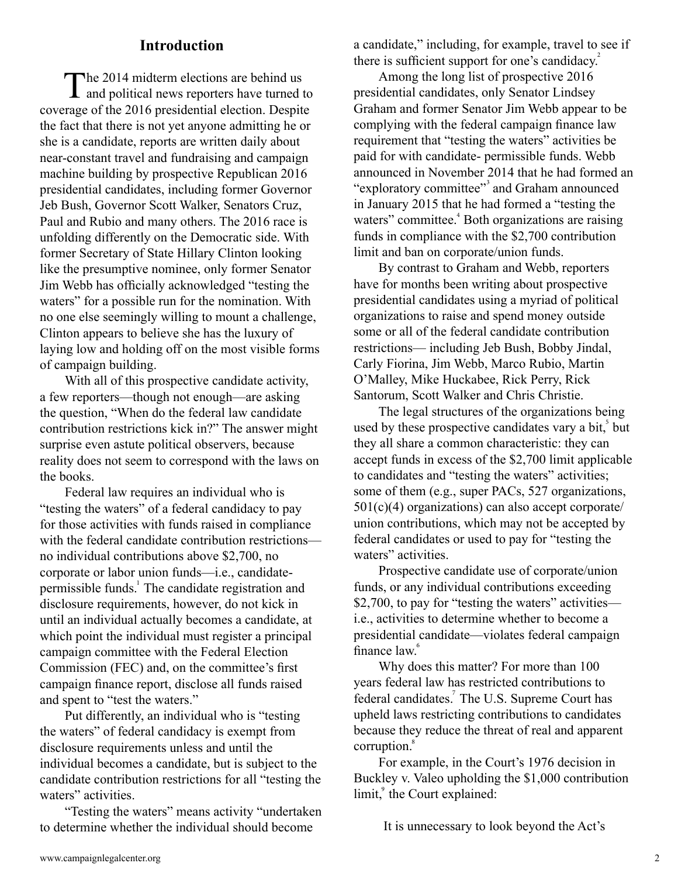## Introduction

The 2014 midterm elections are behind us and political news reporters have turned to coverage of the 2016 presidential election. Despite the fact that there is not yet anyone admitting he or she is a candidate, reports are written daily about near-constant travel and fundraising and campaign machine building by prospective Republican 2016 presidential candidates, including former Governor Jeb Bush, Governor Scott Walker, Senators Cruz, Paul and Rubio and many others. The 2016 race is unfolding differently on the Democratic side. With former Secretary of State Hillary Clinton looking like the presumptive nominee, only former Senator Jim Webb has officially acknowledged "testing the waters" for a possible run for the nomination. With no one else seemingly willing to mount a challenge, Clinton appears to believe she has the luxury of laying low and holding off on the most visible forms of campaign building.

With all of this prospective candidate activity, a few reporters—though not enough—are asking the question, "When do the federal law candidate contribution restrictions kick in?" The answer might surprise even astute political observers, because reality does not seem to correspond with the laws on the books.

Federal law requires an individual who is "testing the waters" of a federal candidacy to pay for those activities with funds raised in compliance with the federal candidate contribution restrictions—no individual contributions above $2,700, no corporate or labor union funds—i.e., candidate-permissible funds.[1] The candidate registration and disclosure requirements, however, do not kick in until an individual actually becomes a candidate, at which point the individual must register a principal campaign committee with the Federal Election Commission (FEC) and, on the committee's first campaign finance report, disclose all funds raised and spent to "test the waters."

Put differently, an individual who is "testing the waters" of federal candidacy is exempt from disclosure requirements unless and until the individual becomes a candidate, but is subject to the candidate contribution restrictions for all "testing the waters" activities.

"Testing the waters" means activity "undertaken to determine whether the individual should become a candidate," including, for example, travel to see if there is sufficient support for one's candidacy.[2]

Among the long list of prospective 2016 presidential candidates, only Senator Lindsey Graham and former Senator Jim Webb appear to be complying with the federal campaign finance law requirement that "testing the waters" activities be paid for with candidate- permissible funds. Webb announced in November 2014 that he had formed an "exploratory committee"[3] and Graham announced in January 2015 that he had formed a "testing the waters" committee.[4] Both organizations are raising funds in compliance with the $2,700 contribution limit and ban on corporate/union funds.

By contrast to Graham and Webb, reporters have for months been writing about prospective presidential candidates using a myriad of political organizations to raise and spend money outside some or all of the federal candidate contribution restrictions— including Jeb Bush, Bobby Jindal, Carly Fiorina, Jim Webb, Marco Rubio, Martin O'Malley, Mike Huckabee, Rick Perry, Rick Santorum, Scott Walker and Chris Christie.

The legal structures of the organizations being used by these prospective candidates vary a bit,[5] but they all share a common characteristic: they can accept funds in excess of the $2,700 limit applicable to candidates and "testing the waters" activities; some of them (e.g., super PACs, 527 organizations, 501(c)(4) organizations) can also accept corporate/ union contributions, which may not be accepted by federal candidates or used to pay for "testing the waters" activities.

Prospective candidate use of corporate/union funds, or any individual contributions exceeding $2,700, to pay for "testing the waters" activities—i.e., activities to determine whether to become a presidential candidate—violates federal campaign finance law.[6]

Why does this matter? For more than 100 years federal law has restricted contributions to federal candidates.[7] The U.S. Supreme Court has upheld laws restricting contributions to candidates because they reduce the threat of real and apparent corruption.[8]

For example, in the Court's 1976 decision in Buckley v. Valeo upholding the $1,000 contribution limit,[9] the Court explained:

> It is unnecessary to look beyond the Act's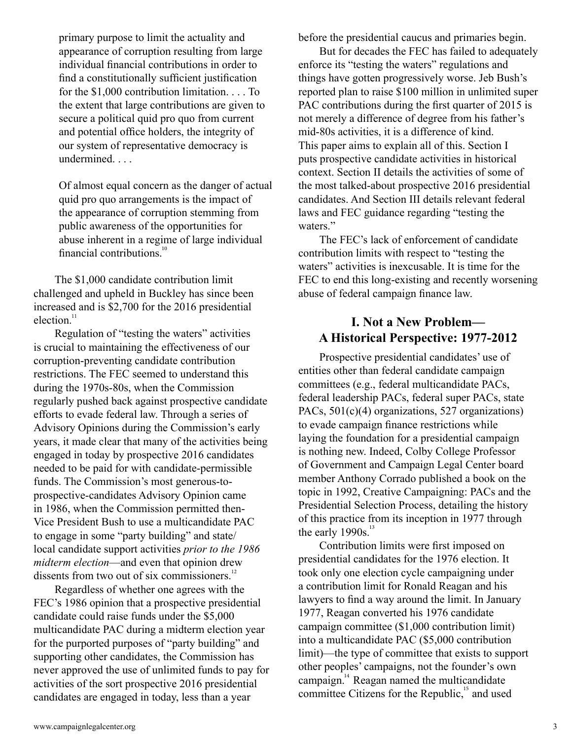primary purpose to limit the actuality and appearance of corruption resulting from large individual financial contributions in order to find a constitutionally sufficient justification for the $1,000 contribution limitation. . . . To the extent that large contributions are given to secure a political quid pro quo from current and potential office holders, the integrity of our system of representative democracy is undermined. . . .

> Of almost equal concern as the danger of actual quid pro quo arrangements is the impact of the appearance of corruption stemming from public awareness of the opportunities for abuse inherent in a regime of large individual financial contributions.[10]

The $1,000 candidate contribution limit challenged and upheld in Buckley has since been increased and is $2,700 for the 2016 presidential election.[11]

Regulation of "testing the waters" activities is crucial to maintaining the effectiveness of our corruption-preventing candidate contribution restrictions. The FEC seemed to understand this during the 1970s-80s, when the Commission regularly pushed back against prospective candidate efforts to evade federal law. Through a series of Advisory Opinions during the Commission's early years, it made clear that many of the activities being engaged in today by prospective 2016 candidates needed to be paid for with candidate-permissible funds. The Commission's most generous-to-prospective-candidates Advisory Opinion came in 1986, when the Commission permitted then-Vice President Bush to use a multicandidate PAC to engage in some "party building" and state/local candidate support activities *prior to the 1986 midterm election*—and even that opinion drew dissents from two out of six commissioners.[12]

Regardless of whether one agrees with the FEC's 1986 opinion that a prospective presidential candidate could raise funds under the $5,000 multicandidate PAC during a midterm election year for the purported purposes of "party building" and supporting other candidates, the Commission has never approved the use of unlimited funds to pay for activities of the sort prospective 2016 presidential candidates are engaged in today, less than a year before the presidential caucus and primaries begin.

But for decades the FEC has failed to adequately enforce its "testing the waters" regulations and things have gotten progressively worse. Jeb Bush's reported plan to raise $100 million in unlimited super PAC contributions during the first quarter of 2015 is not merely a difference of degree from his father's mid-80s activities, it is a difference of kind. This paper aims to explain all of this. Section I puts prospective candidate activities in historical context. Section II details the activities of some of the most talked-about prospective 2016 presidential candidates. And Section III details relevant federal laws and FEC guidance regarding "testing the waters."

The FEC's lack of enforcement of candidate contribution limits with respect to "testing the waters" activities is inexcusable. It is time for the FEC to end this long-existing and recently worsening abuse of federal campaign finance law.

## I. Not a New Problem—A Historical Perspective: 1977-2012

Prospective presidential candidates' use of entities other than federal candidate campaign committees (e.g., federal multicandidate PACs, federal leadership PACs, federal super PACs, state PACs, 501(c)(4) organizations, 527 organizations) to evade campaign finance restrictions while laying the foundation for a presidential campaign is nothing new. Indeed, Colby College Professor of Government and Campaign Legal Center board member Anthony Corrado published a book on the topic in 1992, Creative Campaigning: PACs and the Presidential Selection Process, detailing the history of this practice from its inception in 1977 through the early 1990s.[13]

Contribution limits were first imposed on presidential candidates for the 1976 election. It took only one election cycle campaigning under a contribution limit for Ronald Reagan and his lawyers to find a way around the limit. In January 1977, Reagan converted his 1976 candidate campaign committee ($1,000 contribution limit) into a multicandidate PAC ($5,000 contribution limit)—the type of committee that exists to support other peoples' campaigns, not the founder's own campaign.[14] Reagan named the multicandidate committee Citizens for the Republic,[15] and used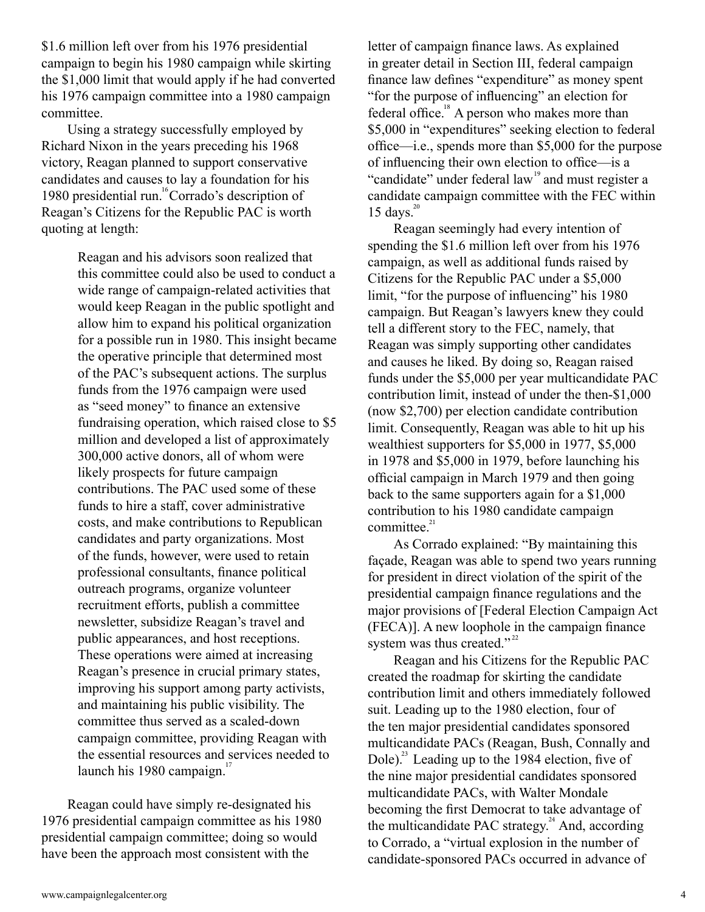$1.6 million left over from his 1976 presidential campaign to begin his 1980 campaign while skirting the $1,000 limit that would apply if he had converted his 1976 campaign committee into a 1980 campaign committee.

Using a strategy successfully employed by Richard Nixon in the years preceding his 1968 victory, Reagan planned to support conservative candidates and causes to lay a foundation for his 1980 presidential run.[16] Corrado's description of Reagan's Citizens for the Republic PAC is worth quoting at length:

> Reagan and his advisors soon realized that this committee could also be used to conduct a wide range of campaign-related activities that would keep Reagan in the public spotlight and allow him to expand his political organization for a possible run in 1980. This insight became the operative principle that determined most of the PAC's subsequent actions. The surplus funds from the 1976 campaign were used as "seed money" to finance an extensive fundraising operation, which raised close to $5 million and developed a list of approximately 300,000 active donors, all of whom were likely prospects for future campaign contributions. The PAC used some of these funds to hire a staff, cover administrative costs, and make contributions to Republican candidates and party organizations. Most of the funds, however, were used to retain professional consultants, finance political outreach programs, organize volunteer recruitment efforts, publish a committee newsletter, subsidize Reagan's travel and public appearances, and host receptions. These operations were aimed at increasing Reagan's presence in crucial primary states, improving his support among party activists, and maintaining his public visibility. The committee thus served as a scaled-down campaign committee, providing Reagan with the essential resources and services needed to launch his 1980 campaign.[17]

Reagan could have simply re-designated his 1976 presidential campaign committee as his 1980 presidential campaign committee; doing so would have been the approach most consistent with the letter of campaign finance laws. As explained in greater detail in Section III, federal campaign finance law defines "expenditure" as money spent "for the purpose of influencing" an election for federal office.[18] A person who makes more than $5,000 in "expenditures" seeking election to federal office—i.e., spends more than $5,000 for the purpose of influencing their own election to office—is a "candidate" under federal law[19] and must register a candidate campaign committee with the FEC within 15 days.[20]

Reagan seemingly had every intention of spending the $1.6 million left over from his 1976 campaign, as well as additional funds raised by Citizens for the Republic PAC under a $5,000 limit, "for the purpose of influencing" his 1980 campaign. But Reagan's lawyers knew they could tell a different story to the FEC, namely, that Reagan was simply supporting other candidates and causes he liked. By doing so, Reagan raised funds under the $5,000 per year multicandidate PAC contribution limit, instead of under the then-$1,000 (now $2,700) per election candidate contribution limit. Consequently, Reagan was able to hit up his wealthiest supporters for $5,000 in 1977, $5,000 in 1978 and $5,000 in 1979, before launching his official campaign in March 1979 and then going back to the same supporters again for a $1,000 contribution to his 1980 candidate campaign committee.[21]

As Corrado explained: "By maintaining this façade, Reagan was able to spend two years running for president in direct violation of the spirit of the presidential campaign finance regulations and the major provisions of [Federal Election Campaign Act (FECA)]. A new loophole in the campaign finance system was thus created."[22]

Reagan and his Citizens for the Republic PAC created the roadmap for skirting the candidate contribution limit and others immediately followed suit. Leading up to the 1980 election, four of the ten major presidential candidates sponsored multicandidate PACs (Reagan, Bush, Connally and Dole).[23] Leading up to the 1984 election, five of the nine major presidential candidates sponsored multicandidate PACs, with Walter Mondale becoming the first Democrat to take advantage of the multicandidate PAC strategy.[24] And, according to Corrado, a "virtual explosion in the number of candidate-sponsored PACs occurred in advance of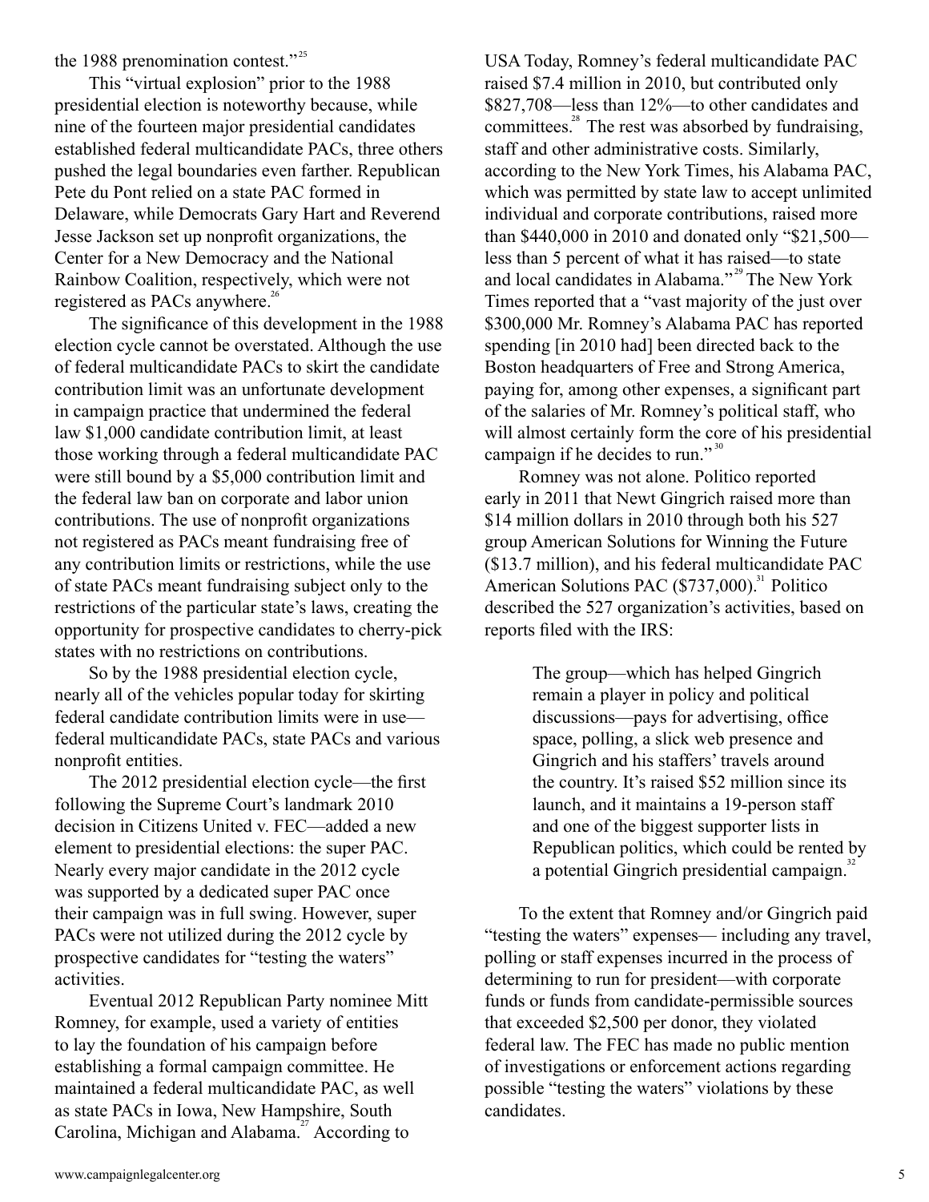the 1988 prenomination contest."[25]

This "virtual explosion" prior to the 1988 presidential election is noteworthy because, while nine of the fourteen major presidential candidates established federal multicandidate PACs, three others pushed the legal boundaries even farther. Republican Pete du Pont relied on a state PAC formed in Delaware, while Democrats Gary Hart and Reverend Jesse Jackson set up nonprofit organizations, the Center for a New Democracy and the National Rainbow Coalition, respectively, which were not registered as PACs anywhere.[26]

The significance of this development in the 1988 election cycle cannot be overstated. Although the use of federal multicandidate PACs to skirt the candidate contribution limit was an unfortunate development in campaign practice that undermined the federal law $1,000 candidate contribution limit, at least those working through a federal multicandidate PAC were still bound by a $5,000 contribution limit and the federal law ban on corporate and labor union contributions. The use of nonprofit organizations not registered as PACs meant fundraising free of any contribution limits or restrictions, while the use of state PACs meant fundraising subject only to the restrictions of the particular state's laws, creating the opportunity for prospective candidates to cherry-pick states with no restrictions on contributions.

So by the 1988 presidential election cycle, nearly all of the vehicles popular today for skirting federal candidate contribution limits were in use—federal multicandidate PACs, state PACs and various nonprofit entities.

The 2012 presidential election cycle—the first following the Supreme Court's landmark 2010 decision in Citizens United v. FEC—added a new element to presidential elections: the super PAC. Nearly every major candidate in the 2012 cycle was supported by a dedicated super PAC once their campaign was in full swing. However, super PACs were not utilized during the 2012 cycle by prospective candidates for "testing the waters" activities.

Eventual 2012 Republican Party nominee Mitt Romney, for example, used a variety of entities to lay the foundation of his campaign before establishing a formal campaign committee. He maintained a federal multicandidate PAC, as well as state PACs in Iowa, New Hampshire, South Carolina, Michigan and Alabama.[27] According to USA Today, Romney's federal multicandidate PAC raised $7.4 million in 2010, but contributed only $827,708—less than 12%—to other candidates and committees.[28] The rest was absorbed by fundraising, staff and other administrative costs. Similarly, according to the New York Times, his Alabama PAC, which was permitted by state law to accept unlimited individual and corporate contributions, raised more than $440,000 in 2010 and donated only "$21,500—less than 5 percent of what it has raised—to state and local candidates in Alabama."[29] The New York Times reported that a "vast majority of the just over $300,000 Mr. Romney's Alabama PAC has reported spending [in 2010 had] been directed back to the Boston headquarters of Free and Strong America, paying for, among other expenses, a significant part of the salaries of Mr. Romney's political staff, who will almost certainly form the core of his presidential campaign if he decides to run."[30]

Romney was not alone. Politico reported early in 2011 that Newt Gingrich raised more than $14 million dollars in 2010 through both his 527 group American Solutions for Winning the Future ($13.7 million), and his federal multicandidate PAC American Solutions PAC ($737,000).[31] Politico described the 527 organization's activities, based on reports filed with the IRS:

> The group—which has helped Gingrich remain a player in policy and political discussions—pays for advertising, office space, polling, a slick web presence and Gingrich and his staffers' travels around the country. It's raised $52 million since its launch, and it maintains a 19-person staff and one of the biggest supporter lists in Republican politics, which could be rented by a potential Gingrich presidential campaign.[32]

To the extent that Romney and/or Gingrich paid "testing the waters" expenses— including any travel, polling or staff expenses incurred in the process of determining to run for president—with corporate funds or funds from candidate-permissible sources that exceeded $2,500 per donor, they violated federal law. The FEC has made no public mention of investigations or enforcement actions regarding possible "testing the waters" violations by these candidates.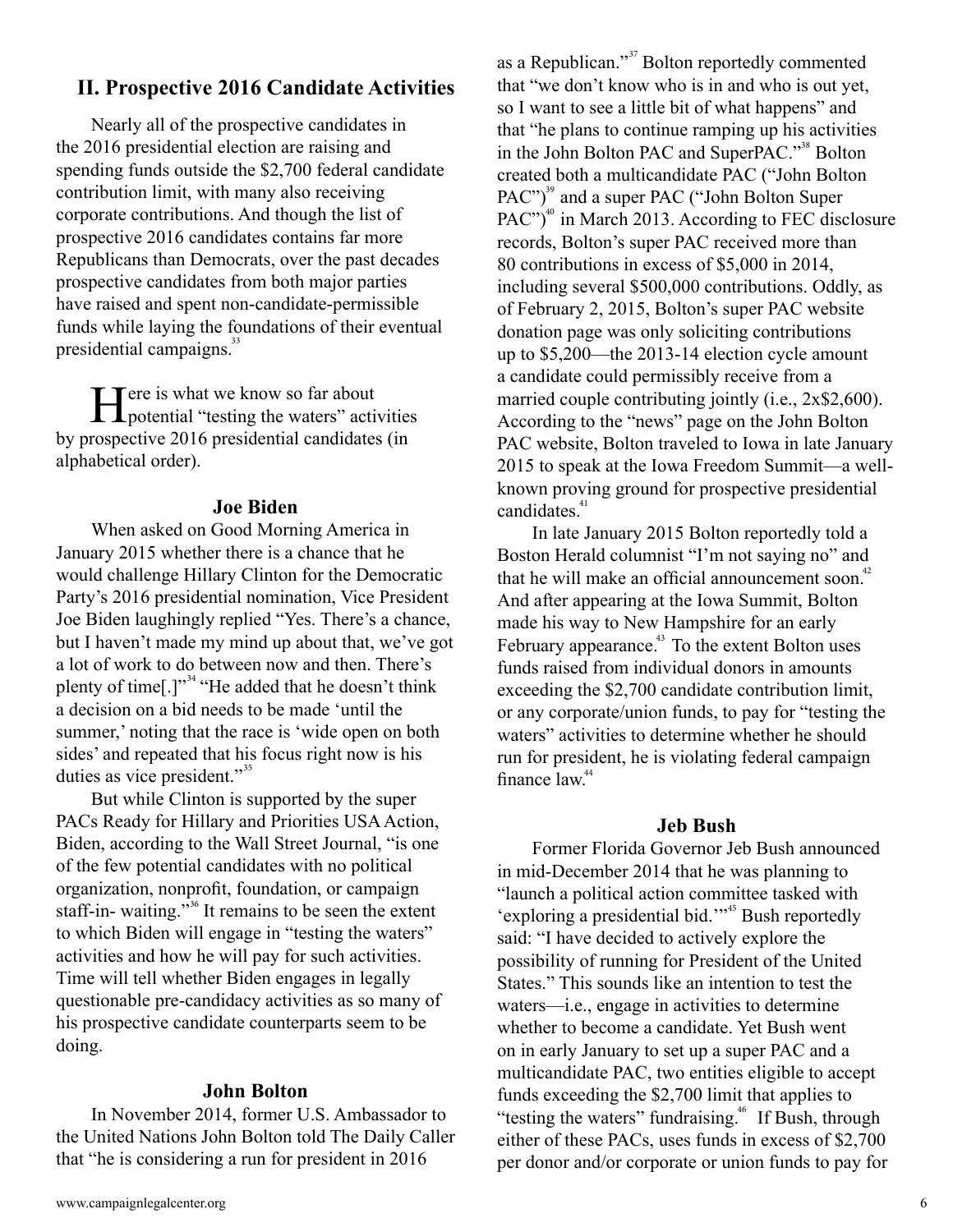## II. Prospective 2016 Candidate Activities

Nearly all of the prospective candidates in the 2016 presidential election are raising and spending funds outside the $2,700 federal candidate contribution limit, with many also receiving corporate contributions. And though the list of prospective 2016 candidates contains far more Republicans than Democrats, over the past decades prospective candidates from both major parties have raised and spent non-candidate-permissible funds while laying the foundations of their eventual presidential campaigns.[33]

Here is what we know so far about potential "testing the waters" activities by prospective 2016 presidential candidates (in alphabetical order).

### Joe Biden

When asked on Good Morning America in January 2015 whether there is a chance that he would challenge Hillary Clinton for the Democratic Party's 2016 presidential nomination, Vice President Joe Biden laughingly replied "Yes. There's a chance, but I haven't made my mind up about that, we've got a lot of work to do between now and then. There's plenty of time[.]"[34] "He added that he doesn't think a decision on a bid needs to be made 'until the summer,' noting that the race is 'wide open on both sides' and repeated that his focus right now is his duties as vice president."[35]

But while Clinton is supported by the super PACs Ready for Hillary and Priorities USA Action, Biden, according to the Wall Street Journal, "is one of the few potential candidates with no political organization, nonprofit, foundation, or campaign staff-in- waiting."[36] It remains to be seen the extent to which Biden will engage in "testing the waters" activities and how he will pay for such activities. Time will tell whether Biden engages in legally questionable pre-candidacy activities as so many of his prospective candidate counterparts seem to be doing.

### John Bolton

In November 2014, former U.S. Ambassador to the United Nations John Bolton told The Daily Caller that "he is considering a run for president in 2016 as a Republican."[37] Bolton reportedly commented that "we don't know who is in and who is out yet, so I want to see a little bit of what happens" and that "he plans to continue ramping up his activities in the John Bolton PAC and SuperPAC."[38] Bolton created both a multicandidate PAC ("John Bolton PAC")[39] and a super PAC ("John Bolton Super PAC")[40] in March 2013. According to FEC disclosure records, Bolton's super PAC received more than 80 contributions in excess of $5,000 in 2014, including several $500,000 contributions. Oddly, as of February 2, 2015, Bolton's super PAC website donation page was only soliciting contributions up to $5,200—the 2013-14 election cycle amount a candidate could permissibly receive from a married couple contributing jointly (i.e., 2x$2,600). According to the "news" page on the John Bolton PAC website, Bolton traveled to Iowa in late January 2015 to speak at the Iowa Freedom Summit—a well-known proving ground for prospective presidential candidates.[41]

In late January 2015 Bolton reportedly told a Boston Herald columnist "I'm not saying no" and that he will make an official announcement soon.[42] And after appearing at the Iowa Summit, Bolton made his way to New Hampshire for an early February appearance.[43] To the extent Bolton uses funds raised from individual donors in amounts exceeding the $2,700 candidate contribution limit, or any corporate/union funds, to pay for "testing the waters" activities to determine whether he should run for president, he is violating federal campaign finance law.[44]

### Jeb Bush

Former Florida Governor Jeb Bush announced in mid-December 2014 that he was planning to "launch a political action committee tasked with 'exploring a presidential bid.'"[45] Bush reportedly said: "I have decided to actively explore the possibility of running for President of the United States." This sounds like an intention to test the waters—i.e., engage in activities to determine whether to become a candidate. Yet Bush went on in early January to set up a super PAC and a multicandidate PAC, two entities eligible to accept funds exceeding the $2,700 limit that applies to "testing the waters" fundraising.[46] If Bush, through either of these PACs, uses funds in excess of $2,700 per donor and/or corporate or union funds to pay for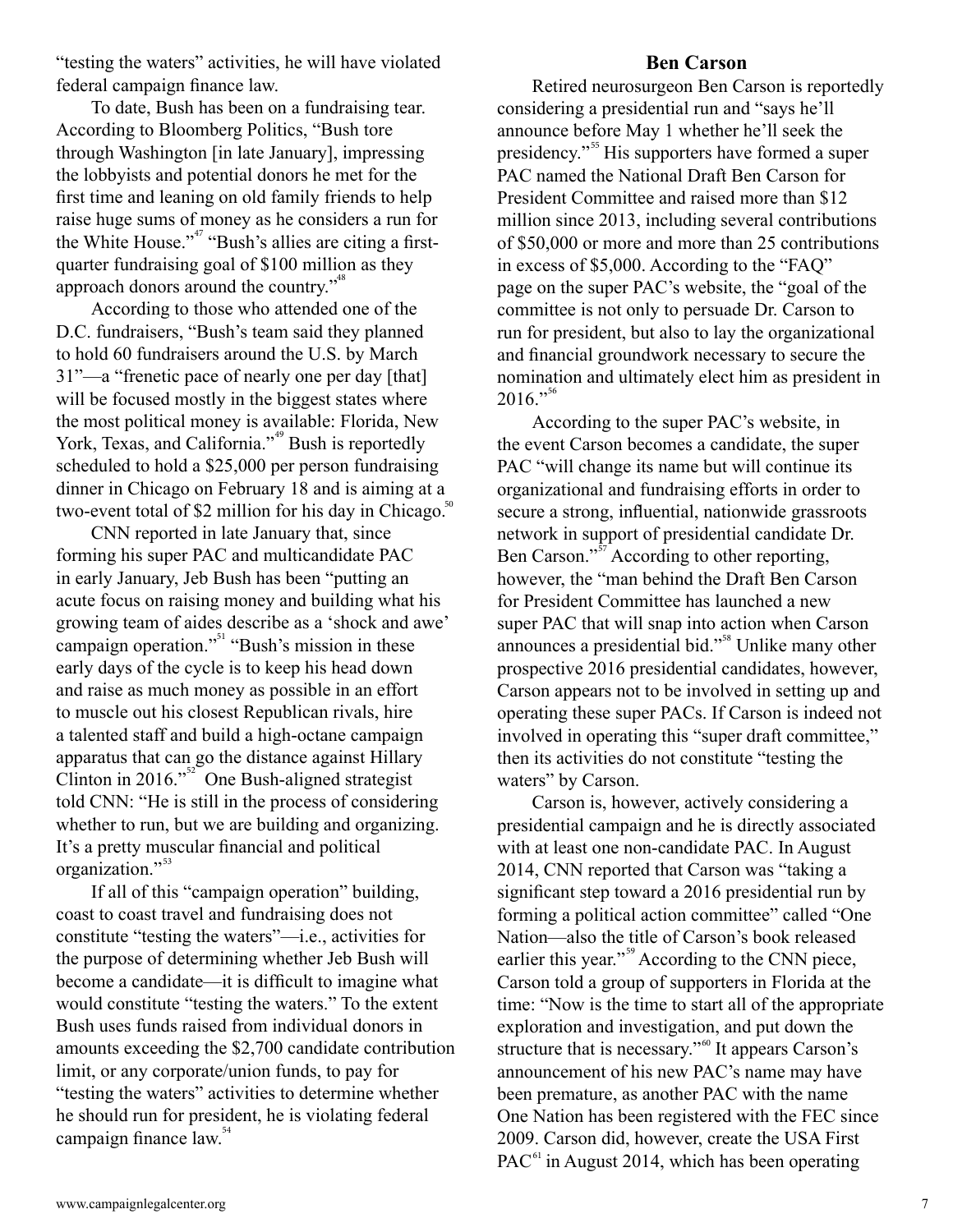"testing the waters" activities, he will have violated federal campaign finance law.

To date, Bush has been on a fundraising tear. According to Bloomberg Politics, "Bush tore through Washington [in late January], impressing the lobbyists and potential donors he met for the first time and leaning on old family friends to help raise huge sums of money as he considers a run for the White House."[47] "Bush's allies are citing a first-quarter fundraising goal of $100 million as they approach donors around the country."[48]

According to those who attended one of the D.C. fundraisers, "Bush's team said they planned to hold 60 fundraisers around the U.S. by March 31"—a "frenetic pace of nearly one per day [that] will be focused mostly in the biggest states where the most political money is available: Florida, New York, Texas, and California."[49] Bush is reportedly scheduled to hold a $25,000 per person fundraising dinner in Chicago on February 18 and is aiming at a two-event total of $2 million for his day in Chicago.[50]

CNN reported in late January that, since forming his super PAC and multicandidate PAC in early January, Jeb Bush has been "putting an acute focus on raising money and building what his growing team of aides describe as a 'shock and awe' campaign operation."[51] "Bush's mission in these early days of the cycle is to keep his head down and raise as much money as possible in an effort to muscle out his closest Republican rivals, hire a talented staff and build a high-octane campaign apparatus that can go the distance against Hillary Clinton in 2016."[52] One Bush-aligned strategist told CNN: "He is still in the process of considering whether to run, but we are building and organizing. It's a pretty muscular financial and political organization."[53]

If all of this "campaign operation" building, coast to coast travel and fundraising does not constitute "testing the waters"—i.e., activities for the purpose of determining whether Jeb Bush will become a candidate—it is difficult to imagine what would constitute "testing the waters." To the extent Bush uses funds raised from individual donors in amounts exceeding the $2,700 candidate contribution limit, or any corporate/union funds, to pay for "testing the waters" activities to determine whether he should run for president, he is violating federal campaign finance law.[54]

## Ben Carson

Retired neurosurgeon Ben Carson is reportedly considering a presidential run and "says he'll announce before May 1 whether he'll seek the presidency."[55] His supporters have formed a super PAC named the National Draft Ben Carson for President Committee and raised more than $12 million since 2013, including several contributions of $50,000 or more and more than 25 contributions in excess of $5,000. According to the "FAQ" page on the super PAC's website, the "goal of the committee is not only to persuade Dr. Carson to run for president, but also to lay the organizational and financial groundwork necessary to secure the nomination and ultimately elect him as president in 2016."[56]

According to the super PAC's website, in the event Carson becomes a candidate, the super PAC "will change its name but will continue its organizational and fundraising efforts in order to secure a strong, influential, nationwide grassroots network in support of presidential candidate Dr. Ben Carson."[57] According to other reporting, however, the "man behind the Draft Ben Carson for President Committee has launched a new super PAC that will snap into action when Carson announces a presidential bid."[58] Unlike many other prospective 2016 presidential candidates, however, Carson appears not to be involved in setting up and operating these super PACs. If Carson is indeed not involved in operating this "super draft committee," then its activities do not constitute "testing the waters" by Carson.

Carson is, however, actively considering a presidential campaign and he is directly associated with at least one non-candidate PAC. In August 2014, CNN reported that Carson was "taking a significant step toward a 2016 presidential run by forming a political action committee" called "One Nation—also the title of Carson's book released earlier this year."[59] According to the CNN piece, Carson told a group of supporters in Florida at the time: "Now is the time to start all of the appropriate exploration and investigation, and put down the structure that is necessary."[60] It appears Carson's announcement of his new PAC's name may have been premature, as another PAC with the name One Nation has been registered with the FEC since 2009. Carson did, however, create the USA First PAC[61] in August 2014, which has been operating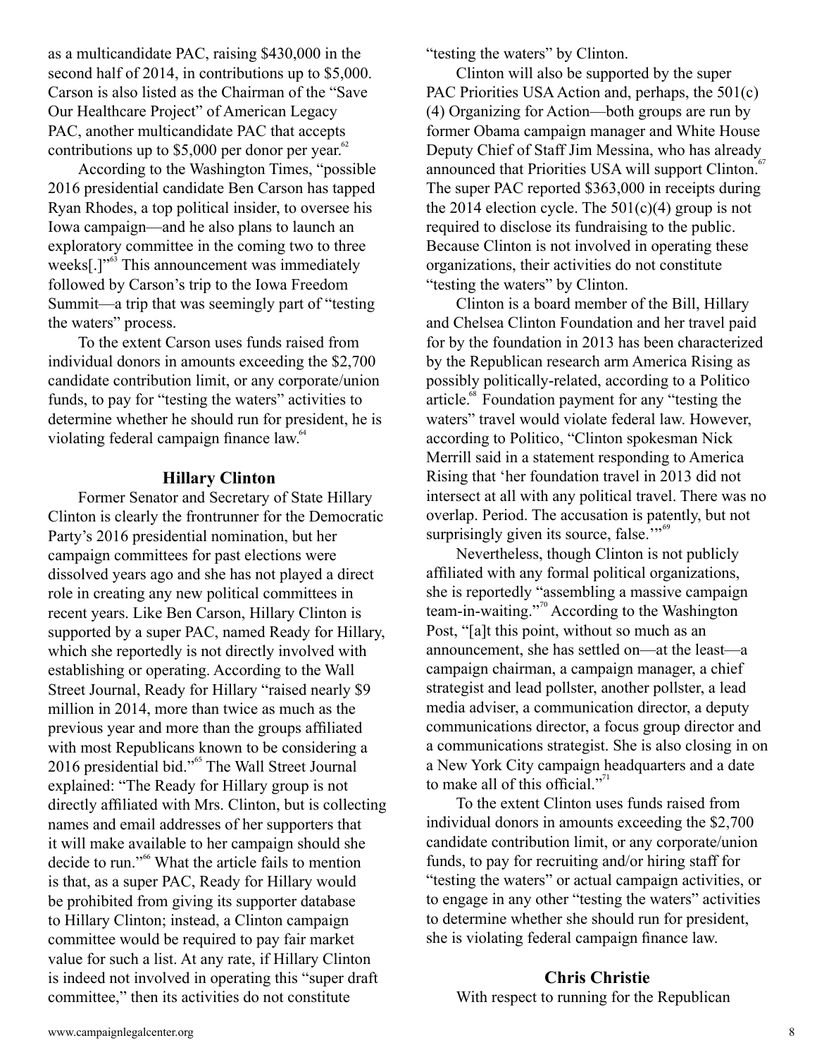as a multicandidate PAC, raising $430,000 in the second half of 2014, in contributions up to $5,000. Carson is also listed as the Chairman of the "Save Our Healthcare Project" of American Legacy PAC, another multicandidate PAC that accepts contributions up to $5,000 per donor per year.[62]

According to the Washington Times, "possible 2016 presidential candidate Ben Carson has tapped Ryan Rhodes, a top political insider, to oversee his Iowa campaign—and he also plans to launch an exploratory committee in the coming two to three weeks[.]"[63] This announcement was immediately followed by Carson's trip to the Iowa Freedom Summit—a trip that was seemingly part of "testing the waters" process.

To the extent Carson uses funds raised from individual donors in amounts exceeding the $2,700 candidate contribution limit, or any corporate/union funds, to pay for "testing the waters" activities to determine whether he should run for president, he is violating federal campaign finance law.[64]

## Hillary Clinton

Former Senator and Secretary of State Hillary Clinton is clearly the frontrunner for the Democratic Party's 2016 presidential nomination, but her campaign committees for past elections were dissolved years ago and she has not played a direct role in creating any new political committees in recent years. Like Ben Carson, Hillary Clinton is supported by a super PAC, named Ready for Hillary, which she reportedly is not directly involved with establishing or operating. According to the Wall Street Journal, Ready for Hillary "raised nearly $9 million in 2014, more than twice as much as the previous year and more than the groups affiliated with most Republicans known to be considering a 2016 presidential bid."[65] The Wall Street Journal explained: "The Ready for Hillary group is not directly affiliated with Mrs. Clinton, but is collecting names and email addresses of her supporters that it will make available to her campaign should she decide to run."[66] What the article fails to mention is that, as a super PAC, Ready for Hillary would be prohibited from giving its supporter database to Hillary Clinton; instead, a Clinton campaign committee would be required to pay fair market value for such a list. At any rate, if Hillary Clinton is indeed not involved in operating this "super draft committee," then its activities do not constitute "testing the waters" by Clinton.

Clinton will also be supported by the super PAC Priorities USA Action and, perhaps, the 501(c)(4) Organizing for Action—both groups are run by former Obama campaign manager and White House Deputy Chief of Staff Jim Messina, who has already announced that Priorities USA will support Clinton.[67] The super PAC reported $363,000 in receipts during the 2014 election cycle. The 501(c)(4) group is not required to disclose its fundraising to the public. Because Clinton is not involved in operating these organizations, their activities do not constitute "testing the waters" by Clinton.

Clinton is a board member of the Bill, Hillary and Chelsea Clinton Foundation and her travel paid for by the foundation in 2013 has been characterized by the Republican research arm America Rising as possibly politically-related, according to a Politico article.[68] Foundation payment for any "testing the waters" travel would violate federal law. However, according to Politico, "Clinton spokesman Nick Merrill said in a statement responding to America Rising that 'her foundation travel in 2013 did not intersect at all with any political travel. There was no overlap. Period. The accusation is patently, but not surprisingly given its source, false.'"[69]

Nevertheless, though Clinton is not publicly affiliated with any formal political organizations, she is reportedly "assembling a massive campaign team-in-waiting."[70] According to the Washington Post, "[a]t this point, without so much as an announcement, she has settled on—at the least—a campaign chairman, a campaign manager, a chief strategist and lead pollster, another pollster, a lead media adviser, a communication director, a deputy communications director, a focus group director and a communications strategist. She is also closing in on a New York City campaign headquarters and a date to make all of this official."[71]

To the extent Clinton uses funds raised from individual donors in amounts exceeding the $2,700 candidate contribution limit, or any corporate/union funds, to pay for recruiting and/or hiring staff for "testing the waters" or actual campaign activities, or to engage in any other "testing the waters" activities to determine whether she should run for president, she is violating federal campaign finance law.

## Chris Christie

With respect to running for the Republican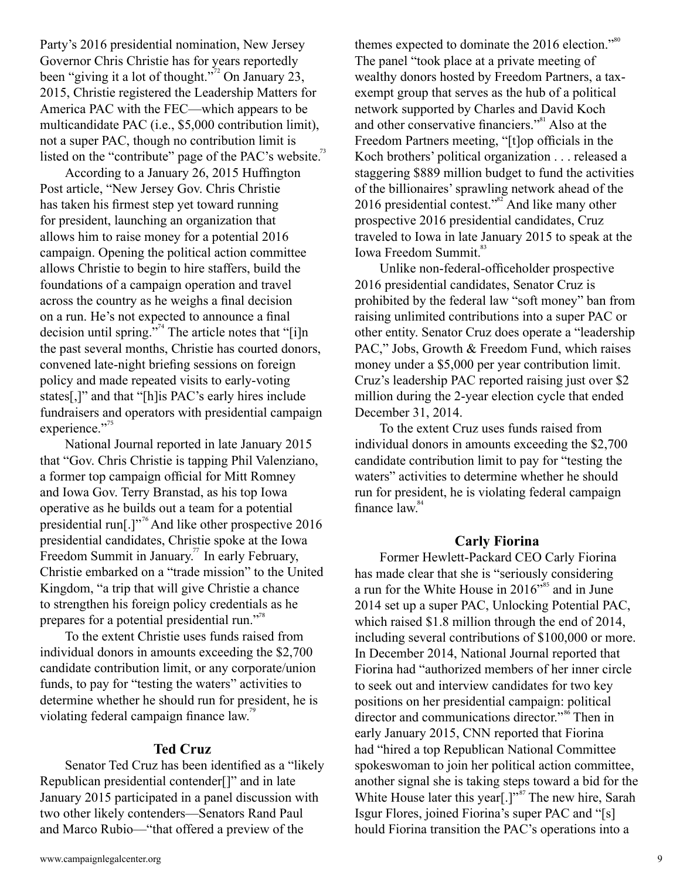Party's 2016 presidential nomination, New Jersey Governor Chris Christie has for years reportedly been "giving it a lot of thought."[72] On January 23, 2015, Christie registered the Leadership Matters for America PAC with the FEC—which appears to be multicandidate PAC (i.e., $5,000 contribution limit), not a super PAC, though no contribution limit is listed on the "contribute" page of the PAC's website.[73]

According to a January 26, 2015 Huffington Post article, "New Jersey Gov. Chris Christie has taken his firmest step yet toward running for president, launching an organization that allows him to raise money for a potential 2016 campaign. Opening the political action committee allows Christie to begin to hire staffers, build the foundations of a campaign operation and travel across the country as he weighs a final decision on a run. He's not expected to announce a final decision until spring."[74] The article notes that "[i]n the past several months, Christie has courted donors, convened late-night briefing sessions on foreign policy and made repeated visits to early-voting states[,]" and that "[h]is PAC's early hires include fundraisers and operators with presidential campaign experience."[75]

National Journal reported in late January 2015 that "Gov. Chris Christie is tapping Phil Valenziano, a former top campaign official for Mitt Romney and Iowa Gov. Terry Branstad, as his top Iowa operative as he builds out a team for a potential presidential run[.]"[76] And like other prospective 2016 presidential candidates, Christie spoke at the Iowa Freedom Summit in January.[77] In early February, Christie embarked on a "trade mission" to the United Kingdom, "a trip that will give Christie a chance to strengthen his foreign policy credentials as he prepares for a potential presidential run."[78]

To the extent Christie uses funds raised from individual donors in amounts exceeding the $2,700 candidate contribution limit, or any corporate/union funds, to pay for "testing the waters" activities to determine whether he should run for president, he is violating federal campaign finance law.[79]

### Ted Cruz

Senator Ted Cruz has been identified as a "likely Republican presidential contender[]" and in late January 2015 participated in a panel discussion with two other likely contenders—Senators Rand Paul and Marco Rubio—"that offered a preview of the themes expected to dominate the 2016 election."[80] The panel "took place at a private meeting of wealthy donors hosted by Freedom Partners, a tax-exempt group that serves as the hub of a political network supported by Charles and David Koch and other conservative financiers."[81] Also at the Freedom Partners meeting, "[t]op officials in the Koch brothers' political organization . . . released a staggering $889 million budget to fund the activities of the billionaires' sprawling network ahead of the 2016 presidential contest."[82] And like many other prospective 2016 presidential candidates, Cruz traveled to Iowa in late January 2015 to speak at the Iowa Freedom Summit.[83]

Unlike non-federal-officeholder prospective 2016 presidential candidates, Senator Cruz is prohibited by the federal law "soft money" ban from raising unlimited contributions into a super PAC or other entity. Senator Cruz does operate a "leadership PAC," Jobs, Growth & Freedom Fund, which raises money under a $5,000 per year contribution limit. Cruz's leadership PAC reported raising just over $2 million during the 2-year election cycle that ended December 31, 2014.

To the extent Cruz uses funds raised from individual donors in amounts exceeding the $2,700 candidate contribution limit to pay for "testing the waters" activities to determine whether he should run for president, he is violating federal campaign finance law.[84]

### Carly Fiorina

Former Hewlett-Packard CEO Carly Fiorina has made clear that she is "seriously considering a run for the White House in 2016"[85] and in June 2014 set up a super PAC, Unlocking Potential PAC, which raised $1.8 million through the end of 2014, including several contributions of $100,000 or more. In December 2014, National Journal reported that Fiorina had "authorized members of her inner circle to seek out and interview candidates for two key positions on her presidential campaign: political director and communications director."[86] Then in early January 2015, CNN reported that Fiorina had "hired a top Republican National Committee spokeswoman to join her political action committee, another signal she is taking steps toward a bid for the White House later this year[.]"[87] The new hire, Sarah Isgur Flores, joined Fiorina's super PAC and "[s]hould Fiorina transition the PAC's operations into a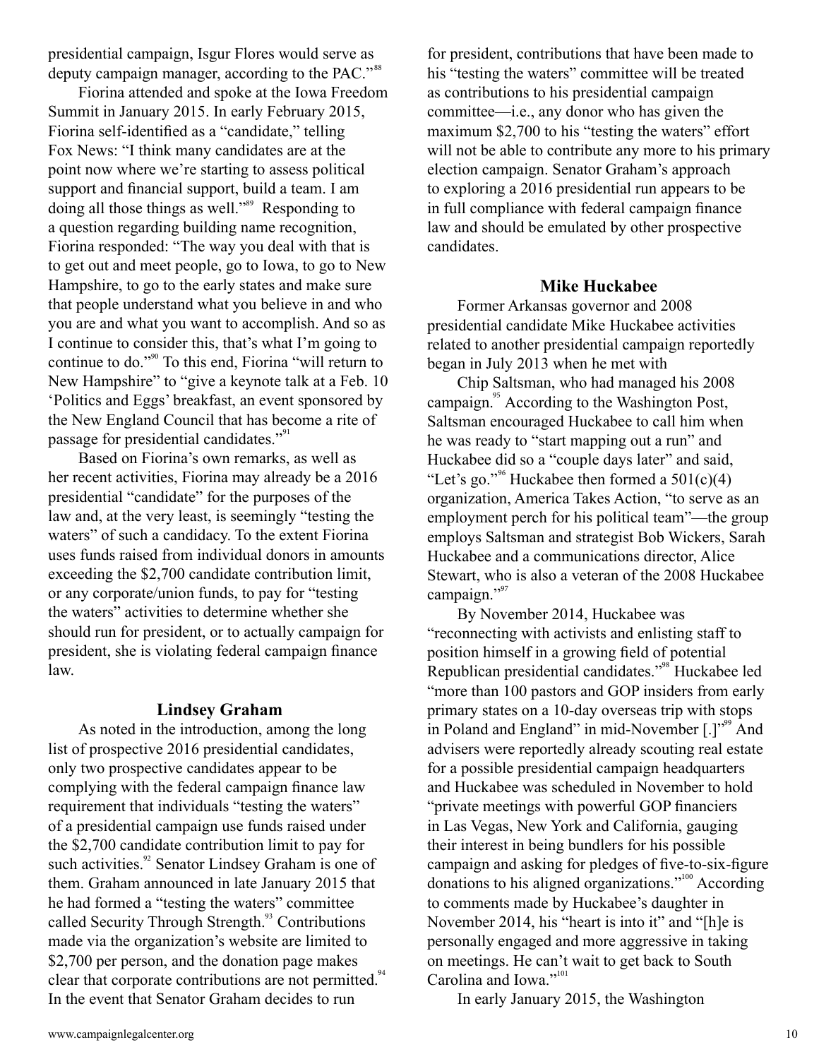presidential campaign, Isgur Flores would serve as deputy campaign manager, according to the PAC."[88]

Fiorina attended and spoke at the Iowa Freedom Summit in January 2015. In early February 2015, Fiorina self-identified as a "candidate," telling Fox News: "I think many candidates are at the point now where we're starting to assess political support and financial support, build a team. I am doing all those things as well."[89] Responding to a question regarding building name recognition, Fiorina responded: "The way you deal with that is to get out and meet people, go to Iowa, to go to New Hampshire, to go to the early states and make sure that people understand what you believe in and who you are and what you want to accomplish. And so as I continue to consider this, that's what I'm going to continue to do."[90] To this end, Fiorina "will return to New Hampshire" to "give a keynote talk at a Feb. 10 'Politics and Eggs' breakfast, an event sponsored by the New England Council that has become a rite of passage for presidential candidates."[91]

Based on Fiorina's own remarks, as well as her recent activities, Fiorina may already be a 2016 presidential "candidate" for the purposes of the law and, at the very least, is seemingly "testing the waters" of such a candidacy. To the extent Fiorina uses funds raised from individual donors in amounts exceeding the $2,700 candidate contribution limit, or any corporate/union funds, to pay for "testing the waters" activities to determine whether she should run for president, or to actually campaign for president, she is violating federal campaign finance law.

## Lindsey Graham

As noted in the introduction, among the long list of prospective 2016 presidential candidates, only two prospective candidates appear to be complying with the federal campaign finance law requirement that individuals "testing the waters" of a presidential campaign use funds raised under the $2,700 candidate contribution limit to pay for such activities.[92] Senator Lindsey Graham is one of them. Graham announced in late January 2015 that he had formed a "testing the waters" committee called Security Through Strength.[93] Contributions made via the organization's website are limited to $2,700 per person, and the donation page makes clear that corporate contributions are not permitted.[94] In the event that Senator Graham decides to run for president, contributions that have been made to his "testing the waters" committee will be treated as contributions to his presidential campaign committee—i.e., any donor who has given the maximum $2,700 to his "testing the waters" effort will not be able to contribute any more to his primary election campaign. Senator Graham's approach to exploring a 2016 presidential run appears to be in full compliance with federal campaign finance law and should be emulated by other prospective candidates.

## Mike Huckabee

Former Arkansas governor and 2008 presidential candidate Mike Huckabee activities related to another presidential campaign reportedly began in July 2013 when he met with

Chip Saltsman, who had managed his 2008 campaign.[95] According to the Washington Post, Saltsman encouraged Huckabee to call him when he was ready to "start mapping out a run" and Huckabee did so a "couple days later" and said, "Let's go."[96] Huckabee then formed a 501(c)(4) organization, America Takes Action, "to serve as an employment perch for his political team"—the group employs Saltsman and strategist Bob Wickers, Sarah Huckabee and a communications director, Alice Stewart, who is also a veteran of the 2008 Huckabee campaign."[97]

By November 2014, Huckabee was "reconnecting with activists and enlisting staff to position himself in a growing field of potential Republican presidential candidates."[98] Huckabee led "more than 100 pastors and GOP insiders from early primary states on a 10-day overseas trip with stops in Poland and England" in mid-November [.]"[99] And advisers were reportedly already scouting real estate for a possible presidential campaign headquarters and Huckabee was scheduled in November to hold "private meetings with powerful GOP financiers in Las Vegas, New York and California, gauging their interest in being bundlers for his possible campaign and asking for pledges of five-to-six-figure donations to his aligned organizations."[100] According to comments made by Huckabee's daughter in November 2014, his "heart is into it" and "[h]e is personally engaged and more aggressive in taking on meetings. He can't wait to get back to South Carolina and Iowa."[101]

In early January 2015, the Washington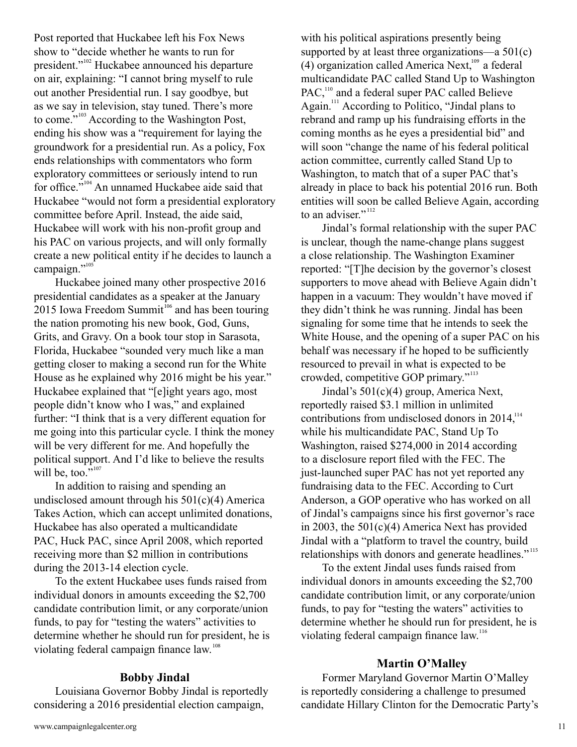Post reported that Huckabee left his Fox News show to "decide whether he wants to run for president."[102] Huckabee announced his departure on air, explaining: "I cannot bring myself to rule out another Presidential run. I say goodbye, but as we say in television, stay tuned. There's more to come."[103] According to the Washington Post, ending his show was a "requirement for laying the groundwork for a presidential run. As a policy, Fox ends relationships with commentators who form exploratory committees or seriously intend to run for office."[104] An unnamed Huckabee aide said that Huckabee "would not form a presidential exploratory committee before April. Instead, the aide said, Huckabee will work with his non-profit group and his PAC on various projects, and will only formally create a new political entity if he decides to launch a campaign."[105]

Huckabee joined many other prospective 2016 presidential candidates as a speaker at the January 2015 Iowa Freedom Summit[106] and has been touring the nation promoting his new book, God, Guns, Grits, and Gravy. On a book tour stop in Sarasota, Florida, Huckabee "sounded very much like a man getting closer to making a second run for the White House as he explained why 2016 might be his year." Huckabee explained that "[e]ight years ago, most people didn't know who I was," and explained further: "I think that is a very different equation for me going into this particular cycle. I think the money will be very different for me. And hopefully the political support. And I'd like to believe the results will be, too."[107]

In addition to raising and spending an undisclosed amount through his 501(c)(4) America Takes Action, which can accept unlimited donations, Huckabee has also operated a multicandidate PAC, Huck PAC, since April 2008, which reported receiving more than $2 million in contributions during the 2013-14 election cycle.

To the extent Huckabee uses funds raised from individual donors in amounts exceeding the $2,700 candidate contribution limit, or any corporate/union funds, to pay for "testing the waters" activities to determine whether he should run for president, he is violating federal campaign finance law.[108]

### Bobby Jindal

Louisiana Governor Bobby Jindal is reportedly considering a 2016 presidential election campaign, with his political aspirations presently being supported by at least three organizations—a 501(c)(4) organization called America Next,[109] a federal multicandidate PAC called Stand Up to Washington PAC,[110] and a federal super PAC called Believe Again.[111] According to Politico, "Jindal plans to rebrand and ramp up his fundraising efforts in the coming months as he eyes a presidential bid" and will soon "change the name of his federal political action committee, currently called Stand Up to Washington, to match that of a super PAC that's already in place to back his potential 2016 run. Both entities will soon be called Believe Again, according to an adviser."[112]

Jindal's formal relationship with the super PAC is unclear, though the name-change plans suggest a close relationship. The Washington Examiner reported: "[T]he decision by the governor's closest supporters to move ahead with Believe Again didn't happen in a vacuum: They wouldn't have moved if they didn't think he was running. Jindal has been signaling for some time that he intends to seek the White House, and the opening of a super PAC on his behalf was necessary if he hoped to be sufficiently resourced to prevail in what is expected to be crowded, competitive GOP primary."[113]

Jindal's 501(c)(4) group, America Next, reportedly raised $3.1 million in unlimited contributions from undisclosed donors in 2014,[114] while his multicandidate PAC, Stand Up To Washington, raised $274,000 in 2014 according to a disclosure report filed with the FEC. The just-launched super PAC has not yet reported any fundraising data to the FEC. According to Curt Anderson, a GOP operative who has worked on all of Jindal's campaigns since his first governor's race in 2003, the 501(c)(4) America Next has provided Jindal with a "platform to travel the country, build relationships with donors and generate headlines."[115]

To the extent Jindal uses funds raised from individual donors in amounts exceeding the $2,700 candidate contribution limit, or any corporate/union funds, to pay for "testing the waters" activities to determine whether he should run for president, he is violating federal campaign finance law.[116]

### Martin O'Malley

Former Maryland Governor Martin O'Malley is reportedly considering a challenge to presumed candidate Hillary Clinton for the Democratic Party's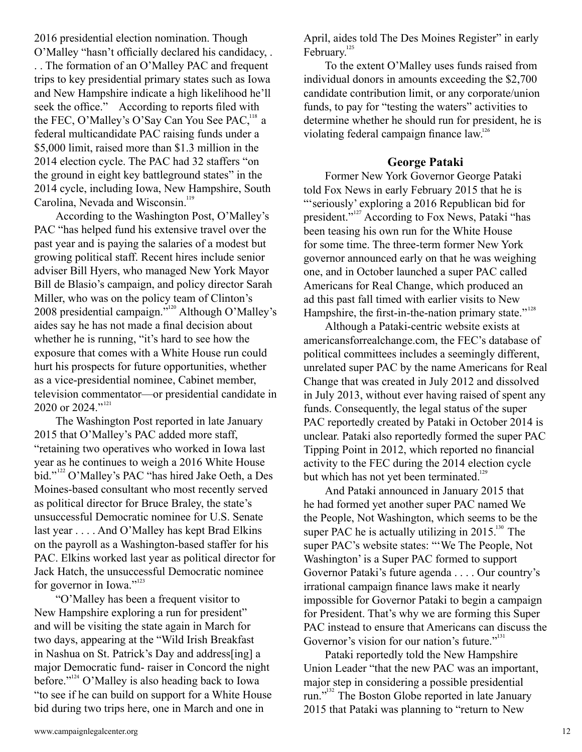2016 presidential election nomination. Though O'Malley "hasn't officially declared his candidacy, . . . The formation of an O'Malley PAC and frequent trips to key presidential primary states such as Iowa and New Hampshire indicate a high likelihood he'll seek the office." According to reports filed with the FEC, O'Malley's O'Say Can You See PAC,[118] a federal multicandidate PAC raising funds under a $5,000 limit, raised more than $1.3 million in the 2014 election cycle. The PAC had 32 staffers "on the ground in eight key battleground states" in the 2014 cycle, including Iowa, New Hampshire, South Carolina, Nevada and Wisconsin.[119]

According to the Washington Post, O'Malley's PAC "has helped fund his extensive travel over the past year and is paying the salaries of a modest but growing political staff. Recent hires include senior adviser Bill Hyers, who managed New York Mayor Bill de Blasio's campaign, and policy director Sarah Miller, who was on the policy team of Clinton's 2008 presidential campaign."[120] Although O'Malley's aides say he has not made a final decision about whether he is running, "it's hard to see how the exposure that comes with a White House run could hurt his prospects for future opportunities, whether as a vice-presidential nominee, Cabinet member, television commentator—or presidential candidate in 2020 or 2024."[121]

The Washington Post reported in late January 2015 that O'Malley's PAC added more staff, "retaining two operatives who worked in Iowa last year as he continues to weigh a 2016 White House bid."[122] O'Malley's PAC "has hired Jake Oeth, a Des Moines-based consultant who most recently served as political director for Bruce Braley, the state's unsuccessful Democratic nominee for U.S. Senate last year . . . . And O'Malley has kept Brad Elkins on the payroll as a Washington-based staffer for his PAC. Elkins worked last year as political director for Jack Hatch, the unsuccessful Democratic nominee for governor in Iowa."[123]

"O'Malley has been a frequent visitor to New Hampshire exploring a run for president" and will be visiting the state again in March for two days, appearing at the "Wild Irish Breakfast in Nashua on St. Patrick's Day and address[ing] a major Democratic fund- raiser in Concord the night before."[124] O'Malley is also heading back to Iowa "to see if he can build on support for a White House bid during two trips here, one in March and one in April, aides told The Des Moines Register" in early February.[125]

To the extent O'Malley uses funds raised from individual donors in amounts exceeding the $2,700 candidate contribution limit, or any corporate/union funds, to pay for "testing the waters" activities to determine whether he should run for president, he is violating federal campaign finance law.[126]

## George Pataki

Former New York Governor George Pataki told Fox News in early February 2015 that he is "'seriously' exploring a 2016 Republican bid for president."[127] According to Fox News, Pataki "has been teasing his own run for the White House for some time. The three-term former New York governor announced early on that he was weighing one, and in October launched a super PAC called Americans for Real Change, which produced an ad this past fall timed with earlier visits to New Hampshire, the first-in-the-nation primary state."[128]

Although a Pataki-centric website exists at americansforrealchange.com, the FEC's database of political committees includes a seemingly different, unrelated super PAC by the name Americans for Real Change that was created in July 2012 and dissolved in July 2013, without ever having raised of spent any funds. Consequently, the legal status of the super PAC reportedly created by Pataki in October 2014 is unclear. Pataki also reportedly formed the super PAC Tipping Point in 2012, which reported no financial activity to the FEC during the 2014 election cycle but which has not yet been terminated.[129]

And Pataki announced in January 2015 that he had formed yet another super PAC named We the People, Not Washington, which seems to be the super PAC he is actually utilizing in 2015.[130] The super PAC's website states: "'We The People, Not Washington' is a Super PAC formed to support Governor Pataki's future agenda . . . . Our country's irrational campaign finance laws make it nearly impossible for Governor Pataki to begin a campaign for President. That's why we are forming this Super PAC instead to ensure that Americans can discuss the Governor's vision for our nation's future."[131]

Pataki reportedly told the New Hampshire Union Leader "that the new PAC was an important, major step in considering a possible presidential run."[132] The Boston Globe reported in late January 2015 that Pataki was planning to "return to New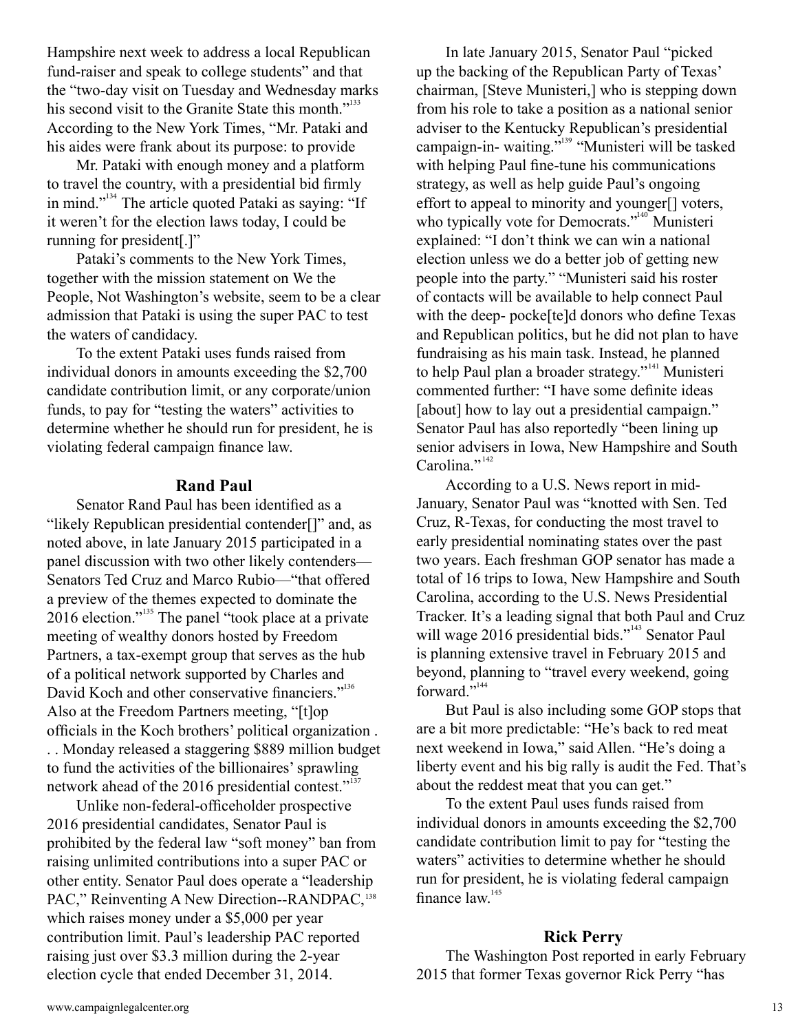Hampshire next week to address a local Republican fund-raiser and speak to college students" and that the "two-day visit on Tuesday and Wednesday marks his second visit to the Granite State this month."[133] According to the New York Times, "Mr. Pataki and his aides were frank about its purpose: to provide

Mr. Pataki with enough money and a platform to travel the country, with a presidential bid firmly in mind."[134] The article quoted Pataki as saying: "If it weren't for the election laws today, I could be running for president[.]"

Pataki's comments to the New York Times, together with the mission statement on We the People, Not Washington's website, seem to be a clear admission that Pataki is using the super PAC to test the waters of candidacy.

To the extent Pataki uses funds raised from individual donors in amounts exceeding the $2,700 candidate contribution limit, or any corporate/union funds, to pay for "testing the waters" activities to determine whether he should run for president, he is violating federal campaign finance law.

### Rand Paul

Senator Rand Paul has been identified as a "likely Republican presidential contender[]" and, as noted above, in late January 2015 participated in a panel discussion with two other likely contenders—Senators Ted Cruz and Marco Rubio—"that offered a preview of the themes expected to dominate the 2016 election."[135] The panel "took place at a private meeting of wealthy donors hosted by Freedom Partners, a tax-exempt group that serves as the hub of a political network supported by Charles and David Koch and other conservative financiers."[136] Also at the Freedom Partners meeting, "[t]op officials in the Koch brothers' political organization . . . Monday released a staggering $889 million budget to fund the activities of the billionaires' sprawling network ahead of the 2016 presidential contest."[137]

Unlike non-federal-officeholder prospective 2016 presidential candidates, Senator Paul is prohibited by the federal law "soft money" ban from raising unlimited contributions into a super PAC or other entity. Senator Paul does operate a "leadership PAC," Reinventing A New Direction--RANDPAC,[138] which raises money under a $5,000 per year contribution limit. Paul's leadership PAC reported raising just over $3.3 million during the 2-year election cycle that ended December 31, 2014.

In late January 2015, Senator Paul "picked up the backing of the Republican Party of Texas' chairman, [Steve Munisteri,] who is stepping down from his role to take a position as a national senior adviser to the Kentucky Republican's presidential campaign-in- waiting."[139] "Munisteri will be tasked with helping Paul fine-tune his communications strategy, as well as help guide Paul's ongoing effort to appeal to minority and younger[] voters, who typically vote for Democrats."[140] Munisteri explained: "I don't think we can win a national election unless we do a better job of getting new people into the party." "Munisteri said his roster of contacts will be available to help connect Paul with the deep- pocke[te]d donors who define Texas and Republican politics, but he did not plan to have fundraising as his main task. Instead, he planned to help Paul plan a broader strategy."[141] Munisteri commented further: "I have some definite ideas [about] how to lay out a presidential campaign." Senator Paul has also reportedly "been lining up senior advisers in Iowa, New Hampshire and South Carolina."[142]

According to a U.S. News report in mid-January, Senator Paul was "knotted with Sen. Ted Cruz, R-Texas, for conducting the most travel to early presidential nominating states over the past two years. Each freshman GOP senator has made a total of 16 trips to Iowa, New Hampshire and South Carolina, according to the U.S. News Presidential Tracker. It's a leading signal that both Paul and Cruz will wage 2016 presidential bids."[143] Senator Paul is planning extensive travel in February 2015 and beyond, planning to "travel every weekend, going forward."[144]

But Paul is also including some GOP stops that are a bit more predictable: "He's back to red meat next weekend in Iowa," said Allen. "He's doing a liberty event and his big rally is audit the Fed. That's about the reddest meat that you can get."

To the extent Paul uses funds raised from individual donors in amounts exceeding the $2,700 candidate contribution limit to pay for "testing the waters" activities to determine whether he should run for president, he is violating federal campaign finance law.[145]

### Rick Perry

The Washington Post reported in early February 2015 that former Texas governor Rick Perry "has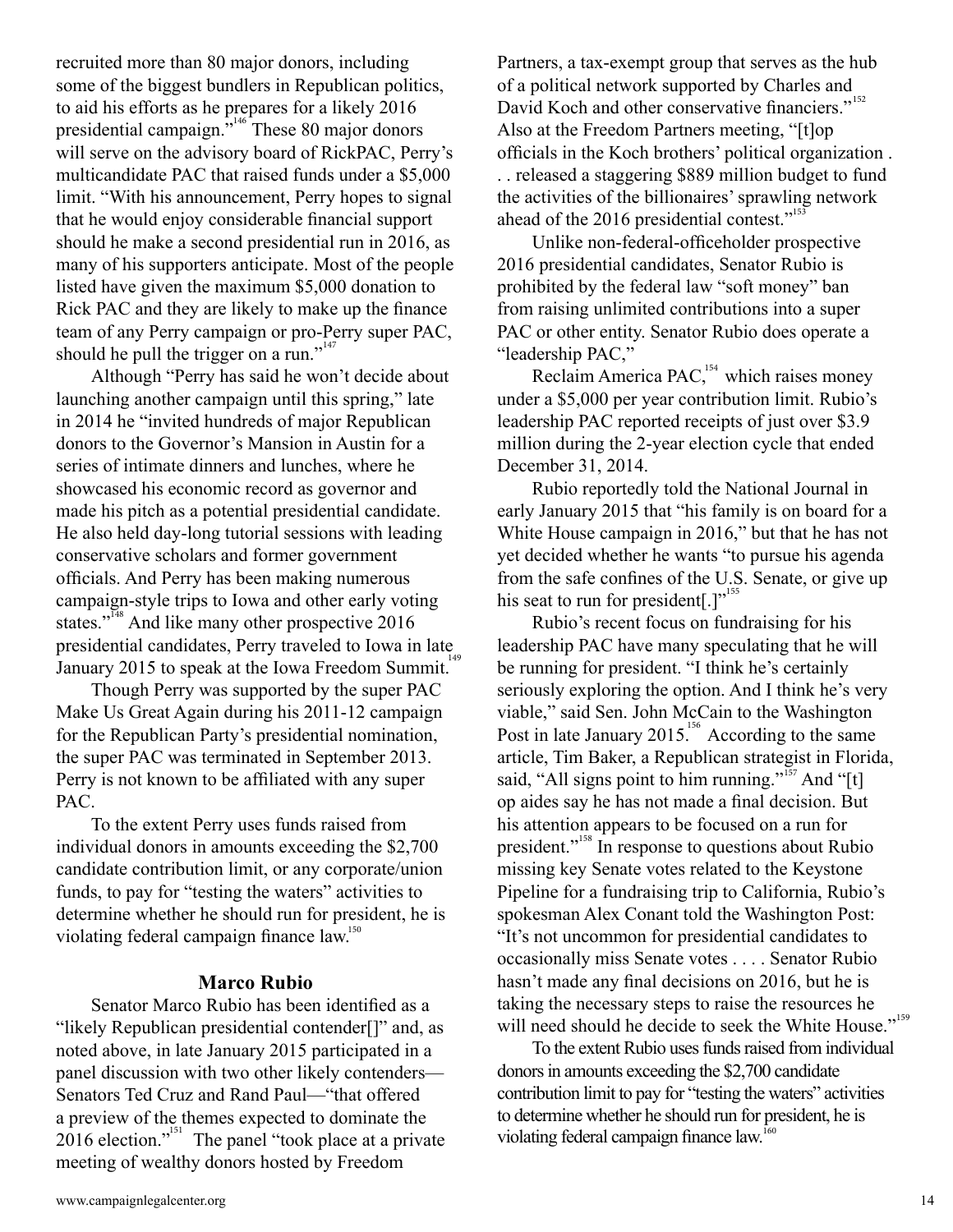recruited more than 80 major donors, including some of the biggest bundlers in Republican politics, to aid his efforts as he prepares for a likely 2016 presidential campaign."[146] These 80 major donors will serve on the advisory board of RickPAC, Perry's multicandidate PAC that raised funds under a $5,000 limit. "With his announcement, Perry hopes to signal that he would enjoy considerable financial support should he make a second presidential run in 2016, as many of his supporters anticipate. Most of the people listed have given the maximum $5,000 donation to Rick PAC and they are likely to make up the finance team of any Perry campaign or pro-Perry super PAC, should he pull the trigger on a run."[147]

Although "Perry has said he won't decide about launching another campaign until this spring," late in 2014 he "invited hundreds of major Republican donors to the Governor's Mansion in Austin for a series of intimate dinners and lunches, where he showcased his economic record as governor and made his pitch as a potential presidential candidate. He also held day-long tutorial sessions with leading conservative scholars and former government officials. And Perry has been making numerous campaign-style trips to Iowa and other early voting states."[148] And like many other prospective 2016 presidential candidates, Perry traveled to Iowa in late January 2015 to speak at the Iowa Freedom Summit.[149]

Though Perry was supported by the super PAC Make Us Great Again during his 2011-12 campaign for the Republican Party's presidential nomination, the super PAC was terminated in September 2013. Perry is not known to be affiliated with any super PAC.

To the extent Perry uses funds raised from individual donors in amounts exceeding the $2,700 candidate contribution limit, or any corporate/union funds, to pay for "testing the waters" activities to determine whether he should run for president, he is violating federal campaign finance law.[150]

## Marco Rubio

Senator Marco Rubio has been identified as a "likely Republican presidential contender[]" and, as noted above, in late January 2015 participated in a panel discussion with two other likely contenders—Senators Ted Cruz and Rand Paul—"that offered a preview of the themes expected to dominate the 2016 election."[151] The panel "took place at a private meeting of wealthy donors hosted by Freedom Partners, a tax-exempt group that serves as the hub of a political network supported by Charles and David Koch and other conservative financiers."[152] Also at the Freedom Partners meeting, "[t]op officials in the Koch brothers' political organization . . . released a staggering $889 million budget to fund the activities of the billionaires' sprawling network ahead of the 2016 presidential contest."[153]

Unlike non-federal-officeholder prospective 2016 presidential candidates, Senator Rubio is prohibited by the federal law "soft money" ban from raising unlimited contributions into a super PAC or other entity. Senator Rubio does operate a "leadership PAC,"

Reclaim America PAC,[154] which raises money under a $5,000 per year contribution limit. Rubio's leadership PAC reported receipts of just over $3.9 million during the 2-year election cycle that ended December 31, 2014.

Rubio reportedly told the National Journal in early January 2015 that "his family is on board for a White House campaign in 2016," but that he has not yet decided whether he wants "to pursue his agenda from the safe confines of the U.S. Senate, or give up his seat to run for president[.]"[155]

Rubio's recent focus on fundraising for his leadership PAC have many speculating that he will be running for president. "I think he's certainly seriously exploring the option. And I think he's very viable," said Sen. John McCain to the Washington Post in late January 2015.[156] According to the same article, Tim Baker, a Republican strategist in Florida, said, "All signs point to him running."[157] And "[t]op aides say he has not made a final decision. But his attention appears to be focused on a run for president."[158] In response to questions about Rubio missing key Senate votes related to the Keystone Pipeline for a fundraising trip to California, Rubio's spokesman Alex Conant told the Washington Post: "It's not uncommon for presidential candidates to occasionally miss Senate votes . . . . Senator Rubio hasn't made any final decisions on 2016, but he is taking the necessary steps to raise the resources he will need should he decide to seek the White House."[159]

To the extent Rubio uses funds raised from individual donors in amounts exceeding the $2,700 candidate contribution limit to pay for "testing the waters" activities to determine whether he should run for president, he is violating federal campaign finance law.[160]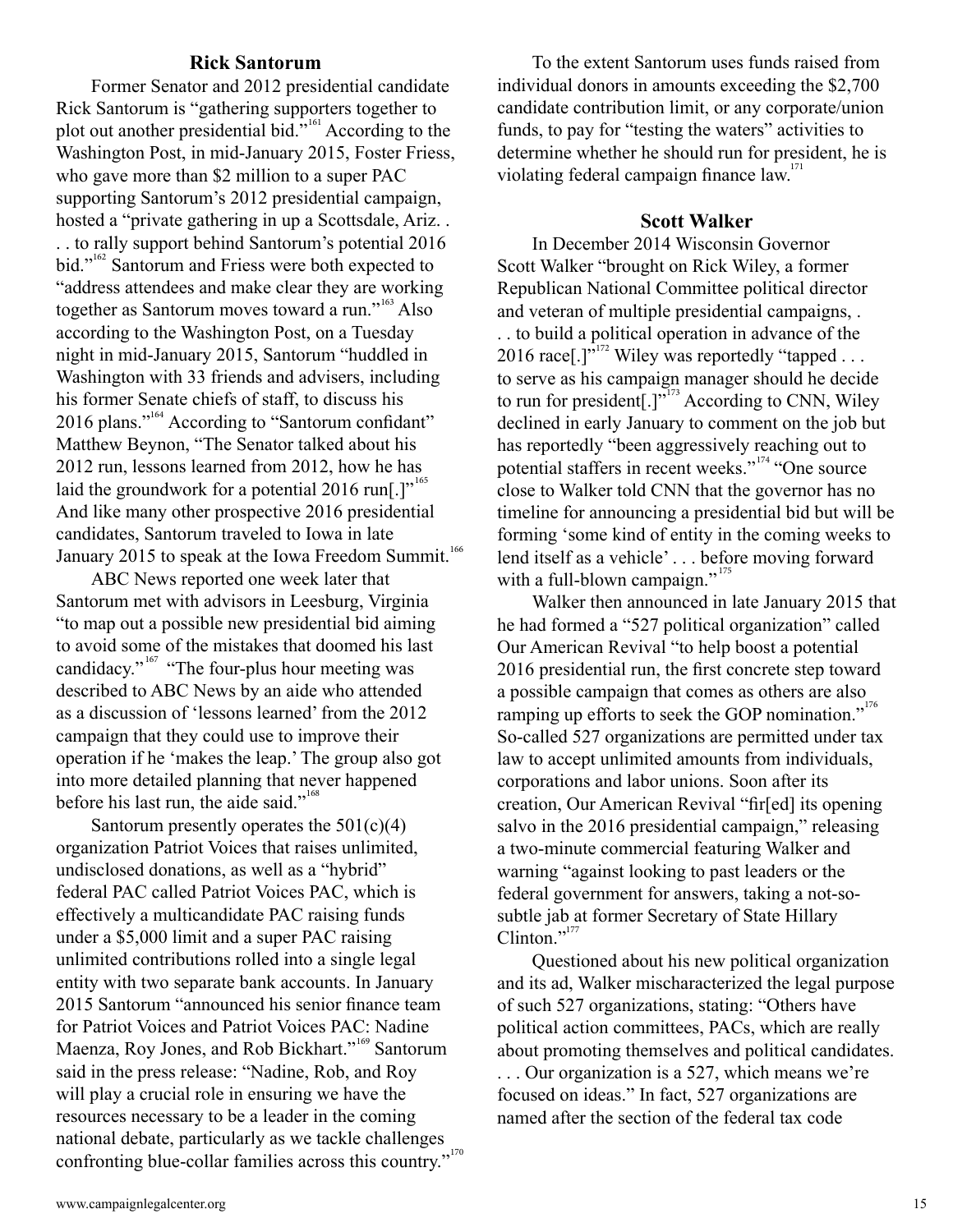### Rick Santorum

Former Senator and 2012 presidential candidate Rick Santorum is "gathering supporters together to plot out another presidential bid."[161] According to the Washington Post, in mid-January 2015, Foster Friess, who gave more than $2 million to a super PAC supporting Santorum's 2012 presidential campaign, hosted a "private gathering in up a Scottsdale, Ariz. . . . to rally support behind Santorum's potential 2016 bid."[162] Santorum and Friess were both expected to "address attendees and make clear they are working together as Santorum moves toward a run."[163] Also according to the Washington Post, on a Tuesday night in mid-January 2015, Santorum "huddled in Washington with 33 friends and advisers, including his former Senate chiefs of staff, to discuss his 2016 plans."[164] According to "Santorum confidant" Matthew Beynon, "The Senator talked about his 2012 run, lessons learned from 2012, how he has laid the groundwork for a potential 2016 run[.]"[165] And like many other prospective 2016 presidential candidates, Santorum traveled to Iowa in late January 2015 to speak at the Iowa Freedom Summit.[166]

ABC News reported one week later that Santorum met with advisors in Leesburg, Virginia "to map out a possible new presidential bid aiming to avoid some of the mistakes that doomed his last candidacy."[167] "The four-plus hour meeting was described to ABC News by an aide who attended as a discussion of 'lessons learned' from the 2012 campaign that they could use to improve their operation if he 'makes the leap.' The group also got into more detailed planning that never happened before his last run, the aide said."[168]

Santorum presently operates the 501(c)(4) organization Patriot Voices that raises unlimited, undisclosed donations, as well as a "hybrid" federal PAC called Patriot Voices PAC, which is effectively a multicandidate PAC raising funds under a $5,000 limit and a super PAC raising unlimited contributions rolled into a single legal entity with two separate bank accounts. In January 2015 Santorum "announced his senior finance team for Patriot Voices and Patriot Voices PAC: Nadine Maenza, Roy Jones, and Rob Bickhart."[169] Santorum said in the press release: "Nadine, Rob, and Roy will play a crucial role in ensuring we have the resources necessary to be a leader in the coming national debate, particularly as we tackle challenges confronting blue-collar families across this country."[170]

To the extent Santorum uses funds raised from individual donors in amounts exceeding the $2,700 candidate contribution limit, or any corporate/union funds, to pay for "testing the waters" activities to determine whether he should run for president, he is violating federal campaign finance law.[171]

### Scott Walker

In December 2014 Wisconsin Governor Scott Walker "brought on Rick Wiley, a former Republican National Committee political director and veteran of multiple presidential campaigns, . . . to build a political operation in advance of the 2016 race[.]"[172] Wiley was reportedly "tapped . . . to serve as his campaign manager should he decide to run for president[.]"[173] According to CNN, Wiley declined in early January to comment on the job but has reportedly "been aggressively reaching out to potential staffers in recent weeks."[174] "One source close to Walker told CNN that the governor has no timeline for announcing a presidential bid but will be forming 'some kind of entity in the coming weeks to lend itself as a vehicle' . . . before moving forward with a full-blown campaign."[175]

Walker then announced in late January 2015 that he had formed a "527 political organization" called Our American Revival "to help boost a potential 2016 presidential run, the first concrete step toward a possible campaign that comes as others are also ramping up efforts to seek the GOP nomination."[176] So-called 527 organizations are permitted under tax law to accept unlimited amounts from individuals, corporations and labor unions. Soon after its creation, Our American Revival "fir[ed] its opening salvo in the 2016 presidential campaign," releasing a two-minute commercial featuring Walker and warning "against looking to past leaders or the federal government for answers, taking a not-so-subtle jab at former Secretary of State Hillary Clinton."[177]

Questioned about his new political organization and its ad, Walker mischaracterized the legal purpose of such 527 organizations, stating: "Others have political action committees, PACs, which are really about promoting themselves and political candidates. . . . Our organization is a 527, which means we're focused on ideas." In fact, 527 organizations are named after the section of the federal tax code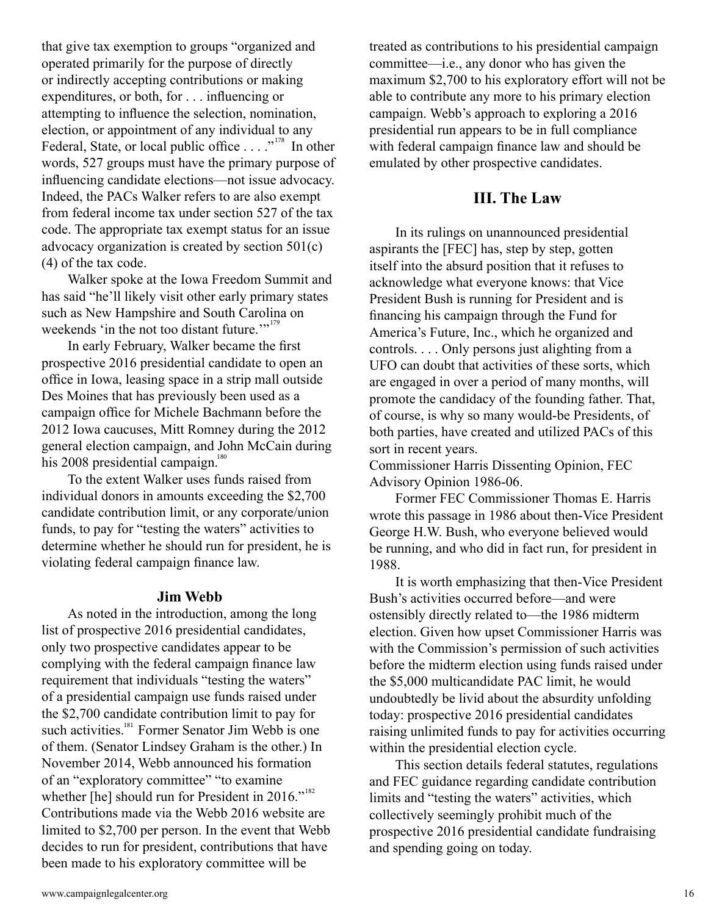that give tax exemption to groups "organized and operated primarily for the purpose of directly or indirectly accepting contributions or making expenditures, or both, for . . . influencing or attempting to influence the selection, nomination, election, or appointment of any individual to any Federal, State, or local public office . . . ."[178] In other words, 527 groups must have the primary purpose of influencing candidate elections—not issue advocacy. Indeed, the PACs Walker refers to are also exempt from federal income tax under section 527 of the tax code. The appropriate tax exempt status for an issue advocacy organization is created by section 501(c)(4) of the tax code.

Walker spoke at the Iowa Freedom Summit and has said "he'll likely visit other early primary states such as New Hampshire and South Carolina on weekends 'in the not too distant future.'"[179]

In early February, Walker became the first prospective 2016 presidential candidate to open an office in Iowa, leasing space in a strip mall outside Des Moines that has previously been used as a campaign office for Michele Bachmann before the 2012 Iowa caucuses, Mitt Romney during the 2012 general election campaign, and John McCain during his 2008 presidential campaign.[180]

To the extent Walker uses funds raised from individual donors in amounts exceeding the $2,700 candidate contribution limit, or any corporate/union funds, to pay for "testing the waters" activities to determine whether he should run for president, he is violating federal campaign finance law.

### Jim Webb

As noted in the introduction, among the long list of prospective 2016 presidential candidates, only two prospective candidates appear to be complying with the federal campaign finance law requirement that individuals "testing the waters" of a presidential campaign use funds raised under the $2,700 candidate contribution limit to pay for such activities.[181] Former Senator Jim Webb is one of them. (Senator Lindsey Graham is the other.) In November 2014, Webb announced his formation of an "exploratory committee" "to examine whether [he] should run for President in 2016."[182] Contributions made via the Webb 2016 website are limited to $2,700 per person. In the event that Webb decides to run for president, contributions that have been made to his exploratory committee will be treated as contributions to his presidential campaign committee—i.e., any donor who has given the maximum $2,700 to his exploratory effort will not be able to contribute any more to his primary election campaign. Webb's approach to exploring a 2016 presidential run appears to be in full compliance with federal campaign finance law and should be emulated by other prospective candidates.

## III. The Law

In its rulings on unannounced presidential aspirants the [FEC] has, step by step, gotten itself into the absurd position that it refuses to acknowledge what everyone knows: that Vice President Bush is running for President and is financing his campaign through the Fund for America's Future, Inc., which he organized and controls. . . . Only persons just alighting from a UFO can doubt that activities of these sorts, which are engaged in over a period of many months, will promote the candidacy of the founding father. That, of course, is why so many would-be Presidents, of both parties, have created and utilized PACs of this sort in recent years.
Commissioner Harris Dissenting Opinion, FEC Advisory Opinion 1986-06.

Former FEC Commissioner Thomas E. Harris wrote this passage in 1986 about then-Vice President George H.W. Bush, who everyone believed would be running, and who did in fact run, for president in 1988.

It is worth emphasizing that then-Vice President Bush's activities occurred before—and were ostensibly directly related to—the 1986 midterm election. Given how upset Commissioner Harris was with the Commission's permission of such activities before the midterm election using funds raised under the $5,000 multicandidate PAC limit, he would undoubtedly be livid about the absurdity unfolding today: prospective 2016 presidential candidates raising unlimited funds to pay for activities occurring within the presidential election cycle.

This section details federal statutes, regulations and FEC guidance regarding candidate contribution limits and "testing the waters" activities, which collectively seemingly prohibit much of the prospective 2016 presidential candidate fundraising and spending going on today.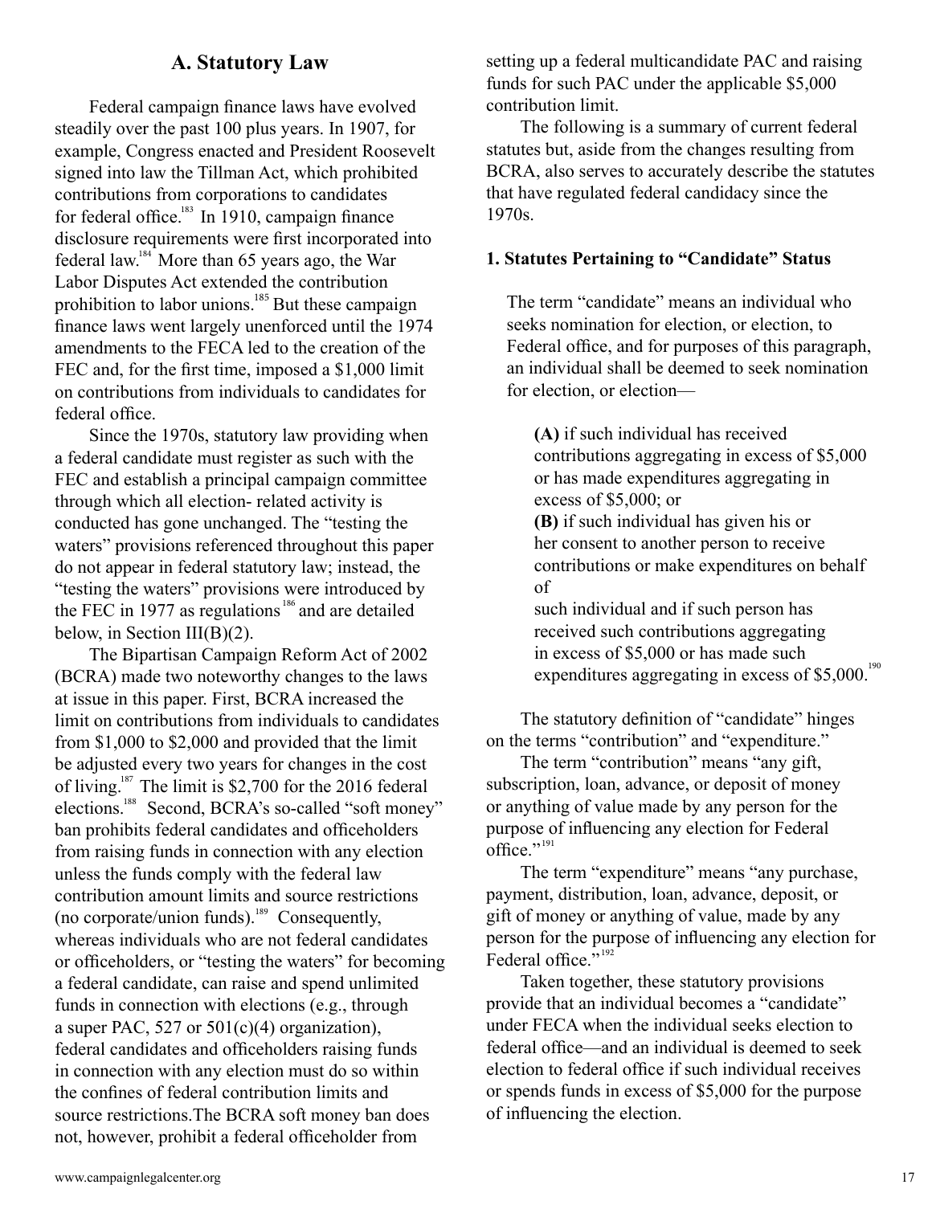## A. Statutory Law

Federal campaign finance laws have evolved steadily over the past 100 plus years. In 1907, for example, Congress enacted and President Roosevelt signed into law the Tillman Act, which prohibited contributions from corporations to candidates for federal office.[183] In 1910, campaign finance disclosure requirements were first incorporated into federal law.[184] More than 65 years ago, the War Labor Disputes Act extended the contribution prohibition to labor unions.[185] But these campaign finance laws went largely unenforced until the 1974 amendments to the FECA led to the creation of the FEC and, for the first time, imposed a $1,000 limit on contributions from individuals to candidates for federal office.

Since the 1970s, statutory law providing when a federal candidate must register as such with the FEC and establish a principal campaign committee through which all election- related activity is conducted has gone unchanged. The "testing the waters" provisions referenced throughout this paper do not appear in federal statutory law; instead, the "testing the waters" provisions were introduced by the FEC in 1977 as regulations[186] and are detailed below, in Section III(B)(2).

The Bipartisan Campaign Reform Act of 2002 (BCRA) made two noteworthy changes to the laws at issue in this paper. First, BCRA increased the limit on contributions from individuals to candidates from $1,000 to $2,000 and provided that the limit be adjusted every two years for changes in the cost of living.[187] The limit is $2,700 for the 2016 federal elections.[188] Second, BCRA's so-called "soft money" ban prohibits federal candidates and officeholders from raising funds in connection with any election unless the funds comply with the federal law contribution amount limits and source restrictions (no corporate/union funds).[189] Consequently, whereas individuals who are not federal candidates or officeholders, or "testing the waters" for becoming a federal candidate, can raise and spend unlimited funds in connection with elections (e.g., through a super PAC, 527 or 501(c)(4) organization), federal candidates and officeholders raising funds in connection with any election must do so within the confines of federal contribution limits and source restrictions.The BCRA soft money ban does not, however, prohibit a federal officeholder from setting up a federal multicandidate PAC and raising funds for such PAC under the applicable $5,000 contribution limit.

The following is a summary of current federal statutes but, aside from the changes resulting from BCRA, also serves to accurately describe the statutes that have regulated federal candidacy since the 1970s.

### 1. Statutes Pertaining to "Candidate" Status

> The term "candidate" means an individual who seeks nomination for election, or election, to Federal office, and for purposes of this paragraph, an individual shall be deemed to seek nomination for election, or election—
>
> > **(A)** if such individual has received contributions aggregating in excess of $5,000 or has made expenditures aggregating in excess of $5,000; or
> > **(B)** if such individual has given his or her consent to another person to receive contributions or make expenditures on behalf of such individual and if such person has received such contributions aggregating in excess of $5,000 or has made such expenditures aggregating in excess of $5,000.[190]

The statutory definition of "candidate" hinges on the terms "contribution" and "expenditure."

The term "contribution" means "any gift, subscription, loan, advance, or deposit of money or anything of value made by any person for the purpose of influencing any election for Federal office."[191]

The term "expenditure" means "any purchase, payment, distribution, loan, advance, deposit, or gift of money or anything of value, made by any person for the purpose of influencing any election for Federal office."[192]

Taken together, these statutory provisions provide that an individual becomes a "candidate" under FECA when the individual seeks election to federal office—and an individual is deemed to seek election to federal office if such individual receives or spends funds in excess of $5,000 for the purpose of influencing the election.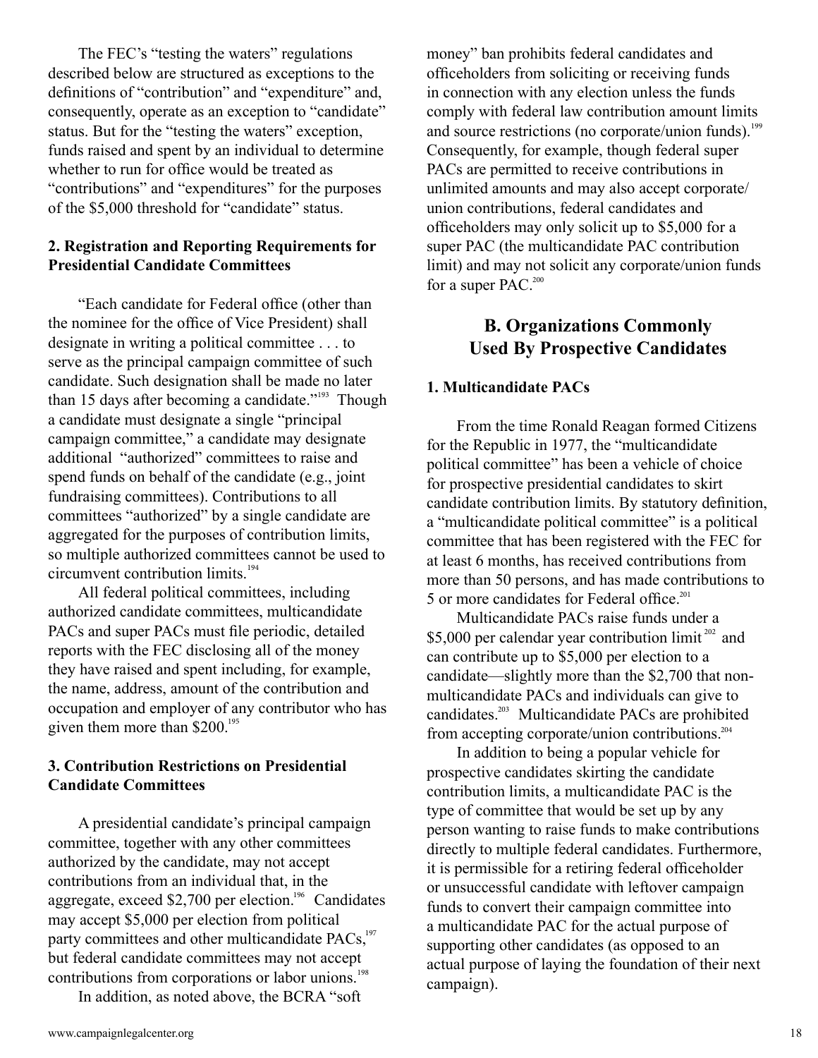The FEC's "testing the waters" regulations described below are structured as exceptions to the definitions of "contribution" and "expenditure" and, consequently, operate as an exception to "candidate" status. But for the "testing the waters" exception, funds raised and spent by an individual to determine whether to run for office would be treated as "contributions" and "expenditures" for the purposes of the \$5,000 threshold for "candidate" status.

### 2. Registration and Reporting Requirements for Presidential Candidate Committees

"Each candidate for Federal office (other than the nominee for the office of Vice President) shall designate in writing a political committee . . . to serve as the principal campaign committee of such candidate. Such designation shall be made no later than 15 days after becoming a candidate."[193] Though a candidate must designate a single "principal campaign committee," a candidate may designate additional "authorized" committees to raise and spend funds on behalf of the candidate (e.g., joint fundraising committees). Contributions to all committees "authorized" by a single candidate are aggregated for the purposes of contribution limits, so multiple authorized committees cannot be used to circumvent contribution limits.[194]

All federal political committees, including authorized candidate committees, multicandidate PACs and super PACs must file periodic, detailed reports with the FEC disclosing all of the money they have raised and spent including, for example, the name, address, amount of the contribution and occupation and employer of any contributor who has given them more than \$200.[195]

### 3. Contribution Restrictions on Presidential Candidate Committees

A presidential candidate's principal campaign committee, together with any other committees authorized by the candidate, may not accept contributions from an individual that, in the aggregate, exceed \$2,700 per election.[196] Candidates may accept \$5,000 per election from political party committees and other multicandidate PACs,[197] but federal candidate committees may not accept contributions from corporations or labor unions.[198]

In addition, as noted above, the BCRA "soft money" ban prohibits federal candidates and officeholders from soliciting or receiving funds in connection with any election unless the funds comply with federal law contribution amount limits and source restrictions (no corporate/union funds).[199] Consequently, for example, though federal super PACs are permitted to receive contributions in unlimited amounts and may also accept corporate/union contributions, federal candidates and officeholders may only solicit up to \$5,000 for a super PAC (the multicandidate PAC contribution limit) and may not solicit any corporate/union funds for a super PAC.[200]

## B. Organizations Commonly Used By Prospective Candidates

### 1. Multicandidate PACs

From the time Ronald Reagan formed Citizens for the Republic in 1977, the "multicandidate political committee" has been a vehicle of choice for prospective presidential candidates to skirt candidate contribution limits. By statutory definition, a "multicandidate political committee" is a political committee that has been registered with the FEC for at least 6 months, has received contributions from more than 50 persons, and has made contributions to 5 or more candidates for Federal office.[201]

Multicandidate PACs raise funds under a \$5,000 per calendar year contribution limit[202] and can contribute up to \$5,000 per election to a candidate—slightly more than the \$2,700 that non-multicandidate PACs and individuals can give to candidates.[203] Multicandidate PACs are prohibited from accepting corporate/union contributions.[204]

In addition to being a popular vehicle for prospective candidates skirting the candidate contribution limits, a multicandidate PAC is the type of committee that would be set up by any person wanting to raise funds to make contributions directly to multiple federal candidates. Furthermore, it is permissible for a retiring federal officeholder or unsuccessful candidate with leftover campaign funds to convert their campaign committee into a multicandidate PAC for the actual purpose of supporting other candidates (as opposed to an actual purpose of laying the foundation of their next campaign).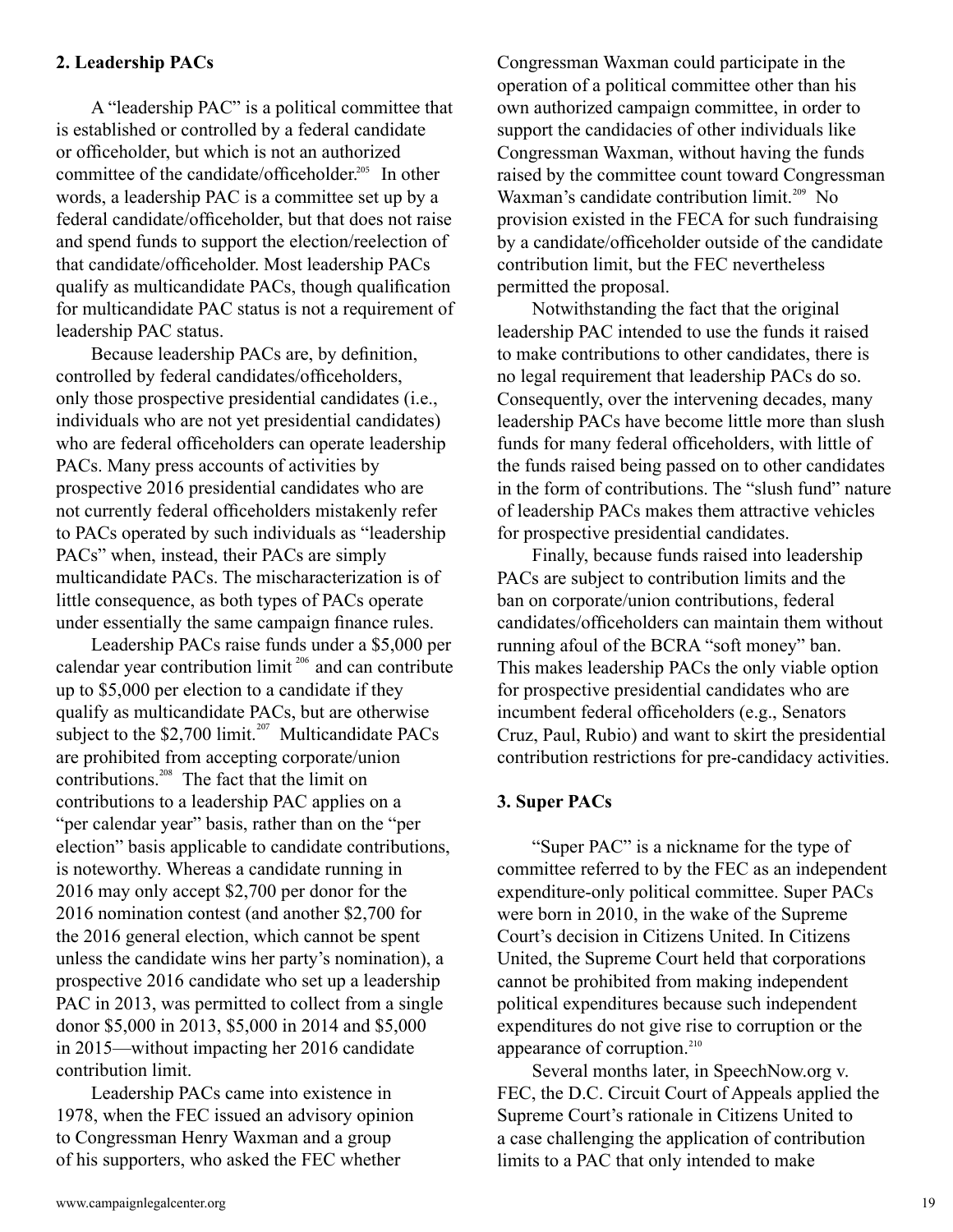**2. Leadership PACs**

A "leadership PAC" is a political committee that is established or controlled by a federal candidate or officeholder, but which is not an authorized committee of the candidate/officeholder.[205] In other words, a leadership PAC is a committee set up by a federal candidate/officeholder, but that does not raise and spend funds to support the election/reelection of that candidate/officeholder. Most leadership PACs qualify as multicandidate PACs, though qualification for multicandidate PAC status is not a requirement of leadership PAC status.

Because leadership PACs are, by definition, controlled by federal candidates/officeholders, only those prospective presidential candidates (i.e., individuals who are not yet presidential candidates) who are federal officeholders can operate leadership PACs. Many press accounts of activities by prospective 2016 presidential candidates who are not currently federal officeholders mistakenly refer to PACs operated by such individuals as "leadership PACs" when, instead, their PACs are simply multicandidate PACs. The mischaracterization is of little consequence, as both types of PACs operate under essentially the same campaign finance rules.

Leadership PACs raise funds under a $5,000 per calendar year contribution limit[206] and can contribute up to $5,000 per election to a candidate if they qualify as multicandidate PACs, but are otherwise subject to the $2,700 limit.[207] Multicandidate PACs are prohibited from accepting corporate/union contributions.[208] The fact that the limit on contributions to a leadership PAC applies on a "per calendar year" basis, rather than on the "per election" basis applicable to candidate contributions, is noteworthy. Whereas a candidate running in 2016 may only accept $2,700 per donor for the 2016 nomination contest (and another $2,700 for the 2016 general election, which cannot be spent unless the candidate wins her party's nomination), a prospective 2016 candidate who set up a leadership PAC in 2013, was permitted to collect from a single donor $5,000 in 2013, $5,000 in 2014 and $5,000 in 2015—without impacting her 2016 candidate contribution limit.

Leadership PACs came into existence in 1978, when the FEC issued an advisory opinion to Congressman Henry Waxman and a group of his supporters, who asked the FEC whether Congressman Waxman could participate in the operation of a political committee other than his own authorized campaign committee, in order to support the candidacies of other individuals like Congressman Waxman, without having the funds raised by the committee count toward Congressman Waxman's candidate contribution limit.[209] No provision existed in the FECA for such fundraising by a candidate/officeholder outside of the candidate contribution limit, but the FEC nevertheless permitted the proposal.

Notwithstanding the fact that the original leadership PAC intended to use the funds it raised to make contributions to other candidates, there is no legal requirement that leadership PACs do so. Consequently, over the intervening decades, many leadership PACs have become little more than slush funds for many federal officeholders, with little of the funds raised being passed on to other candidates in the form of contributions. The "slush fund" nature of leadership PACs makes them attractive vehicles for prospective presidential candidates.

Finally, because funds raised into leadership PACs are subject to contribution limits and the ban on corporate/union contributions, federal candidates/officeholders can maintain them without running afoul of the BCRA "soft money" ban. This makes leadership PACs the only viable option for prospective presidential candidates who are incumbent federal officeholders (e.g., Senators Cruz, Paul, Rubio) and want to skirt the presidential contribution restrictions for pre-candidacy activities.

**3. Super PACs**

"Super PAC" is a nickname for the type of committee referred to by the FEC as an independent expenditure-only political committee. Super PACs were born in 2010, in the wake of the Supreme Court's decision in Citizens United. In Citizens United, the Supreme Court held that corporations cannot be prohibited from making independent political expenditures because such independent expenditures do not give rise to corruption or the appearance of corruption.[210]

Several months later, in SpeechNow.org v. FEC, the D.C. Circuit Court of Appeals applied the Supreme Court's rationale in Citizens United to a case challenging the application of contribution limits to a PAC that only intended to make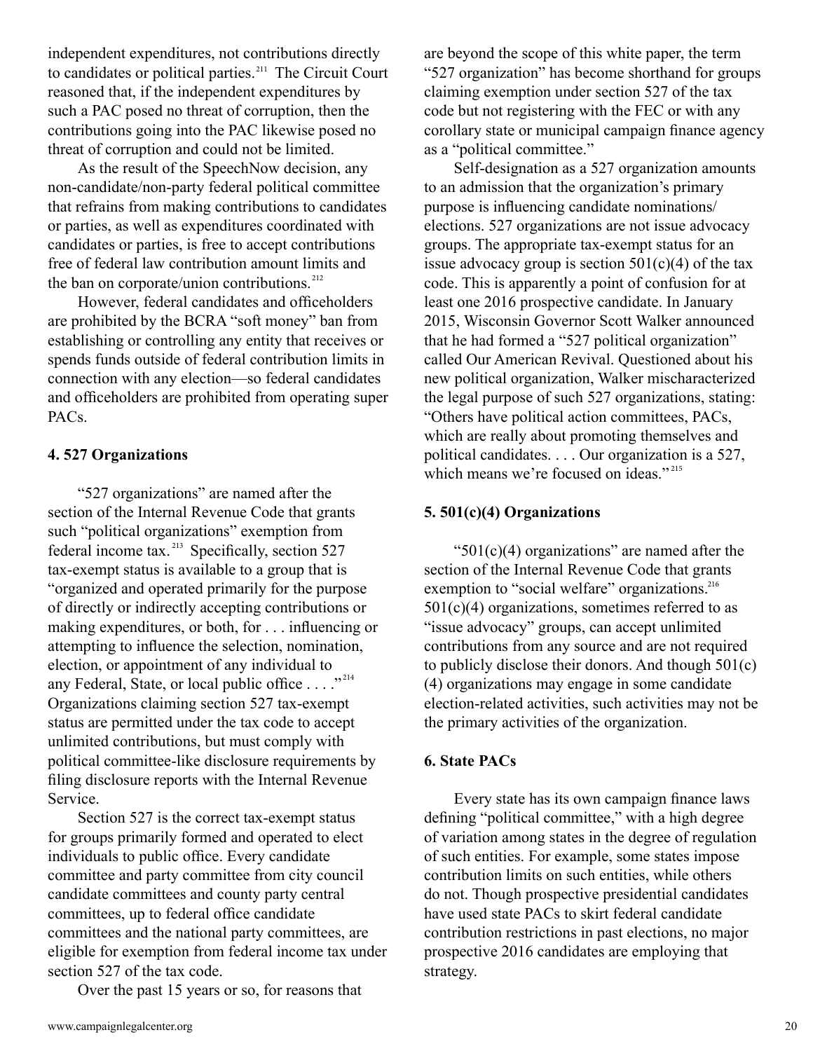independent expenditures, not contributions directly to candidates or political parties.[211] The Circuit Court reasoned that, if the independent expenditures by such a PAC posed no threat of corruption, then the contributions going into the PAC likewise posed no threat of corruption and could not be limited.

As the result of the SpeechNow decision, any non-candidate/non-party federal political committee that refrains from making contributions to candidates or parties, as well as expenditures coordinated with candidates or parties, is free to accept contributions free of federal law contribution amount limits and the ban on corporate/union contributions.[212]

However, federal candidates and officeholders are prohibited by the BCRA "soft money" ban from establishing or controlling any entity that receives or spends funds outside of federal contribution limits in connection with any election—so federal candidates and officeholders are prohibited from operating super PACs.

### 4. 527 Organizations

"527 organizations" are named after the section of the Internal Revenue Code that grants such "political organizations" exemption from federal income tax.[213] Specifically, section 527 tax-exempt status is available to a group that is "organized and operated primarily for the purpose of directly or indirectly accepting contributions or making expenditures, or both, for . . . influencing or attempting to influence the selection, nomination, election, or appointment of any individual to any Federal, State, or local public office . . . ."[214] Organizations claiming section 527 tax-exempt status are permitted under the tax code to accept unlimited contributions, but must comply with political committee-like disclosure requirements by filing disclosure reports with the Internal Revenue Service.

Section 527 is the correct tax-exempt status for groups primarily formed and operated to elect individuals to public office. Every candidate committee and party committee from city council candidate committees and county party central committees, up to federal office candidate committees and the national party committees, are eligible for exemption from federal income tax under section 527 of the tax code.

Over the past 15 years or so, for reasons that are beyond the scope of this white paper, the term "527 organization" has become shorthand for groups claiming exemption under section 527 of the tax code but not registering with the FEC or with any corollary state or municipal campaign finance agency as a "political committee."

Self-designation as a 527 organization amounts to an admission that the organization's primary purpose is influencing candidate nominations/elections. 527 organizations are not issue advocacy groups. The appropriate tax-exempt status for an issue advocacy group is section 501(c)(4) of the tax code. This is apparently a point of confusion for at least one 2016 prospective candidate. In January 2015, Wisconsin Governor Scott Walker announced that he had formed a "527 political organization" called Our American Revival. Questioned about his new political organization, Walker mischaracterized the legal purpose of such 527 organizations, stating: "Others have political action committees, PACs, which are really about promoting themselves and political candidates. . . . Our organization is a 527, which means we're focused on ideas."[215]

### 5. 501(c)(4) Organizations

"501(c)(4) organizations" are named after the section of the Internal Revenue Code that grants exemption to "social welfare" organizations.[216] 501(c)(4) organizations, sometimes referred to as "issue advocacy" groups, can accept unlimited contributions from any source and are not required to publicly disclose their donors. And though 501(c)(4) organizations may engage in some candidate election-related activities, such activities may not be the primary activities of the organization.

### 6. State PACs

Every state has its own campaign finance laws defining "political committee," with a high degree of variation among states in the degree of regulation of such entities. For example, some states impose contribution limits on such entities, while others do not. Though prospective presidential candidates have used state PACs to skirt federal candidate contribution restrictions in past elections, no major prospective 2016 candidates are employing that strategy.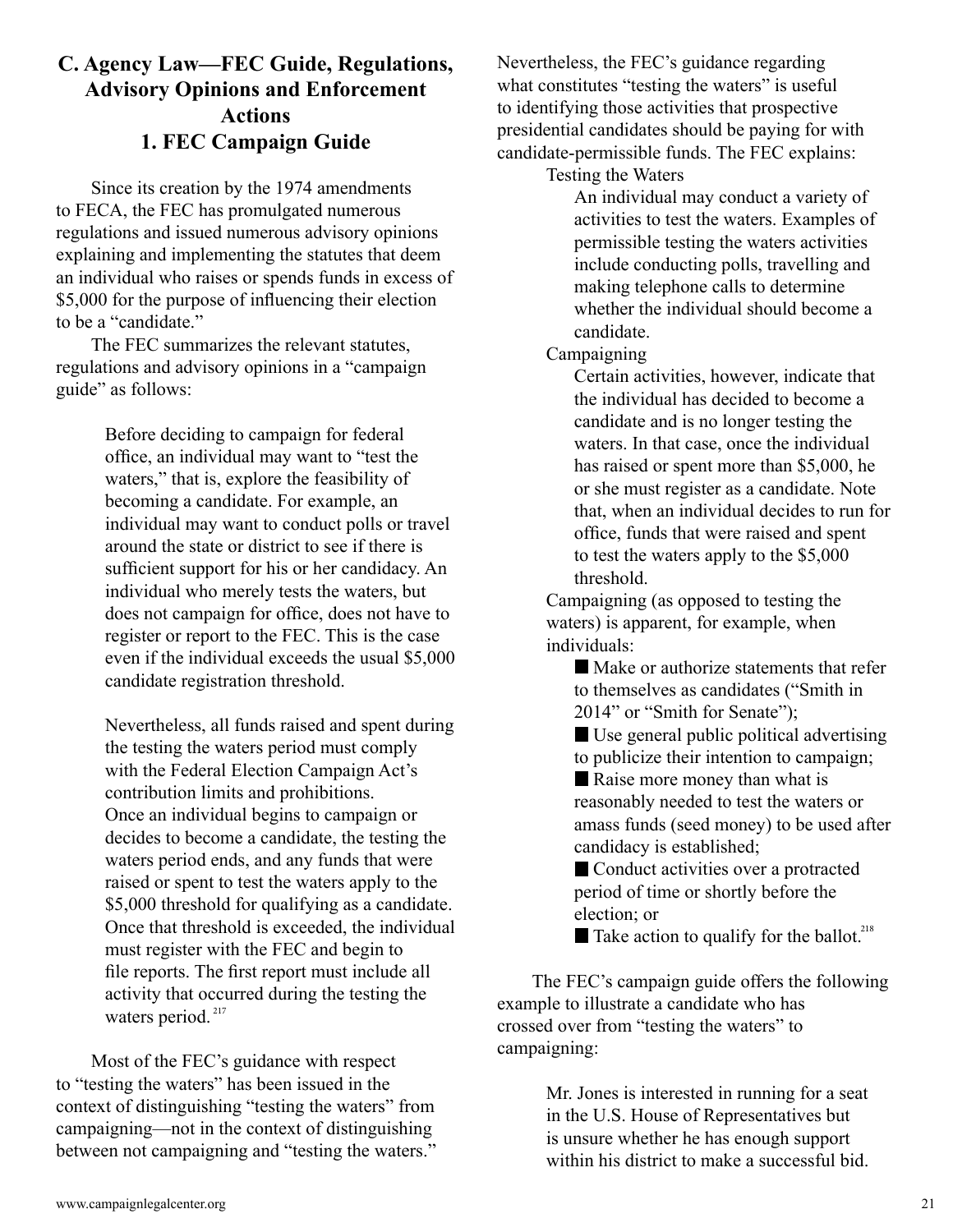## C. Agency Law—FEC Guide, Regulations, Advisory Opinions and Enforcement Actions

### 1. FEC Campaign Guide

Since its creation by the 1974 amendments to FECA, the FEC has promulgated numerous regulations and issued numerous advisory opinions explaining and implementing the statutes that deem an individual who raises or spends funds in excess of $5,000 for the purpose of influencing their election to be a "candidate."

The FEC summarizes the relevant statutes, regulations and advisory opinions in a "campaign guide" as follows:

> Before deciding to campaign for federal office, an individual may want to "test the waters," that is, explore the feasibility of becoming a candidate. For example, an individual may want to conduct polls or travel around the state or district to see if there is sufficient support for his or her candidacy. An individual who merely tests the waters, but does not campaign for office, does not have to register or report to the FEC. This is the case even if the individual exceeds the usual $5,000 candidate registration threshold.
>
> Nevertheless, all funds raised and spent during the testing the waters period must comply with the Federal Election Campaign Act's contribution limits and prohibitions. Once an individual begins to campaign or decides to become a candidate, the testing the waters period ends, and any funds that were raised or spent to test the waters apply to the $5,000 threshold for qualifying as a candidate. Once that threshold is exceeded, the individual must register with the FEC and begin to file reports. The first report must include all activity that occurred during the testing the waters period.[217]

Most of the FEC's guidance with respect to "testing the waters" has been issued in the context of distinguishing "testing the waters" from campaigning—not in the context of distinguishing between not campaigning and "testing the waters." Nevertheless, the FEC's guidance regarding what constitutes "testing the waters" is useful to identifying those activities that prospective presidential candidates should be paying for with candidate-permissible funds. The FEC explains:

> Testing the Waters
>
> > An individual may conduct a variety of activities to test the waters. Examples of permissible testing the waters activities include conducting polls, travelling and making telephone calls to determine whether the individual should become a candidate.
>
> Campaigning
>
> > Certain activities, however, indicate that the individual has decided to become a candidate and is no longer testing the waters. In that case, once the individual has raised or spent more than $5,000, he or she must register as a candidate. Note that, when an individual decides to run for office, funds that were raised and spent to test the waters apply to the $5,000 threshold.
>
> Campaigning (as opposed to testing the waters) is apparent, for example, when individuals:
>
> - Make or authorize statements that refer to themselves as candidates ("Smith in 2014" or "Smith for Senate");
> - Use general public political advertising to publicize their intention to campaign;
> - Raise more money than what is reasonably needed to test the waters or amass funds (seed money) to be used after candidacy is established;
> - Conduct activities over a protracted period of time or shortly before the election; or
> - Take action to qualify for the ballot.[218]

The FEC's campaign guide offers the following example to illustrate a candidate who has crossed over from "testing the waters" to campaigning:

> Mr. Jones is interested in running for a seat in the U.S. House of Representatives but is unsure whether he has enough support within his district to make a successful bid.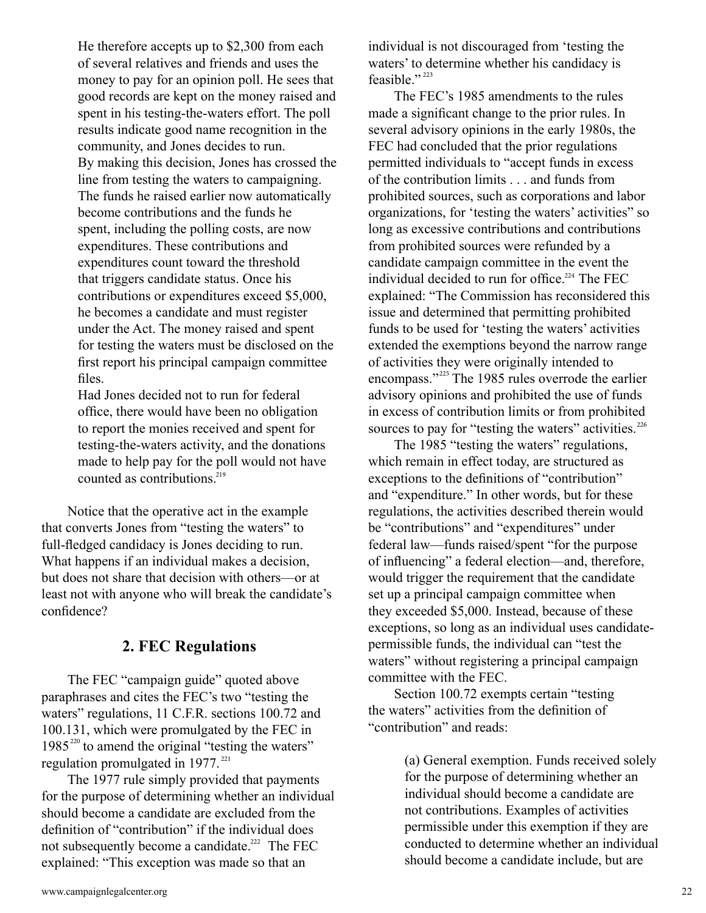> He therefore accepts up to $2,300 from each of several relatives and friends and uses the money to pay for an opinion poll. He sees that good records are kept on the money raised and spent in his testing-the-waters effort. The poll results indicate good name recognition in the community, and Jones decides to run.
>
> By making this decision, Jones has crossed the line from testing the waters to campaigning. The funds he raised earlier now automatically become contributions and the funds he spent, including the polling costs, are now expenditures. These contributions and expenditures count toward the threshold that triggers candidate status. Once his contributions or expenditures exceed $5,000, he becomes a candidate and must register under the Act. The money raised and spent for testing the waters must be disclosed on the first report his principal campaign committee files.
>
> Had Jones decided not to run for federal office, there would have been no obligation to report the monies received and spent for testing-the-waters activity, and the donations made to help pay for the poll would not have counted as contributions.[219]

Notice that the operative act in the example that converts Jones from "testing the waters" to full-fledged candidacy is Jones deciding to run. What happens if an individual makes a decision, but does not share that decision with others—or at least not with anyone who will break the candidate's confidence?

## 2. FEC Regulations

The FEC "campaign guide" quoted above paraphrases and cites the FEC's two "testing the waters" regulations, 11 C.F.R. sections 100.72 and 100.131, which were promulgated by the FEC in 1985[220] to amend the original "testing the waters" regulation promulgated in 1977.[221]

The 1977 rule simply provided that payments for the purpose of determining whether an individual should become a candidate are excluded from the definition of "contribution" if the individual does not subsequently become a candidate.[222] The FEC explained: "This exception was made so that an individual is not discouraged from 'testing the waters' to determine whether his candidacy is feasible."[223]

The FEC's 1985 amendments to the rules made a significant change to the prior rules. In several advisory opinions in the early 1980s, the FEC had concluded that the prior regulations permitted individuals to "accept funds in excess of the contribution limits . . . and funds from prohibited sources, such as corporations and labor organizations, for 'testing the waters' activities" so long as excessive contributions and contributions from prohibited sources were refunded by a candidate campaign committee in the event the individual decided to run for office.[224] The FEC explained: "The Commission has reconsidered this issue and determined that permitting prohibited funds to be used for 'testing the waters' activities extended the exemptions beyond the narrow range of activities they were originally intended to encompass."[225] The 1985 rules overrode the earlier advisory opinions and prohibited the use of funds in excess of contribution limits or from prohibited sources to pay for "testing the waters" activities.[226]

The 1985 "testing the waters" regulations, which remain in effect today, are structured as exceptions to the definitions of "contribution" and "expenditure." In other words, but for these regulations, the activities described therein would be "contributions" and "expenditures" under federal law—funds raised/spent "for the purpose of influencing" a federal election—and, therefore, would trigger the requirement that the candidate set up a principal campaign committee when they exceeded $5,000. Instead, because of these exceptions, so long as an individual uses candidate-permissible funds, the individual can "test the waters" without registering a principal campaign committee with the FEC.

Section 100.72 exempts certain "testing the waters" activities from the definition of "contribution" and reads:

> (a) General exemption. Funds received solely for the purpose of determining whether an individual should become a candidate are not contributions. Examples of activities permissible under this exemption if they are conducted to determine whether an individual should become a candidate include, but are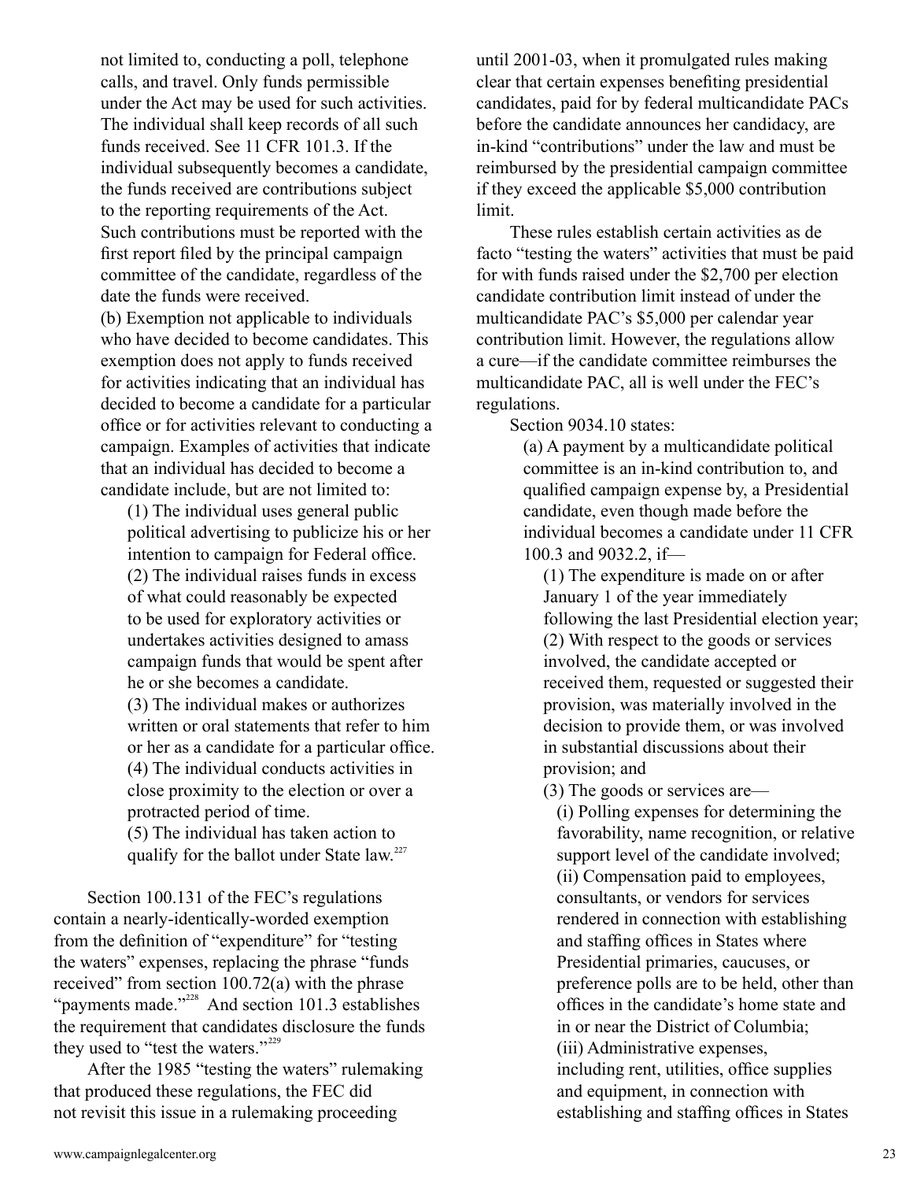not limited to, conducting a poll, telephone calls, and travel. Only funds permissible under the Act may be used for such activities. The individual shall keep records of all such funds received. See 11 CFR 101.3. If the individual subsequently becomes a candidate, the funds received are contributions subject to the reporting requirements of the Act. Such contributions must be reported with the first report filed by the principal campaign committee of the candidate, regardless of the date the funds were received.

(b) Exemption not applicable to individuals who have decided to become candidates. This exemption does not apply to funds received for activities indicating that an individual has decided to become a candidate for a particular office or for activities relevant to conducting a campaign. Examples of activities that indicate that an individual has decided to become a candidate include, but are not limited to:

(1) The individual uses general public political advertising to publicize his or her intention to campaign for Federal office.

(2) The individual raises funds in excess of what could reasonably be expected to be used for exploratory activities or undertakes activities designed to amass campaign funds that would be spent after he or she becomes a candidate.

(3) The individual makes or authorizes written or oral statements that refer to him or her as a candidate for a particular office.

(4) The individual conducts activities in close proximity to the election or over a protracted period of time.

(5) The individual has taken action to qualify for the ballot under State law.[227]

Section 100.131 of the FEC's regulations contain a nearly-identically-worded exemption from the definition of "expenditure" for "testing the waters" expenses, replacing the phrase "funds received" from section 100.72(a) with the phrase "payments made."[228] And section 101.3 establishes the requirement that candidates disclosure the funds they used to "test the waters."[229]

After the 1985 "testing the waters" rulemaking that produced these regulations, the FEC did not revisit this issue in a rulemaking proceeding until 2001-03, when it promulgated rules making clear that certain expenses benefiting presidential candidates, paid for by federal multicandidate PACs before the candidate announces her candidacy, are in-kind "contributions" under the law and must be reimbursed by the presidential campaign committee if they exceed the applicable $5,000 contribution limit.

These rules establish certain activities as de facto "testing the waters" activities that must be paid for with funds raised under the $2,700 per election candidate contribution limit instead of under the multicandidate PAC's $5,000 per calendar year contribution limit. However, the regulations allow a cure—if the candidate committee reimburses the multicandidate PAC, all is well under the FEC's regulations.

Section 9034.10 states:

(a) A payment by a multicandidate political committee is an in-kind contribution to, and qualified campaign expense by, a Presidential candidate, even though made before the individual becomes a candidate under 11 CFR 100.3 and 9032.2, if—

(1) The expenditure is made on or after January 1 of the year immediately following the last Presidential election year;

(2) With respect to the goods or services involved, the candidate accepted or received them, requested or suggested their provision, was materially involved in the decision to provide them, or was involved in substantial discussions about their provision; and

(3) The goods or services are—

(i) Polling expenses for determining the favorability, name recognition, or relative support level of the candidate involved;

(ii) Compensation paid to employees, consultants, or vendors for services rendered in connection with establishing and staffing offices in States where Presidential primaries, caucuses, or preference polls are to be held, other than offices in the candidate's home state and in or near the District of Columbia;

(iii) Administrative expenses, including rent, utilities, office supplies and equipment, in connection with establishing and staffing offices in States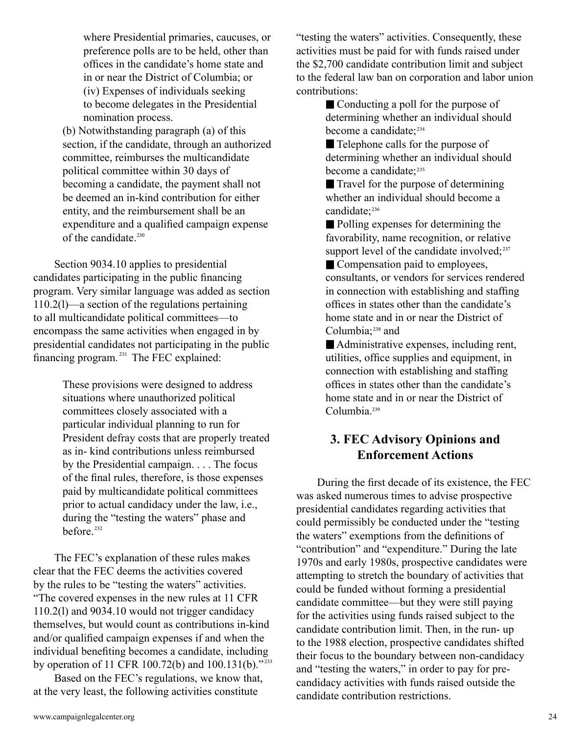where Presidential primaries, caucuses, or preference polls are to be held, other than offices in the candidate's home state and in or near the District of Columbia; or

(iv) Expenses of individuals seeking to become delegates in the Presidential nomination process.

(b) Notwithstanding paragraph (a) of this section, if the candidate, through an authorized committee, reimburses the multicandidate political committee within 30 days of becoming a candidate, the payment shall not be deemed an in-kind contribution for either entity, and the reimbursement shall be an expenditure and a qualified campaign expense of the candidate.[230]

Section 9034.10 applies to presidential candidates participating in the public financing program. Very similar language was added as section 110.2(l)—a section of the regulations pertaining to all multicandidate political committees—to encompass the same activities when engaged in by presidential candidates not participating in the public financing program.[231] The FEC explained:

> These provisions were designed to address situations where unauthorized political committees closely associated with a particular individual planning to run for President defray costs that are properly treated as in- kind contributions unless reimbursed by the Presidential campaign. . . . The focus of the final rules, therefore, is those expenses paid by multicandidate political committees prior to actual candidacy under the law, i.e., during the "testing the waters" phase and before.[232]

The FEC's explanation of these rules makes clear that the FEC deems the activities covered by the rules to be "testing the waters" activities. "The covered expenses in the new rules at 11 CFR 110.2(l) and 9034.10 would not trigger candidacy themselves, but would count as contributions in-kind and/or qualified campaign expenses if and when the individual benefiting becomes a candidate, including by operation of 11 CFR 100.72(b) and 100.131(b)."[233]

Based on the FEC's regulations, we know that, at the very least, the following activities constitute "testing the waters" activities. Consequently, these activities must be paid for with funds raised under the $2,700 candidate contribution limit and subject to the federal law ban on corporation and labor union contributions:

- Conducting a poll for the purpose of determining whether an individual should become a candidate;[234]
- Telephone calls for the purpose of determining whether an individual should become a candidate;[235]
- Travel for the purpose of determining whether an individual should become a candidate;[236]
- Polling expenses for determining the favorability, name recognition, or relative support level of the candidate involved;[237]
- Compensation paid to employees, consultants, or vendors for services rendered in connection with establishing and staffing offices in states other than the candidate's home state and in or near the District of Columbia;[238] and
- Administrative expenses, including rent, utilities, office supplies and equipment, in connection with establishing and staffing offices in states other than the candidate's home state and in or near the District of Columbia.[239]

## 3. FEC Advisory Opinions and Enforcement Actions

During the first decade of its existence, the FEC was asked numerous times to advise prospective presidential candidates regarding activities that could permissibly be conducted under the "testing the waters" exemptions from the definitions of "contribution" and "expenditure." During the late 1970s and early 1980s, prospective candidates were attempting to stretch the boundary of activities that could be funded without forming a presidential candidate committee—but they were still paying for the activities using funds raised subject to the candidate contribution limit. Then, in the run- up to the 1988 election, prospective candidates shifted their focus to the boundary between non-candidacy and "testing the waters," in order to pay for pre-candidacy activities with funds raised outside the candidate contribution restrictions.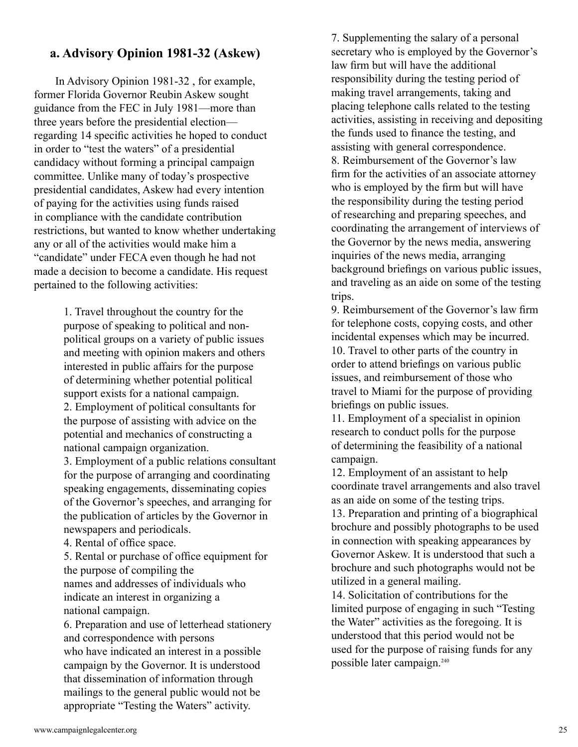### a. Advisory Opinion 1981-32 (Askew)

In Advisory Opinion 1981-32 , for example, former Florida Governor Reubin Askew sought guidance from the FEC in July 1981—more than three years before the presidential election—regarding 14 specific activities he hoped to conduct in order to "test the waters" of a presidential candidacy without forming a principal campaign committee. Unlike many of today's prospective presidential candidates, Askew had every intention of paying for the activities using funds raised in compliance with the candidate contribution restrictions, but wanted to know whether undertaking any or all of the activities would make him a "candidate" under FECA even though he had not made a decision to become a candidate. His request pertained to the following activities:

> 1. Travel throughout the country for the purpose of speaking to political and non-political groups on a variety of public issues and meeting with opinion makers and others interested in public affairs for the purpose of determining whether potential political support exists for a national campaign.
> 2. Employment of political consultants for the purpose of assisting with advice on the potential and mechanics of constructing a national campaign organization.
> 3. Employment of a public relations consultant for the purpose of arranging and coordinating speaking engagements, disseminating copies of the Governor's speeches, and arranging for the publication of articles by the Governor in newspapers and periodicals.
> 4. Rental of office space.
> 5. Rental or purchase of office equipment for the purpose of compiling the names and addresses of individuals who indicate an interest in organizing a national campaign.
> 6. Preparation and use of letterhead stationery and correspondence with persons who have indicated an interest in a possible campaign by the Governor. It is understood that dissemination of information through mailings to the general public would not be appropriate "Testing the Waters" activity.
> 7. Supplementing the salary of a personal secretary who is employed by the Governor's law firm but will have the additional responsibility during the testing period of making travel arrangements, taking and placing telephone calls related to the testing activities, assisting in receiving and depositing the funds used to finance the testing, and assisting with general correspondence.
> 8. Reimbursement of the Governor's law firm for the activities of an associate attorney who is employed by the firm but will have the responsibility during the testing period of researching and preparing speeches, and coordinating the arrangement of interviews of the Governor by the news media, answering inquiries of the news media, arranging background briefings on various public issues, and traveling as an aide on some of the testing trips.
> 9. Reimbursement of the Governor's law firm for telephone costs, copying costs, and other incidental expenses which may be incurred.
> 10. Travel to other parts of the country in order to attend briefings on various public issues, and reimbursement of those who travel to Miami for the purpose of providing briefings on public issues.
> 11. Employment of a specialist in opinion research to conduct polls for the purpose of determining the feasibility of a national campaign.
> 12. Employment of an assistant to help coordinate travel arrangements and also travel as an aide on some of the testing trips.
> 13. Preparation and printing of a biographical brochure and possibly photographs to be used in connection with speaking appearances by Governor Askew. It is understood that such a brochure and such photographs would not be utilized in a general mailing.
> 14. Solicitation of contributions for the limited purpose of engaging in such "Testing the Water" activities as the foregoing. It is understood that this period would not be used for the purpose of raising funds for any possible later campaign.[240]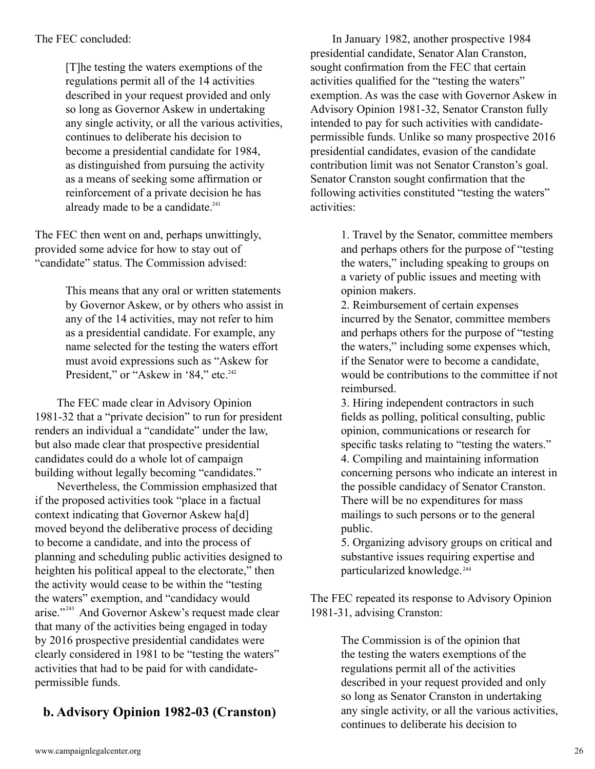The FEC concluded:

> [T]he testing the waters exemptions of the regulations permit all of the 14 activities described in your request provided and only so long as Governor Askew in undertaking any single activity, or all the various activities, continues to deliberate his decision to become a presidential candidate for 1984, as distinguished from pursuing the activity as a means of seeking some affirmation or reinforcement of a private decision he has already made to be a candidate.[241]

The FEC then went on and, perhaps unwittingly, provided some advice for how to stay out of "candidate" status. The Commission advised:

> This means that any oral or written statements by Governor Askew, or by others who assist in any of the 14 activities, may not refer to him as a presidential candidate. For example, any name selected for the testing the waters effort must avoid expressions such as "Askew for President," or "Askew in '84," etc.[242]

The FEC made clear in Advisory Opinion 1981-32 that a "private decision" to run for president renders an individual a "candidate" under the law, but also made clear that prospective presidential candidates could do a whole lot of campaign building without legally becoming "candidates."

Nevertheless, the Commission emphasized that if the proposed activities took "place in a factual context indicating that Governor Askew ha[d] moved beyond the deliberative process of deciding to become a candidate, and into the process of planning and scheduling public activities designed to heighten his political appeal to the electorate," then the activity would cease to be within the "testing the waters" exemption, and "candidacy would arise."[243] And Governor Askew's request made clear that many of the activities being engaged in today by 2016 prospective presidential candidates were clearly considered in 1981 to be "testing the waters" activities that had to be paid for with candidate-permissible funds.

## b. Advisory Opinion 1982-03 (Cranston)

In January 1982, another prospective 1984 presidential candidate, Senator Alan Cranston, sought confirmation from the FEC that certain activities qualified for the "testing the waters" exemption. As was the case with Governor Askew in Advisory Opinion 1981-32, Senator Cranston fully intended to pay for such activities with candidate-permissible funds. Unlike so many prospective 2016 presidential candidates, evasion of the candidate contribution limit was not Senator Cranston's goal. Senator Cranston sought confirmation that the following activities constituted "testing the waters" activities:

> 1. Travel by the Senator, committee members and perhaps others for the purpose of "testing the waters," including speaking to groups on a variety of public issues and meeting with opinion makers.
> 2. Reimbursement of certain expenses incurred by the Senator, committee members and perhaps others for the purpose of "testing the waters," including some expenses which, if the Senator were to become a candidate, would be contributions to the committee if not reimbursed.
> 3. Hiring independent contractors in such fields as polling, political consulting, public opinion, communications or research for specific tasks relating to "testing the waters."
> 4. Compiling and maintaining information concerning persons who indicate an interest in the possible candidacy of Senator Cranston. There will be no expenditures for mass mailings to such persons or to the general public.
> 5. Organizing advisory groups on critical and substantive issues requiring expertise and particularized knowledge.[244]

The FEC repeated its response to Advisory Opinion 1981-31, advising Cranston:

> The Commission is of the opinion that the testing the waters exemptions of the regulations permit all of the activities described in your request provided and only so long as Senator Cranston in undertaking any single activity, or all the various activities, continues to deliberate his decision to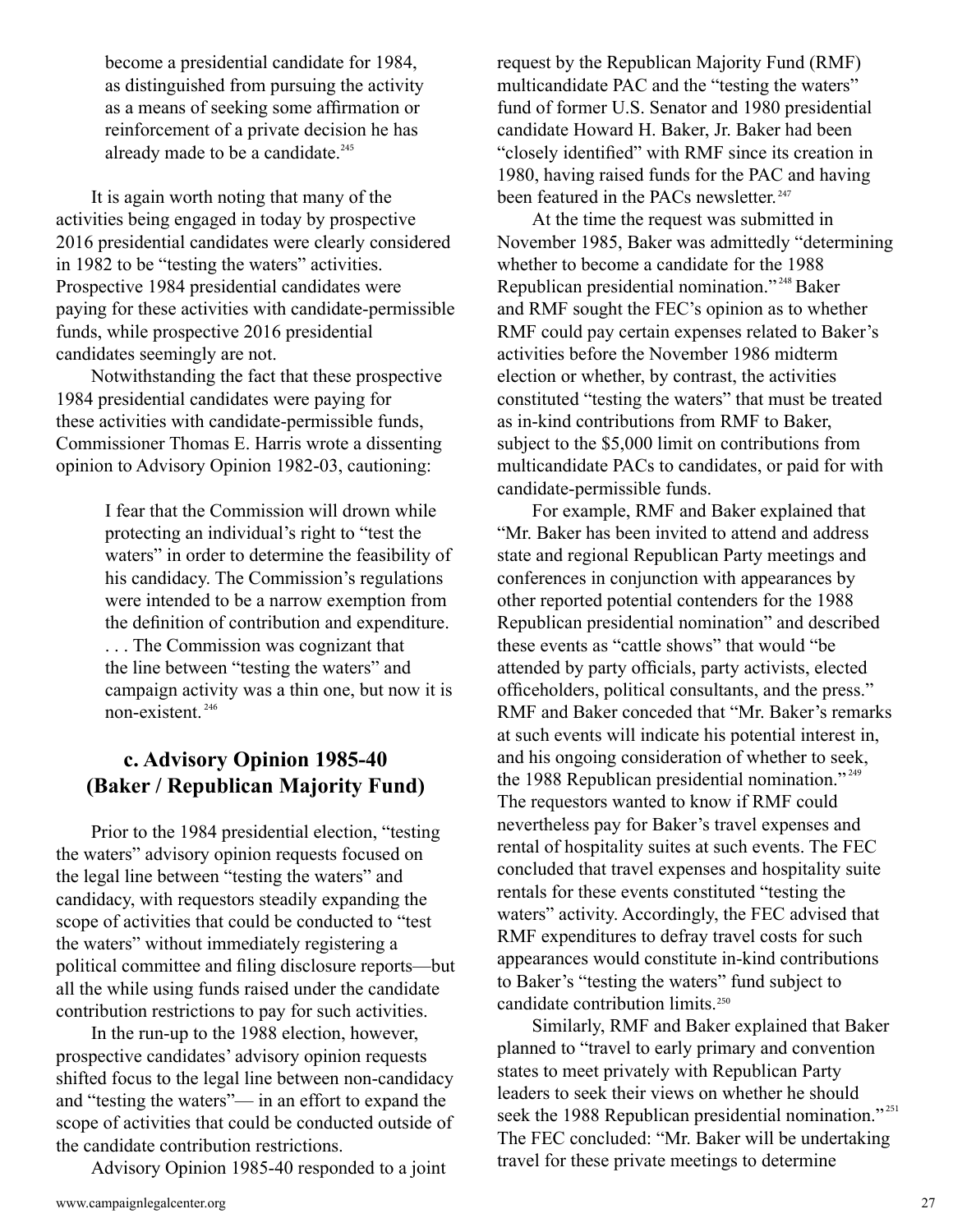become a presidential candidate for 1984, as distinguished from pursuing the activity as a means of seeking some affirmation or reinforcement of a private decision he has already made to be a candidate.[245]

It is again worth noting that many of the activities being engaged in today by prospective 2016 presidential candidates were clearly considered in 1982 to be "testing the waters" activities. Prospective 1984 presidential candidates were paying for these activities with candidate-permissible funds, while prospective 2016 presidential candidates seemingly are not.

Notwithstanding the fact that these prospective 1984 presidential candidates were paying for these activities with candidate-permissible funds, Commissioner Thomas E. Harris wrote a dissenting opinion to Advisory Opinion 1982-03, cautioning:

> I fear that the Commission will drown while protecting an individual's right to "test the waters" in order to determine the feasibility of his candidacy. The Commission's regulations were intended to be a narrow exemption from the definition of contribution and expenditure. . . . The Commission was cognizant that the line between "testing the waters" and campaign activity was a thin one, but now it is non-existent.[246]

### c. Advisory Opinion 1985-40 (Baker / Republican Majority Fund)

Prior to the 1984 presidential election, "testing the waters" advisory opinion requests focused on the legal line between "testing the waters" and candidacy, with requestors steadily expanding the scope of activities that could be conducted to "test the waters" without immediately registering a political committee and filing disclosure reports—but all the while using funds raised under the candidate contribution restrictions to pay for such activities.

In the run-up to the 1988 election, however, prospective candidates' advisory opinion requests shifted focus to the legal line between non-candidacy and "testing the waters"— in an effort to expand the scope of activities that could be conducted outside of the candidate contribution restrictions.

Advisory Opinion 1985-40 responded to a joint request by the Republican Majority Fund (RMF) multicandidate PAC and the "testing the waters" fund of former U.S. Senator and 1980 presidential candidate Howard H. Baker, Jr. Baker had been "closely identified" with RMF since its creation in 1980, having raised funds for the PAC and having been featured in the PACs newsletter.[247]

At the time the request was submitted in November 1985, Baker was admittedly "determining whether to become a candidate for the 1988 Republican presidential nomination."[248] Baker and RMF sought the FEC's opinion as to whether RMF could pay certain expenses related to Baker's activities before the November 1986 midterm election or whether, by contrast, the activities constituted "testing the waters" that must be treated as in-kind contributions from RMF to Baker, subject to the $5,000 limit on contributions from multicandidate PACs to candidates, or paid for with candidate-permissible funds.

For example, RMF and Baker explained that "Mr. Baker has been invited to attend and address state and regional Republican Party meetings and conferences in conjunction with appearances by other reported potential contenders for the 1988 Republican presidential nomination" and described these events as "cattle shows" that would "be attended by party officials, party activists, elected officeholders, political consultants, and the press." RMF and Baker conceded that "Mr. Baker's remarks at such events will indicate his potential interest in, and his ongoing consideration of whether to seek, the 1988 Republican presidential nomination."[249] The requestors wanted to know if RMF could nevertheless pay for Baker's travel expenses and rental of hospitality suites at such events. The FEC concluded that travel expenses and hospitality suite rentals for these events constituted "testing the waters" activity. Accordingly, the FEC advised that RMF expenditures to defray travel costs for such appearances would constitute in-kind contributions to Baker's "testing the waters" fund subject to candidate contribution limits.[250]

Similarly, RMF and Baker explained that Baker planned to "travel to early primary and convention states to meet privately with Republican Party leaders to seek their views on whether he should seek the 1988 Republican presidential nomination."[251] The FEC concluded: "Mr. Baker will be undertaking travel for these private meetings to determine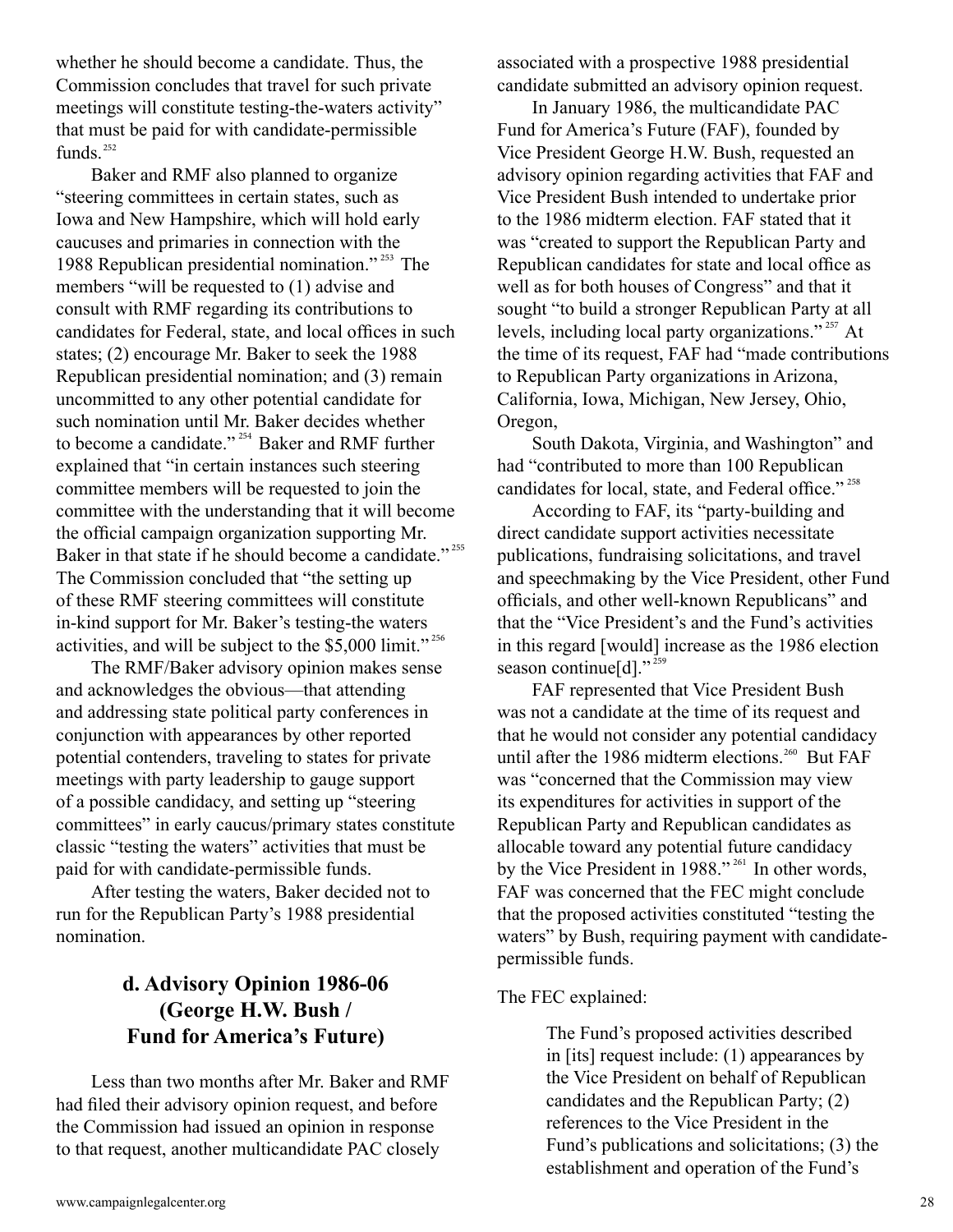whether he should become a candidate. Thus, the Commission concludes that travel for such private meetings will constitute testing-the-waters activity" that must be paid for with candidate-permissible funds.[252]

Baker and RMF also planned to organize "steering committees in certain states, such as Iowa and New Hampshire, which will hold early caucuses and primaries in connection with the 1988 Republican presidential nomination."[253] The members "will be requested to (1) advise and consult with RMF regarding its contributions to candidates for Federal, state, and local offices in such states; (2) encourage Mr. Baker to seek the 1988 Republican presidential nomination; and (3) remain uncommitted to any other potential candidate for such nomination until Mr. Baker decides whether to become a candidate."[254] Baker and RMF further explained that "in certain instances such steering committee members will be requested to join the committee with the understanding that it will become the official campaign organization supporting Mr. Baker in that state if he should become a candidate."[255] The Commission concluded that "the setting up of these RMF steering committees will constitute in-kind support for Mr. Baker's testing-the waters activities, and will be subject to the $5,000 limit."[256]

The RMF/Baker advisory opinion makes sense and acknowledges the obvious—that attending and addressing state political party conferences in conjunction with appearances by other reported potential contenders, traveling to states for private meetings with party leadership to gauge support of a possible candidacy, and setting up "steering committees" in early caucus/primary states constitute classic "testing the waters" activities that must be paid for with candidate-permissible funds.

After testing the waters, Baker decided not to run for the Republican Party's 1988 presidential nomination.

### d. Advisory Opinion 1986-06 (George H.W. Bush / Fund for America's Future)

Less than two months after Mr. Baker and RMF had filed their advisory opinion request, and before the Commission had issued an opinion in response to that request, another multicandidate PAC closely associated with a prospective 1988 presidential candidate submitted an advisory opinion request.

In January 1986, the multicandidate PAC Fund for America's Future (FAF), founded by Vice President George H.W. Bush, requested an advisory opinion regarding activities that FAF and Vice President Bush intended to undertake prior to the 1986 midterm election. FAF stated that it was "created to support the Republican Party and Republican candidates for state and local office as well as for both houses of Congress" and that it sought "to build a stronger Republican Party at all levels, including local party organizations."[257] At the time of its request, FAF had "made contributions to Republican Party organizations in Arizona, California, Iowa, Michigan, New Jersey, Ohio, Oregon, South Dakota, Virginia, and Washington" and had "contributed to more than 100 Republican candidates for local, state, and Federal office."[258]

According to FAF, its "party-building and direct candidate support activities necessitate publications, fundraising solicitations, and travel and speechmaking by the Vice President, other Fund officials, and other well-known Republicans" and that the "Vice President's and the Fund's activities in this regard [would] increase as the 1986 election season continue[d]."[259]

FAF represented that Vice President Bush was not a candidate at the time of its request and that he would not consider any potential candidacy until after the 1986 midterm elections.[260] But FAF was "concerned that the Commission may view its expenditures for activities in support of the Republican Party and Republican candidates as allocable toward any potential future candidacy by the Vice President in 1988."[261] In other words, FAF was concerned that the FEC might conclude that the proposed activities constituted "testing the waters" by Bush, requiring payment with candidate-permissible funds.

The FEC explained:

> The Fund's proposed activities described in [its] request include: (1) appearances by the Vice President on behalf of Republican candidates and the Republican Party; (2) references to the Vice President in the Fund's publications and solicitations; (3) the establishment and operation of the Fund's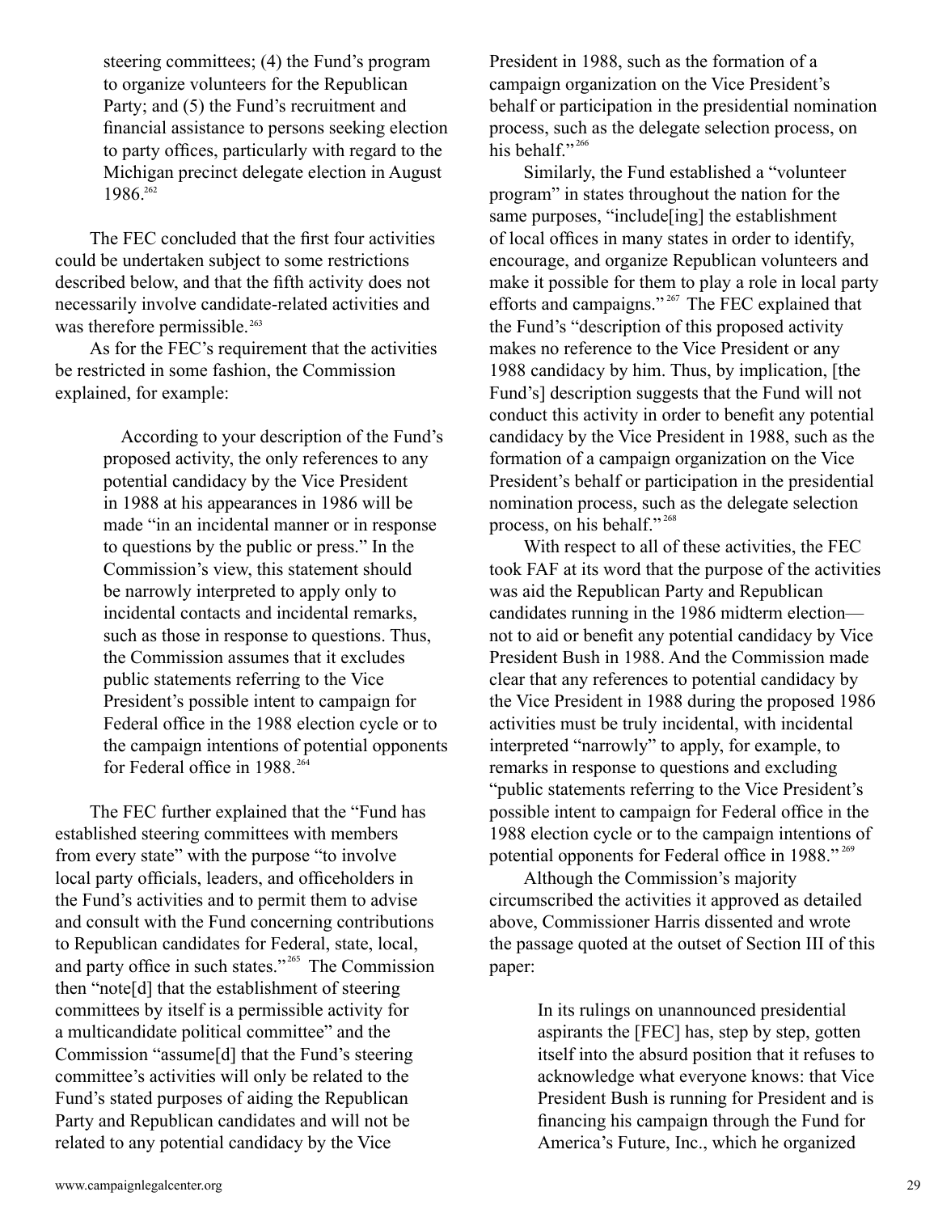steering committees; (4) the Fund's program to organize volunteers for the Republican Party; and (5) the Fund's recruitment and financial assistance to persons seeking election to party offices, particularly with regard to the Michigan precinct delegate election in August 1986.[262]

The FEC concluded that the first four activities could be undertaken subject to some restrictions described below, and that the fifth activity does not necessarily involve candidate-related activities and was therefore permissible.[263]

As for the FEC's requirement that the activities be restricted in some fashion, the Commission explained, for example:

> According to your description of the Fund's proposed activity, the only references to any potential candidacy by the Vice President in 1988 at his appearances in 1986 will be made "in an incidental manner or in response to questions by the public or press." In the Commission's view, this statement should be narrowly interpreted to apply only to incidental contacts and incidental remarks, such as those in response to questions. Thus, the Commission assumes that it excludes public statements referring to the Vice President's possible intent to campaign for Federal office in the 1988 election cycle or to the campaign intentions of potential opponents for Federal office in 1988.[264]

The FEC further explained that the "Fund has established steering committees with members from every state" with the purpose "to involve local party officials, leaders, and officeholders in the Fund's activities and to permit them to advise and consult with the Fund concerning contributions to Republican candidates for Federal, state, local, and party office in such states."[265] The Commission then "note[d] that the establishment of steering committees by itself is a permissible activity for a multicandidate political committee" and the Commission "assume[d] that the Fund's steering committee's activities will only be related to the Fund's stated purposes of aiding the Republican Party and Republican candidates and will not be related to any potential candidacy by the Vice President in 1988, such as the formation of a campaign organization on the Vice President's behalf or participation in the presidential nomination process, such as the delegate selection process, on his behalf."[266]

Similarly, the Fund established a "volunteer program" in states throughout the nation for the same purposes, "include[ing] the establishment of local offices in many states in order to identify, encourage, and organize Republican volunteers and make it possible for them to play a role in local party efforts and campaigns."[267] The FEC explained that the Fund's "description of this proposed activity makes no reference to the Vice President or any 1988 candidacy by him. Thus, by implication, [the Fund's] description suggests that the Fund will not conduct this activity in order to benefit any potential candidacy by the Vice President in 1988, such as the formation of a campaign organization on the Vice President's behalf or participation in the presidential nomination process, such as the delegate selection process, on his behalf."[268]

With respect to all of these activities, the FEC took FAF at its word that the purpose of the activities was aid the Republican Party and Republican candidates running in the 1986 midterm election—not to aid or benefit any potential candidacy by Vice President Bush in 1988. And the Commission made clear that any references to potential candidacy by the Vice President in 1988 during the proposed 1986 activities must be truly incidental, with incidental interpreted "narrowly" to apply, for example, to remarks in response to questions and excluding "public statements referring to the Vice President's possible intent to campaign for Federal office in the 1988 election cycle or to the campaign intentions of potential opponents for Federal office in 1988."[269]

Although the Commission's majority circumscribed the activities it approved as detailed above, Commissioner Harris dissented and wrote the passage quoted at the outset of Section III of this paper:

> In its rulings on unannounced presidential aspirants the [FEC] has, step by step, gotten itself into the absurd position that it refuses to acknowledge what everyone knows: that Vice President Bush is running for President and is financing his campaign through the Fund for America's Future, Inc., which he organized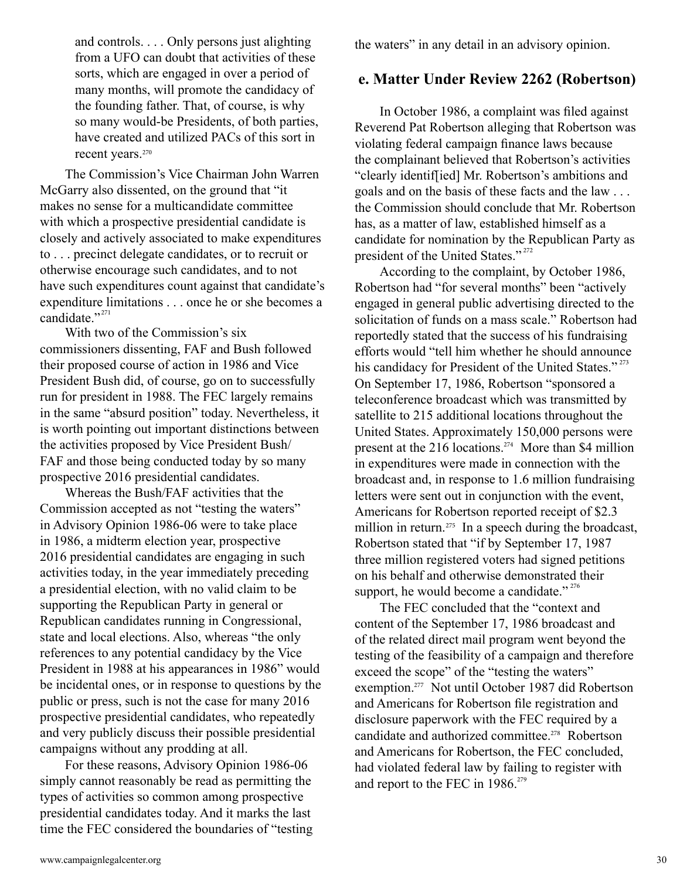> and controls. . . . Only persons just alighting from a UFO can doubt that activities of these sorts, which are engaged in over a period of many months, will promote the candidacy of the founding father. That, of course, is why so many would-be Presidents, of both parties, have created and utilized PACs of this sort in recent years.[270]

The Commission's Vice Chairman John Warren McGarry also dissented, on the ground that "it makes no sense for a multicandidate committee with which a prospective presidential candidate is closely and actively associated to make expenditures to . . . precinct delegate candidates, or to recruit or otherwise encourage such candidates, and to not have such expenditures count against that candidate's expenditure limitations . . . once he or she becomes a candidate."[271]

With two of the Commission's six commissioners dissenting, FAF and Bush followed their proposed course of action in 1986 and Vice President Bush did, of course, go on to successfully run for president in 1988. The FEC largely remains in the same "absurd position" today. Nevertheless, it is worth pointing out important distinctions between the activities proposed by Vice President Bush/FAF and those being conducted today by so many prospective 2016 presidential candidates.

Whereas the Bush/FAF activities that the Commission accepted as not "testing the waters" in Advisory Opinion 1986-06 were to take place in 1986, a midterm election year, prospective 2016 presidential candidates are engaging in such activities today, in the year immediately preceding a presidential election, with no valid claim to be supporting the Republican Party in general or Republican candidates running in Congressional, state and local elections. Also, whereas "the only references to any potential candidacy by the Vice President in 1988 at his appearances in 1986" would be incidental ones, or in response to questions by the public or press, such is not the case for many 2016 prospective presidential candidates, who repeatedly and very publicly discuss their possible presidential campaigns without any prodding at all.

For these reasons, Advisory Opinion 1986-06 simply cannot reasonably be read as permitting the types of activities so common among prospective presidential candidates today. And it marks the last time the FEC considered the boundaries of "testing the waters" in any detail in an advisory opinion.

### e. Matter Under Review 2262 (Robertson)

In October 1986, a complaint was filed against Reverend Pat Robertson alleging that Robertson was violating federal campaign finance laws because the complainant believed that Robertson's activities "clearly identif[ied] Mr. Robertson's ambitions and goals and on the basis of these facts and the law . . . the Commission should conclude that Mr. Robertson has, as a matter of law, established himself as a candidate for nomination by the Republican Party as president of the United States."[272]

According to the complaint, by October 1986, Robertson had "for several months" been "actively engaged in general public advertising directed to the solicitation of funds on a mass scale." Robertson had reportedly stated that the success of his fundraising efforts would "tell him whether he should announce his candidacy for President of the United States."[273] On September 17, 1986, Robertson "sponsored a teleconference broadcast which was transmitted by satellite to 215 additional locations throughout the United States. Approximately 150,000 persons were present at the 216 locations.[274] More than $4 million in expenditures were made in connection with the broadcast and, in response to 1.6 million fundraising letters were sent out in conjunction with the event, Americans for Robertson reported receipt of $2.3 million in return.[275] In a speech during the broadcast, Robertson stated that "if by September 17, 1987 three million registered voters had signed petitions on his behalf and otherwise demonstrated their support, he would become a candidate."[276]

The FEC concluded that the "context and content of the September 17, 1986 broadcast and of the related direct mail program went beyond the testing of the feasibility of a campaign and therefore exceed the scope" of the "testing the waters" exemption.[277] Not until October 1987 did Robertson and Americans for Robertson file registration and disclosure paperwork with the FEC required by a candidate and authorized committee.[278] Robertson and Americans for Robertson, the FEC concluded, had violated federal law by failing to register with and report to the FEC in 1986.[279]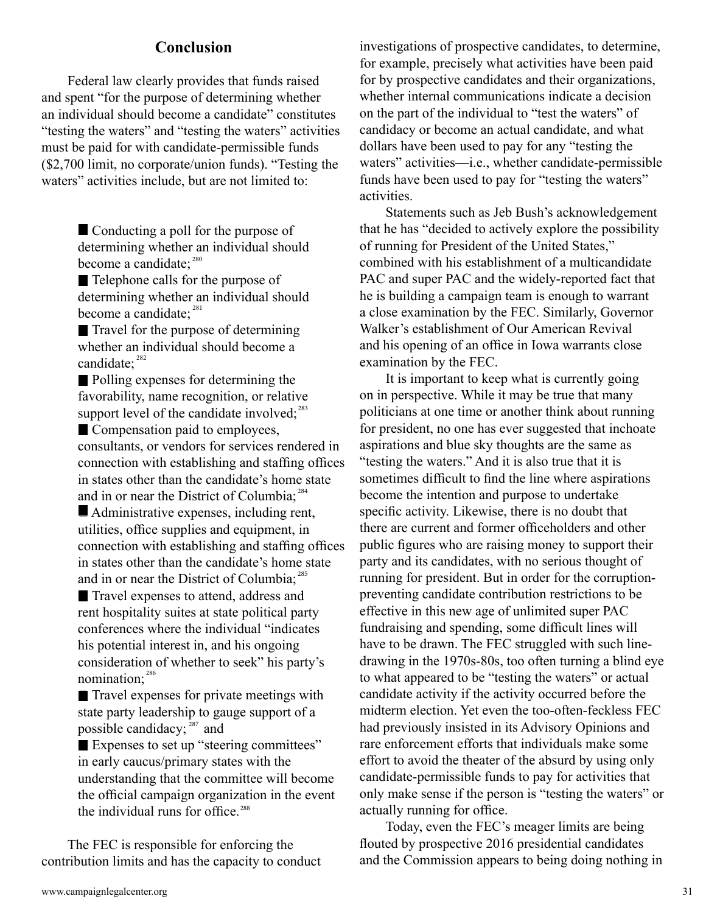## Conclusion

Federal law clearly provides that funds raised and spent "for the purpose of determining whether an individual should become a candidate" constitutes "testing the waters" and "testing the waters" activities must be paid for with candidate-permissible funds ($2,700 limit, no corporate/union funds). "Testing the waters" activities include, but are not limited to:

- Conducting a poll for the purpose of determining whether an individual should become a candidate;[280]
- Telephone calls for the purpose of determining whether an individual should become a candidate;[281]
- Travel for the purpose of determining whether an individual should become a candidate;[282]
- Polling expenses for determining the favorability, name recognition, or relative support level of the candidate involved;[283]
- Compensation paid to employees, consultants, or vendors for services rendered in connection with establishing and staffing offices in states other than the candidate's home state and in or near the District of Columbia;[284]
- Administrative expenses, including rent, utilities, office supplies and equipment, in connection with establishing and staffing offices in states other than the candidate's home state and in or near the District of Columbia;[285]
- Travel expenses to attend, address and rent hospitality suites at state political party conferences where the individual "indicates his potential interest in, and his ongoing consideration of whether to seek" his party's nomination;[286]
- Travel expenses for private meetings with state party leadership to gauge support of a possible candidacy;[287] and
- Expenses to set up "steering committees" in early caucus/primary states with the understanding that the committee will become the official campaign organization in the event the individual runs for office.[288]

The FEC is responsible for enforcing the contribution limits and has the capacity to conduct investigations of prospective candidates, to determine, for example, precisely what activities have been paid for by prospective candidates and their organizations, whether internal communications indicate a decision on the part of the individual to "test the waters" of candidacy or become an actual candidate, and what dollars have been used to pay for any "testing the waters" activities—i.e., whether candidate-permissible funds have been used to pay for "testing the waters" activities.

Statements such as Jeb Bush's acknowledgement that he has "decided to actively explore the possibility of running for President of the United States," combined with his establishment of a multicandidate PAC and super PAC and the widely-reported fact that he is building a campaign team is enough to warrant a close examination by the FEC. Similarly, Governor Walker's establishment of Our American Revival and his opening of an office in Iowa warrants close examination by the FEC.

It is important to keep what is currently going on in perspective. While it may be true that many politicians at one time or another think about running for president, no one has ever suggested that inchoate aspirations and blue sky thoughts are the same as "testing the waters." And it is also true that it is sometimes difficult to find the line where aspirations become the intention and purpose to undertake specific activity. Likewise, there is no doubt that there are current and former officeholders and other public figures who are raising money to support their party and its candidates, with no serious thought of running for president. But in order for the corruption-preventing candidate contribution restrictions to be effective in this new age of unlimited super PAC fundraising and spending, some difficult lines will have to be drawn. The FEC struggled with such line-drawing in the 1970s-80s, too often turning a blind eye to what appeared to be "testing the waters" or actual candidate activity if the activity occurred before the midterm election. Yet even the too-often-feckless FEC had previously insisted in its Advisory Opinions and rare enforcement efforts that individuals make some effort to avoid the theater of the absurd by using only candidate-permissible funds to pay for activities that only make sense if the person is "testing the waters" or actually running for office.

Today, even the FEC's meager limits are being flouted by prospective 2016 presidential candidates and the Commission appears to being doing nothing in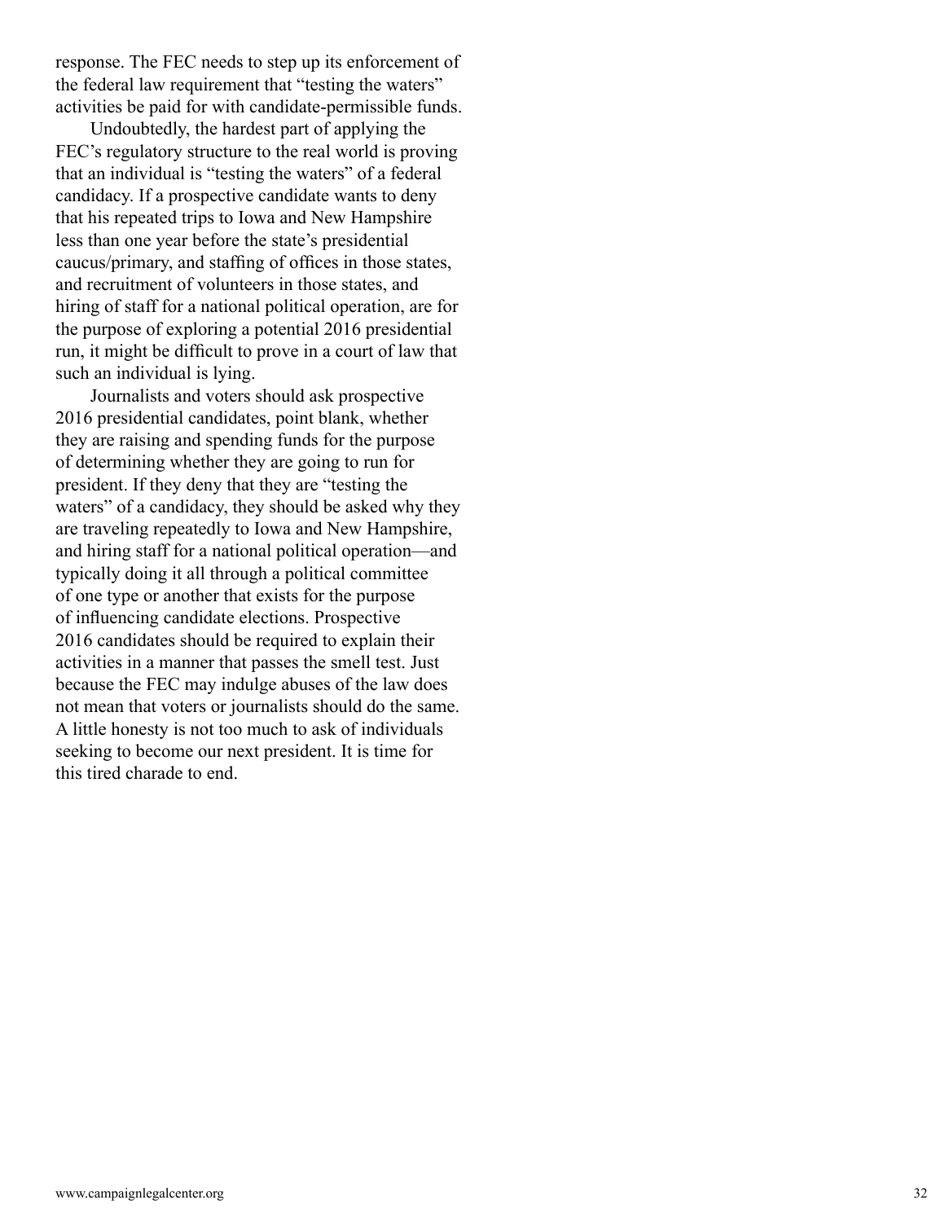response. The FEC needs to step up its enforcement of the federal law requirement that "testing the waters" activities be paid for with candidate-permissible funds.

Undoubtedly, the hardest part of applying the FEC's regulatory structure to the real world is proving that an individual is "testing the waters" of a federal candidacy. If a prospective candidate wants to deny that his repeated trips to Iowa and New Hampshire less than one year before the state's presidential caucus/primary, and staffing of offices in those states, and recruitment of volunteers in those states, and hiring of staff for a national political operation, are for the purpose of exploring a potential 2016 presidential run, it might be difficult to prove in a court of law that such an individual is lying.

Journalists and voters should ask prospective 2016 presidential candidates, point blank, whether they are raising and spending funds for the purpose of determining whether they are going to run for president. If they deny that they are "testing the waters" of a candidacy, they should be asked why they are traveling repeatedly to Iowa and New Hampshire, and hiring staff for a national political operation—and typically doing it all through a political committee of one type or another that exists for the purpose of influencing candidate elections. Prospective 2016 candidates should be required to explain their activities in a manner that passes the smell test. Just because the FEC may indulge abuses of the law does not mean that voters or journalists should do the same. A little honesty is not too much to ask of individuals seeking to become our next president. It is time for this tired charade to end.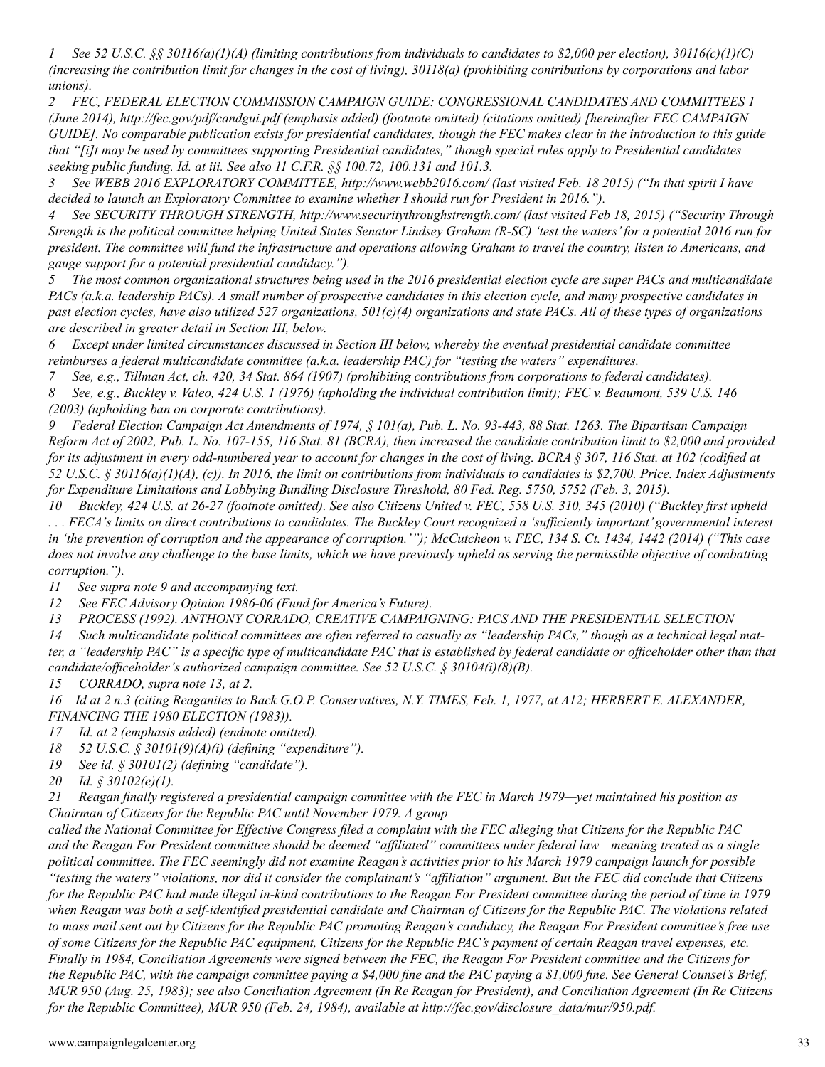1 *See* 52 U.S.C. §§ 30116(a)(1)(A) (limiting contributions from individuals to candidates to $2,000 per election), 30116(c)(1)(C) (increasing the contribution limit for changes in the cost of living), 30118(a) (prohibiting contributions by corporations and labor unions).

2 FEC, FEDERAL ELECTION COMMISSION CAMPAIGN GUIDE: CONGRESSIONAL CANDIDATES AND COMMITTEES 1 (June 2014), http://fec.gov/pdf/candgui.pdf (emphasis added) (footnote omitted) (citations omitted) [hereinafter FEC CAMPAIGN GUIDE]. No comparable publication exists for presidential candidates, though the FEC makes clear in the introduction to this guide that "[i]t may be used by committees supporting Presidential candidates," though special rules apply to Presidential candidates seeking public funding. *Id.* at iii. *See also* 11 C.F.R. §§ 100.72, 100.131 and 101.3.

3 *See* WEBB 2016 EXPLORATORY COMMITTEE, http://www.webb2016.com/ (last visited Feb. 18 2015) ("In that spirit I have decided to launch an Exploratory Committee to examine whether I should run for President in 2016.").

4 *See* SECURITY THROUGH STRENGTH, http://www.securitythroughstrength.com/ (last visited Feb 18, 2015) ("Security Through Strength is the political committee helping United States Senator Lindsey Graham (R-SC) 'test the waters' for a potential 2016 run for president. The committee will fund the infrastructure and operations allowing Graham to travel the country, listen to Americans, and gauge support for a potential presidential candidacy.").

5 The most common organizational structures being used in the 2016 presidential election cycle are super PACs and multicandidate PACs (a.k.a. leadership PACs). A small number of prospective candidates in this election cycle, and many prospective candidates in past election cycles, have also utilized 527 organizations, 501(c)(4) organizations and state PACs. All of these types of organizations are described in greater detail in Section III, below.

6 Except under limited circumstances discussed in Section III below, whereby the eventual presidential candidate committee reimburses a federal multicandidate committee (a.k.a. leadership PAC) for "testing the waters" expenditures.

7 *See, e.g.*, Tillman Act, ch. 420, 34 Stat. 864 (1907) (prohibiting contributions from corporations to federal candidates).

8 *See, e.g.*, Buckley v. Valeo, 424 U.S. 1 (1976) (upholding the individual contribution limit); FEC v. Beaumont, 539 U.S. 146 (2003) (upholding ban on corporate contributions).

9 Federal Election Campaign Act Amendments of 1974, § 101(a), Pub. L. No. 93-443, 88 Stat. 1263. The Bipartisan Campaign Reform Act of 2002, Pub. L. No. 107-155, 116 Stat. 81 (BCRA), then increased the candidate contribution limit to $2,000 and provided for its adjustment in every odd-numbered year to account for changes in the cost of living. BCRA § 307, 116 Stat. at 102 (codified at 52 U.S.C. § 30116(a)(1)(A), (c)). In 2016, the limit on contributions from individuals to candidates is $2,700. Price. Index Adjustments for Expenditure Limitations and Lobbying Bundling Disclosure Threshold, 80 Fed. Reg. 5750, 5752 (Feb. 3, 2015).

10 *Buckley*, 424 U.S. at 26-27 (footnote omitted). *See also* Citizens United v. FEC, 558 U.S. 310, 345 (2010) ("*Buckley* first upheld . . . FECA's limits on direct contributions to candidates. The *Buckley* Court recognized a 'sufficiently important' governmental interest in 'the prevention of corruption and the appearance of corruption.'"); McCutcheon v. FEC, 134 S. Ct. 1434, 1442 (2014) ("This case does not involve any challenge to the base limits, which we have previously upheld as serving the permissible objective of combatting corruption.").

11 *See supra* note 9 and accompanying text.

12 *See* FEC Advisory Opinion 1986-06 (Fund for America's Future).

13 PROCESS (1992). ANTHONY CORRADO, CREATIVE CAMPAIGNING: PACS AND THE PRESIDENTIAL SELECTION

14 Such multicandidate political committees are often referred to casually as "leadership PACs," though as a technical legal matter, a "leadership PAC" is a specific type of multicandidate PAC that is established by federal candidate or officeholder other than that candidate/officeholder's authorized campaign committee. *See* 52 U.S.C. § 30104(i)(8)(B).

15 CORRADO, *supra* note 13, at 2.

16 *Id* at 2 n.3 (citing *Reaganites to Back G.O.P. Conservatives*, N.Y. TIMES, Feb. 1, 1977, at A12; HERBERT E. ALEXANDER, FINANCING THE 1980 ELECTION (1983)).

17 *Id.* at 2 (emphasis added) (endnote omitted).

18 52 U.S.C. § 30101(9)(A)(i) (defining "expenditure").

19 *See id.* § 30101(2) (defining "candidate").

20 *Id.* § 30102(e)(1).

21 Reagan finally registered a presidential campaign committee with the FEC in March 1979—yet maintained his position as Chairman of Citizens for the Republic PAC until November 1979. A group called the National Committee for Effective Congress filed a complaint with the FEC alleging that Citizens for the Republic PAC and the Reagan For President committee should be deemed "affiliated" committees under federal law—meaning treated as a single political committee. The FEC seemingly did not examine Reagan's activities prior to his March 1979 campaign launch for possible "testing the waters" violations, nor did it consider the complainant's "affiliation" argument. But the FEC did conclude that Citizens for the Republic PAC had made illegal in-kind contributions to the Reagan For President committee during the period of time in 1979 when Reagan was both a self-identified presidential candidate and Chairman of Citizens for the Republic PAC. The violations related to mass mail sent out by Citizens for the Republic PAC promoting Reagan's candidacy, the Reagan For President committee's free use of some Citizens for the Republic PAC equipment, Citizens for the Republic PAC's payment of certain Reagan travel expenses, etc. Finally in 1984, Conciliation Agreements were signed between the FEC, the Reagan For President committee and the Citizens for the Republic PAC, with the campaign committee paying a $4,000 fine and the PAC paying a $1,000 fine. *See* General Counsel's Brief, MUR 950 (Aug. 25, 1983); *see also* Conciliation Agreement (In Re Reagan for President), and Conciliation Agreement (In Re Citizens for the Republic Committee), MUR 950 (Feb. 24, 1984), *available at* http://fec.gov/disclosure_data/mur/950.pdf.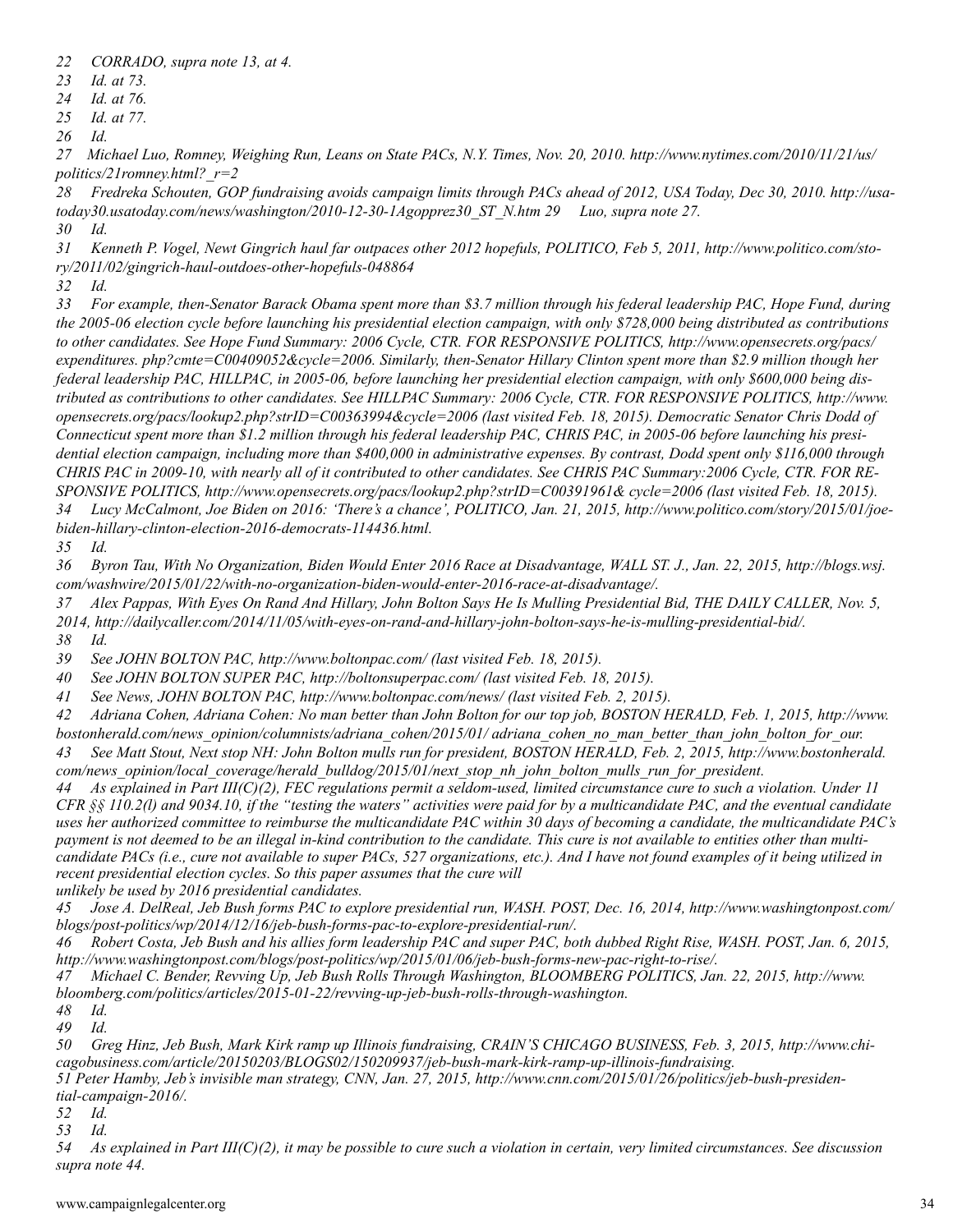*22 CORRADO, supra note 13, at 4.*

*23 Id. at 73.*

*24 Id. at 76.*

*25 Id. at 77.*

*26 Id.*

*27 Michael Luo, Romney, Weighing Run, Leans on State PACs, N.Y. Times, Nov. 20, 2010. http://www.nytimes.com/2010/11/21/us/politics/21romney.html?_r=2*

*28 Fredreka Schouten, GOP fundraising avoids campaign limits through PACs ahead of 2012, USA Today, Dec 30, 2010. http://usatoday30.usatoday.com/news/washington/2010-12-30-1Agopprez30_ST_N.htm 29 Luo, supra note 27.*

*30 Id.*

*31 Kenneth P. Vogel, Newt Gingrich haul far outpaces other 2012 hopefuls, POLITICO, Feb 5, 2011, http://www.politico.com/story/2011/02/gingrich-haul-outdoes-other-hopefuls-048864*

*32 Id.*

*33 For example, then-Senator Barack Obama spent more than $3.7 million through his federal leadership PAC, Hope Fund, during the 2005-06 election cycle before launching his presidential election campaign, with only $728,000 being distributed as contributions to other candidates. See Hope Fund Summary: 2006 Cycle, CTR. FOR RESPONSIVE POLITICS, http://www.opensecrets.org/pacs/expenditures. php?cmte=C00409052&cycle=2006. Similarly, then-Senator Hillary Clinton spent more than $2.9 million though her federal leadership PAC, HILLPAC, in 2005-06, before launching her presidential election campaign, with only $600,000 being distributed as contributions to other candidates. See HILLPAC Summary: 2006 Cycle, CTR. FOR RESPONSIVE POLITICS, http://www.opensecrets.org/pacs/lookup2.php?strID=C00363994&cycle=2006 (last visited Feb. 18, 2015). Democratic Senator Chris Dodd of Connecticut spent more than $1.2 million through his federal leadership PAC, CHRIS PAC, in 2005-06 before launching his presidential election campaign, including more than $400,000 in administrative expenses. By contrast, Dodd spent only $116,000 through CHRIS PAC in 2009-10, with nearly all of it contributed to other candidates. See CHRIS PAC Summary:2006 Cycle, CTR. FOR RESPONSIVE POLITICS, http://www.opensecrets.org/pacs/lookup2.php?strID=C00391961& cycle=2006 (last visited Feb. 18, 2015).*

*34 Lucy McCalmont, Joe Biden on 2016: 'There's a chance', POLITICO, Jan. 21, 2015, http://www.politico.com/story/2015/01/joe-biden-hillary-clinton-election-2016-democrats-114436.html.*

*35 Id.*

*36 Byron Tau, With No Organization, Biden Would Enter 2016 Race at Disadvantage, WALL ST. J., Jan. 22, 2015, http://blogs.wsj.com/washwire/2015/01/22/with-no-organization-biden-would-enter-2016-race-at-disadvantage/.*

*37 Alex Pappas, With Eyes On Rand And Hillary, John Bolton Says He Is Mulling Presidential Bid, THE DAILY CALLER, Nov. 5, 2014, http://dailycaller.com/2014/11/05/with-eyes-on-rand-and-hillary-john-bolton-says-he-is-mulling-presidential-bid/.*

*38 Id.*

*39 See JOHN BOLTON PAC, http://www.boltonpac.com/ (last visited Feb. 18, 2015).*

*40 See JOHN BOLTON SUPER PAC, http://boltonsuperpac.com/ (last visited Feb. 18, 2015).*

*41 See News, JOHN BOLTON PAC, http://www.boltonpac.com/news/ (last visited Feb. 2, 2015).*

*42 Adriana Cohen, Adriana Cohen: No man better than John Bolton for our top job, BOSTON HERALD, Feb. 1, 2015, http://www.bostonherald.com/news_opinion/columnists/adriana_cohen/2015/01/ adriana_cohen_no_man_better_than_john_bolton_for_our.*

*43 See Matt Stout, Next stop NH: John Bolton mulls run for president, BOSTON HERALD, Feb. 2, 2015, http://www.bostonherald.com/news_opinion/local_coverage/herald_bulldog/2015/01/next_stop_nh_john_bolton_mulls_run_for_president.*

*44 As explained in Part III(C)(2), FEC regulations permit a seldom-used, limited circumstance cure to such a violation. Under 11 CFR §§ 110.2(l) and 9034.10, if the "testing the waters" activities were paid for by a multicandidate PAC, and the eventual candidate uses her authorized committee to reimburse the multicandidate PAC within 30 days of becoming a candidate, the multicandidate PAC's payment is not deemed to be an illegal in-kind contribution to the candidate. This cure is not available to entities other than multicandidate PACs (i.e., cure not available to super PACs, 527 organizations, etc.). And I have not found examples of it being utilized in recent presidential election cycles. So this paper assumes that the cure will unlikely be used by 2016 presidential candidates.*

*45 Jose A. DelReal, Jeb Bush forms PAC to explore presidential run, WASH. POST, Dec. 16, 2014, http://www.washingtonpost.com/blogs/post-politics/wp/2014/12/16/jeb-bush-forms-pac-to-explore-presidential-run/.*

*46 Robert Costa, Jeb Bush and his allies form leadership PAC and super PAC, both dubbed Right Rise, WASH. POST, Jan. 6, 2015, http://www.washingtonpost.com/blogs/post-politics/wp/2015/01/06/jeb-bush-forms-new-pac-right-to-rise/.*

*47 Michael C. Bender, Revving Up, Jeb Bush Rolls Through Washington, BLOOMBERG POLITICS, Jan. 22, 2015, http://www.bloomberg.com/politics/articles/2015-01-22/revving-up-jeb-bush-rolls-through-washington.*

*48 Id.*

*49 Id.*

*50 Greg Hinz, Jeb Bush, Mark Kirk ramp up Illinois fundraising, CRAIN'S CHICAGO BUSINESS, Feb. 3, 2015, http://www.chicagobusiness.com/article/20150203/BLOGS02/150209937/jeb-bush-mark-kirk-ramp-up-illinois-fundraising.*

*51 Peter Hamby, Jeb's invisible man strategy, CNN, Jan. 27, 2015, http://www.cnn.com/2015/01/26/politics/jeb-bush-presidential-campaign-2016/.*

*52 Id.*

*53 Id.*

*54 As explained in Part III(C)(2), it may be possible to cure such a violation in certain, very limited circumstances. See discussion supra note 44.*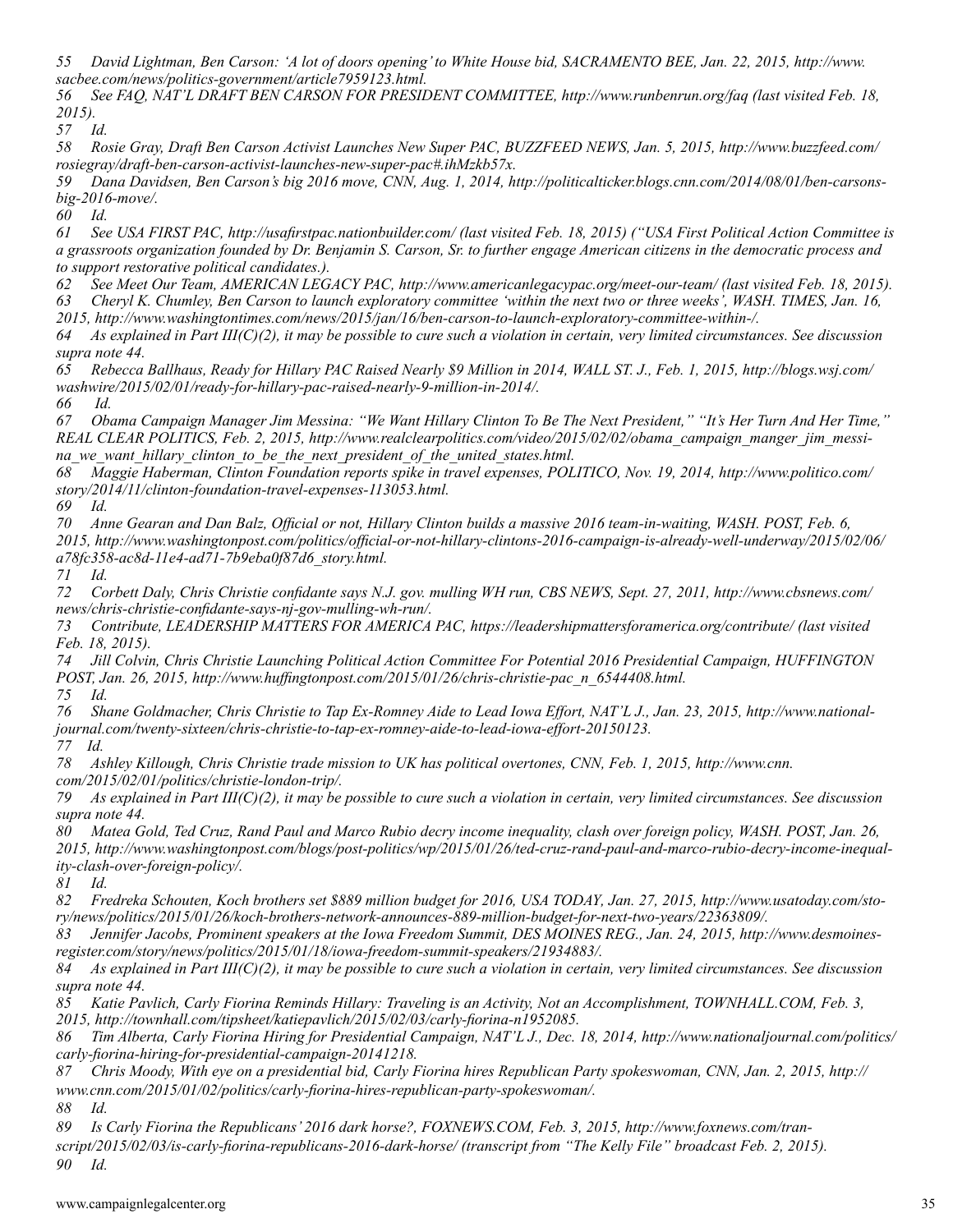*55 David Lightman, Ben Carson: 'A lot of doors opening' to White House bid, SACRAMENTO BEE, Jan. 22, 2015, http://www.sacbee.com/news/politics-government/article7959123.html.*

*56 See FAQ, NAT'L DRAFT BEN CARSON FOR PRESIDENT COMMITTEE, http://www.runbenrun.org/faq (last visited Feb. 18, 2015).*

*57 Id.*

*58 Rosie Gray, Draft Ben Carson Activist Launches New Super PAC, BUZZFEED NEWS, Jan. 5, 2015, http://www.buzzfeed.com/rosiegray/draft-ben-carson-activist-launches-new-super-pac#.ihMzkb57x.*

*59 Dana Davidsen, Ben Carson's big 2016 move, CNN, Aug. 1, 2014, http://politicalticker.blogs.cnn.com/2014/08/01/ben-carsons-big-2016-move/.*

*60 Id.*

*61 See USA FIRST PAC, http://usafirstpac.nationbuilder.com/ (last visited Feb. 18, 2015) ("USA First Political Action Committee is a grassroots organization founded by Dr. Benjamin S. Carson, Sr. to further engage American citizens in the democratic process and to support restorative political candidates.).*

*62 See Meet Our Team, AMERICAN LEGACY PAC, http://www.americanlegacypac.org/meet-our-team/ (last visited Feb. 18, 2015).*

*63 Cheryl K. Chumley, Ben Carson to launch exploratory committee 'within the next two or three weeks', WASH. TIMES, Jan. 16, 2015, http://www.washingtontimes.com/news/2015/jan/16/ben-carson-to-launch-exploratory-committee-within-/.*

*64 As explained in Part III(C)(2), it may be possible to cure such a violation in certain, very limited circumstances. See discussion supra note 44.*

*65 Rebecca Ballhaus, Ready for Hillary PAC Raised Nearly $9 Million in 2014, WALL ST. J., Feb. 1, 2015, http://blogs.wsj.com/washwire/2015/02/01/ready-for-hillary-pac-raised-nearly-9-million-in-2014/.*

*66 Id.*

*67 Obama Campaign Manager Jim Messina: "We Want Hillary Clinton To Be The Next President," "It's Her Turn And Her Time," REAL CLEAR POLITICS, Feb. 2, 2015, http://www.realclearpolitics.com/video/2015/02/02/obama_campaign_manger_jim_messina_we_want_hillary_clinton_to_be_the_next_president_of_the_united_states.html.*

*68 Maggie Haberman, Clinton Foundation reports spike in travel expenses, POLITICO, Nov. 19, 2014, http://www.politico.com/story/2014/11/clinton-foundation-travel-expenses-113053.html.*

*69 Id.*

*70 Anne Gearan and Dan Balz, Official or not, Hillary Clinton builds a massive 2016 team-in-waiting, WASH. POST, Feb. 6, 2015, http://www.washingtonpost.com/politics/official-or-not-hillary-clintons-2016-campaign-is-already-well-underway/2015/02/06/a78fc358-ac8d-11e4-ad71-7b9eba0f87d6_story.html.*

*71 Id.*

*72 Corbett Daly, Chris Christie confidante says N.J. gov. mulling WH run, CBS NEWS, Sept. 27, 2011, http://www.cbsnews.com/news/chris-christie-confidante-says-nj-gov-mulling-wh-run/.*

*73 Contribute, LEADERSHIP MATTERS FOR AMERICA PAC, https://leadershipmattersforamerica.org/contribute/ (last visited Feb. 18, 2015).*

*74 Jill Colvin, Chris Christie Launching Political Action Committee For Potential 2016 Presidential Campaign, HUFFINGTON POST, Jan. 26, 2015, http://www.huffingtonpost.com/2015/01/26/chris-christie-pac_n_6544408.html.*

*75 Id.*

*76 Shane Goldmacher, Chris Christie to Tap Ex-Romney Aide to Lead Iowa Effort, NAT'L J., Jan. 23, 2015, http://www.nationaljournal.com/twenty-sixteen/chris-christie-to-tap-ex-romney-aide-to-lead-iowa-effort-20150123.*

*77 Id.*

*78 Ashley Killough, Chris Christie trade mission to UK has political overtones, CNN, Feb. 1, 2015, http://www.cnn.com/2015/02/01/politics/christie-london-trip/.*

*79 As explained in Part III(C)(2), it may be possible to cure such a violation in certain, very limited circumstances. See discussion supra note 44.*

*80 Matea Gold, Ted Cruz, Rand Paul and Marco Rubio decry income inequality, clash over foreign policy, WASH. POST, Jan. 26, 2015, http://www.washingtonpost.com/blogs/post-politics/wp/2015/01/26/ted-cruz-rand-paul-and-marco-rubio-decry-income-inequality-clash-over-foreign-policy/.*

*81 Id.*

*82 Fredreka Schouten, Koch brothers set $889 million budget for 2016, USA TODAY, Jan. 27, 2015, http://www.usatoday.com/story/news/politics/2015/01/26/koch-brothers-network-announces-889-million-budget-for-next-two-years/22363809/.*

*83 Jennifer Jacobs, Prominent speakers at the Iowa Freedom Summit, DES MOINES REG., Jan. 24, 2015, http://www.desmoinesregister.com/story/news/politics/2015/01/18/iowa-freedom-summit-speakers/21934883/.*

*84 As explained in Part III(C)(2), it may be possible to cure such a violation in certain, very limited circumstances. See discussion supra note 44.*

*85 Katie Pavlich, Carly Fiorina Reminds Hillary: Traveling is an Activity, Not an Accomplishment, TOWNHALL.COM, Feb. 3, 2015, http://townhall.com/tipsheet/katiepavlich/2015/02/03/carly-fiorina-n1952085.*

*86 Tim Alberta, Carly Fiorina Hiring for Presidential Campaign, NAT'L J., Dec. 18, 2014, http://www.nationaljournal.com/politics/carly-fiorina-hiring-for-presidential-campaign-20141218.*

*87 Chris Moody, With eye on a presidential bid, Carly Fiorina hires Republican Party spokeswoman, CNN, Jan. 2, 2015, http://www.cnn.com/2015/01/02/politics/carly-fiorina-hires-republican-party-spokeswoman/.*

*88 Id.*

*89 Is Carly Fiorina the Republicans' 2016 dark horse?, FOXNEWS.COM, Feb. 3, 2015, http://www.foxnews.com/transcript/2015/02/03/is-carly-fiorina-republicans-2016-dark-horse/ (transcript from "The Kelly File" broadcast Feb. 2, 2015).*

*90 Id.*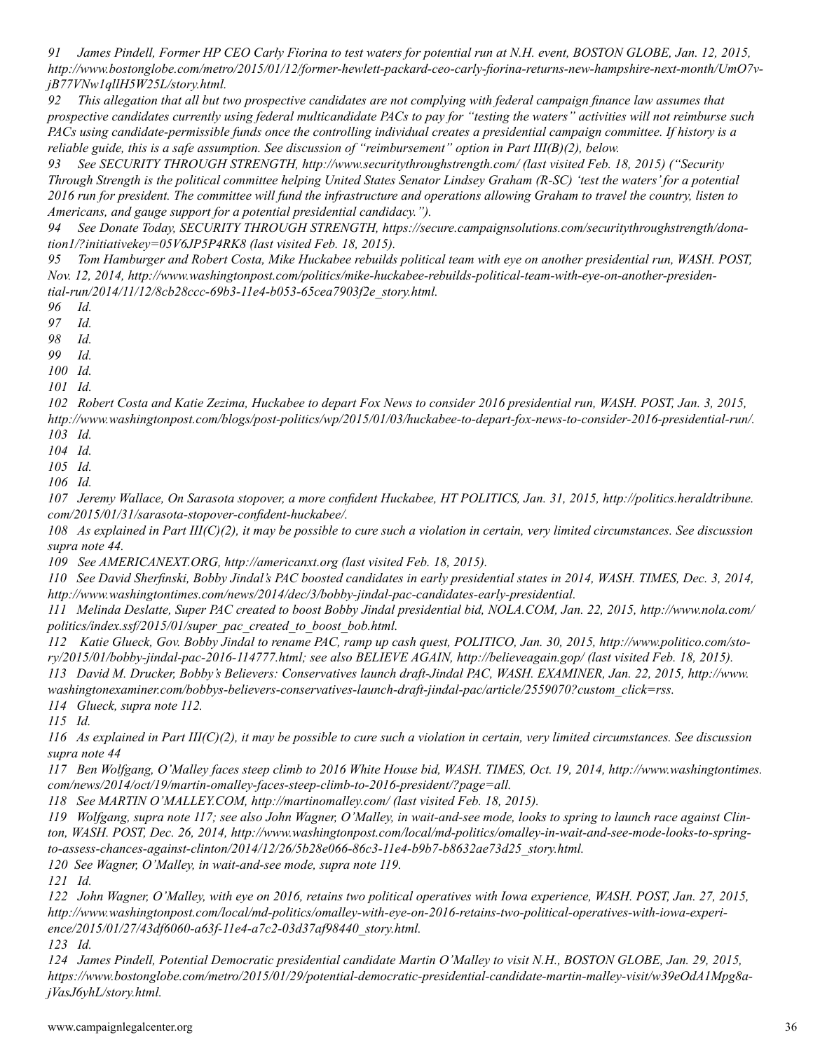*91 James Pindell, Former HP CEO Carly Fiorina to test waters for potential run at N.H. event, BOSTON GLOBE, Jan. 12, 2015, http://www.bostonglobe.com/metro/2015/01/12/former-hewlett-packard-ceo-carly-fiorina-returns-new-hampshire-next-month/UmO7v-jB77VNw1qllH5W25L/story.html.*

*92 This allegation that all but two prospective candidates are not complying with federal campaign finance law assumes that prospective candidates currently using federal multicandidate PACs to pay for "testing the waters" activities will not reimburse such PACs using candidate-permissible funds once the controlling individual creates a presidential campaign committee. If history is a reliable guide, this is a safe assumption. See discussion of "reimbursement" option in Part III(B)(2), below.*

*93 See SECURITY THROUGH STRENGTH, http://www.securitythroughstrength.com/ (last visited Feb. 18, 2015) ("Security Through Strength is the political committee helping United States Senator Lindsey Graham (R-SC) 'test the waters' for a potential 2016 run for president. The committee will fund the infrastructure and operations allowing Graham to travel the country, listen to Americans, and gauge support for a potential presidential candidacy.").*

*94 See Donate Today, SECURITY THROUGH STRENGTH, https://secure.campaignsolutions.com/securitythroughstrength/donation1/?initiativekey=05V6JP5P4RK8 (last visited Feb. 18, 2015).*

*95 Tom Hamburger and Robert Costa, Mike Huckabee rebuilds political team with eye on another presidential run, WASH. POST, Nov. 12, 2014, http://www.washingtonpost.com/politics/mike-huckabee-rebuilds-political-team-with-eye-on-another-presidential-run/2014/11/12/8cb28ccc-69b3-11e4-b053-65cea7903f2e_story.html.*

*96 Id.*

*97 Id.*

*98 Id.*

*99 Id.*

*100 Id.*

*101 Id.*

*102 Robert Costa and Katie Zezima, Huckabee to depart Fox News to consider 2016 presidential run, WASH. POST, Jan. 3, 2015, http://www.washingtonpost.com/blogs/post-politics/wp/2015/01/03/huckabee-to-depart-fox-news-to-consider-2016-presidential-run/.*

*103 Id.*

*104 Id.*

*105 Id.*

*106 Id.*

*107 Jeremy Wallace, On Sarasota stopover, a more confident Huckabee, HT POLITICS, Jan. 31, 2015, http://politics.heraldtribune.com/2015/01/31/sarasota-stopover-confident-huckabee/.*

*108 As explained in Part III(C)(2), it may be possible to cure such a violation in certain, very limited circumstances. See discussion supra note 44.*

*109 See AMERICANEXT.ORG, http://americanxt.org (last visited Feb. 18, 2015).*

*110 See David Sherfinski, Bobby Jindal's PAC boosted candidates in early presidential states in 2014, WASH. TIMES, Dec. 3, 2014, http://www.washingtontimes.com/news/2014/dec/3/bobby-jindal-pac-candidates-early-presidential.*

*111 Melinda Deslatte, Super PAC created to boost Bobby Jindal presidential bid, NOLA.COM, Jan. 22, 2015, http://www.nola.com/politics/index.ssf/2015/01/super_pac_created_to_boost_bob.html.*

*112 Katie Glueck, Gov. Bobby Jindal to rename PAC, ramp up cash quest, POLITICO, Jan. 30, 2015, http://www.politico.com/story/2015/01/bobby-jindal-pac-2016-114777.html; see also BELIEVE AGAIN, http://believeagain.gop/ (last visited Feb. 18, 2015).*

*113 David M. Drucker, Bobby's Believers: Conservatives launch draft-Jindal PAC, WASH. EXAMINER, Jan. 22, 2015, http://www.washingtonexaminer.com/bobbys-believers-conservatives-launch-draft-jindal-pac/article/2559070?custom_click=rss.*

*114 Glueck, supra note 112.*

*115 Id.*

*116 As explained in Part III(C)(2), it may be possible to cure such a violation in certain, very limited circumstances. See discussion supra note 44*

*117 Ben Wolfgang, O'Malley faces steep climb to 2016 White House bid, WASH. TIMES, Oct. 19, 2014, http://www.washingtontimes.com/news/2014/oct/19/martin-omalley-faces-steep-climb-to-2016-president/?page=all.*

*118 See MARTIN O'MALLEY.COM, http://martinomalley.com/ (last visited Feb. 18, 2015).*

*119 Wolfgang, supra note 117; see also John Wagner, O'Malley, in wait-and-see mode, looks to spring to launch race against Clinton, WASH. POST, Dec. 26, 2014, http://www.washingtonpost.com/local/md-politics/omalley-in-wait-and-see-mode-looks-to-spring-to-assess-chances-against-clinton/2014/12/26/5b28e066-86c3-11e4-b9b7-b8632ae73d25_story.html.*

*120 See Wagner, O'Malley, in wait-and-see mode, supra note 119.*

*121 Id.*

*122 John Wagner, O'Malley, with eye on 2016, retains two political operatives with Iowa experience, WASH. POST, Jan. 27, 2015, http://www.washingtonpost.com/local/md-politics/omalley-with-eye-on-2016-retains-two-political-operatives-with-iowa-experience/2015/01/27/43df6060-a63f-11e4-a7c2-03d37af98440_story.html.*

*123 Id.*

*124 James Pindell, Potential Democratic presidential candidate Martin O'Malley to visit N.H., BOSTON GLOBE, Jan. 29, 2015, https://www.bostonglobe.com/metro/2015/01/29/potential-democratic-presidential-candidate-martin-malley-visit/w39eOdA1Mpg8a-jVasJ6yhL/story.html.*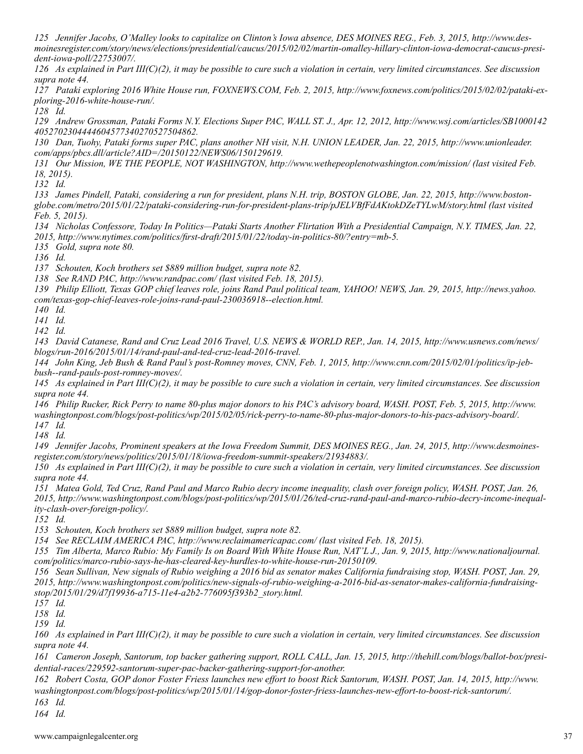*125 Jennifer Jacobs, O'Malley looks to capitalize on Clinton's Iowa absence, DES MOINES REG., Feb. 3, 2015, http://www.desmoinesregister.com/story/news/elections/presidential/caucus/2015/02/02/martin-omalley-hillary-clinton-iowa-democrat-caucus-president-iowa-poll/22753007/.*

*126 As explained in Part III(C)(2), it may be possible to cure such a violation in certain, very limited circumstances. See discussion supra note 44.*

*127 Pataki exploring 2016 White House run, FOXNEWS.COM, Feb. 2, 2015, http://www.foxnews.com/politics/2015/02/02/pataki-exploring-2016-white-house-run/.*

*128 Id.*

*129 Andrew Grossman, Pataki Forms N.Y. Elections Super PAC, WALL ST. J., Apr. 12, 2012, http://www.wsj.com/articles/SB10001424052702304444604577340270527504862.*

*130 Dan, Tuohy, Pataki forms super PAC, plans another NH visit, N.H. UNION LEADER, Jan. 22, 2015, http://www.unionleader.com/apps/pbcs.dll/article?AID=/20150122/NEWS06/150129619.*

*131 Our Mission, WE THE PEOPLE, NOT WASHINGTON, http://www.wethepeoplenotwashington.com/mission/ (last visited Feb. 18, 2015).*

*132 Id.*

*133 James Pindell, Pataki, considering a run for president, plans N.H. trip, BOSTON GLOBE, Jan. 22, 2015, http://www.bostonglobe.com/metro/2015/01/22/pataki-considering-run-for-president-plans-trip/pJELVBfFdAKtokDZeTYLwM/story.html (last visited Feb. 5, 2015).*

*134 Nicholas Confessore, Today In Politics—Pataki Starts Another Flirtation With a Presidential Campaign, N.Y. TIMES, Jan. 22, 2015, http://www.nytimes.com/politics/first-draft/2015/01/22/today-in-politics-80/?entry=mb-5.*

*135 Gold, supra note 80.*

*136 Id.*

*137 Schouten, Koch brothers set $889 million budget, supra note 82.*

*138 See RAND PAC, http://www.randpac.com/ (last visited Feb. 18, 2015).*

*139 Philip Elliott, Texas GOP chief leaves role, joins Rand Paul political team, YAHOO! NEWS, Jan. 29, 2015, http://news.yahoo.com/texas-gop-chief-leaves-role-joins-rand-paul-230036918--election.html.*

*140 Id.*

*141 Id.*

*142 Id.*

*143 David Catanese, Rand and Cruz Lead 2016 Travel, U.S. NEWS & WORLD REP., Jan. 14, 2015, http://www.usnews.com/news/blogs/run-2016/2015/01/14/rand-paul-and-ted-cruz-lead-2016-travel.*

*144 John King, Jeb Bush & Rand Paul's post-Romney moves, CNN, Feb. 1, 2015, http://www.cnn.com/2015/02/01/politics/ip-jeb-bush--rand-pauls-post-romney-moves/.*

*145 As explained in Part III(C)(2), it may be possible to cure such a violation in certain, very limited circumstances. See discussion supra note 44.*

*146 Philip Rucker, Rick Perry to name 80-plus major donors to his PAC's advisory board, WASH. POST, Feb. 5, 2015, http://www.washingtonpost.com/blogs/post-politics/wp/2015/02/05/rick-perry-to-name-80-plus-major-donors-to-his-pacs-advisory-board/.*

*147 Id.*

*148 Id.*

*149 Jennifer Jacobs, Prominent speakers at the Iowa Freedom Summit, DES MOINES REG., Jan. 24, 2015, http://www.desmoinesregister.com/story/news/politics/2015/01/18/iowa-freedom-summit-speakers/21934883/.*

*150 As explained in Part III(C)(2), it may be possible to cure such a violation in certain, very limited circumstances. See discussion supra note 44.*

*151 Matea Gold, Ted Cruz, Rand Paul and Marco Rubio decry income inequality, clash over foreign policy, WASH. POST, Jan. 26, 2015, http://www.washingtonpost.com/blogs/post-politics/wp/2015/01/26/ted-cruz-rand-paul-and-marco-rubio-decry-income-inequality-clash-over-foreign-policy/.*

*152 Id.*

*153 Schouten, Koch brothers set $889 million budget, supra note 82.*

*154 See RECLAIM AMERICA PAC, http://www.reclaimamericapac.com/ (last visited Feb. 18, 2015).*

*155 Tim Alberta, Marco Rubio: My Family Is on Board With White House Run, NAT'L J., Jan. 9, 2015, http://www.nationaljournal.com/politics/marco-rubio-says-he-has-cleared-key-hurdles-to-white-house-run-20150109.*

*156 Sean Sullivan, New signals of Rubio weighing a 2016 bid as senator makes California fundraising stop, WASH. POST, Jan. 29, 2015, http://www.washingtonpost.com/politics/new-signals-of-rubio-weighing-a-2016-bid-as-senator-makes-california-fundraising-stop/2015/01/29/d7f19936-a715-11e4-a2b2-776095f393b2_story.html.*

*157 Id.*

*158 Id.*

*159 Id.*

*160 As explained in Part III(C)(2), it may be possible to cure such a violation in certain, very limited circumstances. See discussion supra note 44.*

*161 Cameron Joseph, Santorum, top backer gathering support, ROLL CALL, Jan. 15, 2015, http://thehill.com/blogs/ballot-box/presidential-races/229592-santorum-super-pac-backer-gathering-support-for-another.*

*162 Robert Costa, GOP donor Foster Friess launches new effort to boost Rick Santorum, WASH. POST, Jan. 14, 2015, http://www.washingtonpost.com/blogs/post-politics/wp/2015/01/14/gop-donor-foster-friess-launches-new-effort-to-boost-rick-santorum/.*

*163 Id.*

*164 Id.*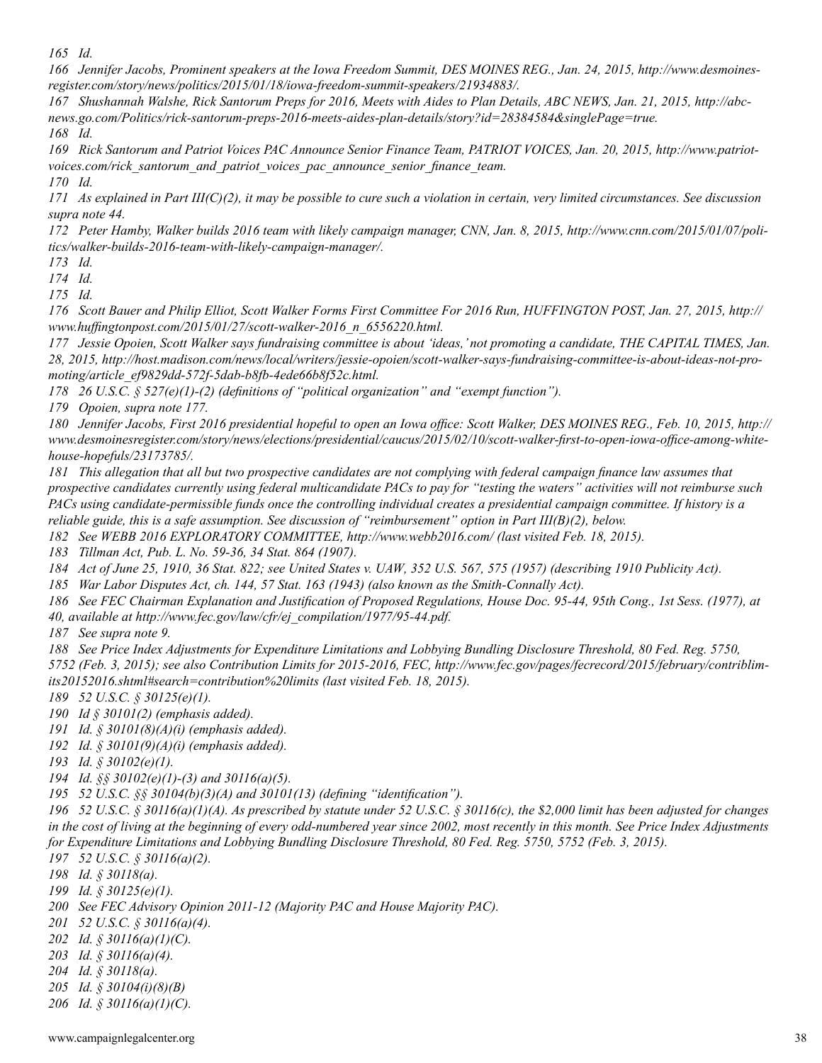165 *Id.*

166 *Jennifer Jacobs, Prominent speakers at the Iowa Freedom Summit, DES MOINES REG., Jan. 24, 2015, http://www.desmoinesregister.com/story/news/politics/2015/01/18/iowa-freedom-summit-speakers/21934883/.*

167 *Shushannah Walshe, Rick Santorum Preps for 2016, Meets with Aides to Plan Details, ABC NEWS, Jan. 21, 2015, http://abcnews.go.com/Politics/rick-santorum-preps-2016-meets-aides-plan-details/story?id=28384584&singlePage=true.*

168 *Id.*

169 *Rick Santorum and Patriot Voices PAC Announce Senior Finance Team, PATRIOT VOICES, Jan. 20, 2015, http://www.patriotvoices.com/rick_santorum_and_patriot_voices_pac_announce_senior_finance_team.*

170 *Id.*

171 *As explained in Part III(C)(2), it may be possible to cure such a violation in certain, very limited circumstances. See discussion supra note 44.*

172 *Peter Hamby, Walker builds 2016 team with likely campaign manager, CNN, Jan. 8, 2015, http://www.cnn.com/2015/01/07/politics/walker-builds-2016-team-with-likely-campaign-manager/.*

173 *Id.*

174 *Id.*

175 *Id.*

176 *Scott Bauer and Philip Elliot, Scott Walker Forms First Committee For 2016 Run, HUFFINGTON POST, Jan. 27, 2015, http://www.huffingtonpost.com/2015/01/27/scott-walker-2016_n_6556220.html.*

177 *Jessie Opoien, Scott Walker says fundraising committee is about 'ideas,' not promoting a candidate, THE CAPITAL TIMES, Jan. 28, 2015, http://host.madison.com/news/local/writers/jessie-opoien/scott-walker-says-fundraising-committee-is-about-ideas-not-promoting/article_ef9829dd-572f-5dab-b8fb-4ede66b8f52c.html.*

178 *26 U.S.C. § 527(e)(1)-(2) (definitions of "political organization" and "exempt function").*

179 *Opoien, supra note 177.*

180 *Jennifer Jacobs, First 2016 presidential hopeful to open an Iowa office: Scott Walker, DES MOINES REG., Feb. 10, 2015, http://www.desmoinesregister.com/story/news/elections/presidential/caucus/2015/02/10/scott-walker-first-to-open-iowa-office-among-white-house-hopefuls/23173785/.*

181 *This allegation that all but two prospective candidates are not complying with federal campaign finance law assumes that prospective candidates currently using federal multicandidate PACs to pay for "testing the waters" activities will not reimburse such PACs using candidate-permissible funds once the controlling individual creates a presidential campaign committee. If history is a reliable guide, this is a safe assumption. See discussion of "reimbursement" option in Part III(B)(2), below.*

182 *See WEBB 2016 EXPLORATORY COMMITTEE, http://www.webb2016.com/ (last visited Feb. 18, 2015).*

183 *Tillman Act, Pub. L. No. 59-36, 34 Stat. 864 (1907).*

184 *Act of June 25, 1910, 36 Stat. 822; see United States v. UAW, 352 U.S. 567, 575 (1957) (describing 1910 Publicity Act).*

185 *War Labor Disputes Act, ch. 144, 57 Stat. 163 (1943) (also known as the Smith-Connally Act).*

186 *See FEC Chairman Explanation and Justification of Proposed Regulations, House Doc. 95-44, 95th Cong., 1st Sess. (1977), at 40, available at http://www.fec.gov/law/cfr/ej_compilation/1977/95-44.pdf.*

187 *See supra note 9.*

188 *See Price Index Adjustments for Expenditure Limitations and Lobbying Bundling Disclosure Threshold, 80 Fed. Reg. 5750, 5752 (Feb. 3, 2015); see also Contribution Limits for 2015-2016, FEC, http://www.fec.gov/pages/fecrecord/2015/february/contriblimits20152016.shtml#search=contribution%20limits (last visited Feb. 18, 2015).*

189 *52 U.S.C. § 30125(e)(1).*

190 *Id § 30101(2) (emphasis added).*

191 *Id. § 30101(8)(A)(i) (emphasis added).*

192 *Id. § 30101(9)(A)(i) (emphasis added).*

193 *Id. § 30102(e)(1).*

194 *Id. §§ 30102(e)(1)-(3) and 30116(a)(5).*

195 *52 U.S.C. §§ 30104(b)(3)(A) and 30101(13) (defining "identification").*

196 *52 U.S.C. § 30116(a)(1)(A). As prescribed by statute under 52 U.S.C. § 30116(c), the $2,000 limit has been adjusted for changes in the cost of living at the beginning of every odd-numbered year since 2002, most recently in this month. See Price Index Adjustments for Expenditure Limitations and Lobbying Bundling Disclosure Threshold, 80 Fed. Reg. 5750, 5752 (Feb. 3, 2015).*

197 *52 U.S.C. § 30116(a)(2).*

198 *Id. § 30118(a).*

199 *Id. § 30125(e)(1).*

200 *See FEC Advisory Opinion 2011-12 (Majority PAC and House Majority PAC).*

201 *52 U.S.C. § 30116(a)(4).*

202 *Id. § 30116(a)(1)(C).*

203 *Id. § 30116(a)(4).*

204 *Id. § 30118(a).*

205 *Id. § 30104(i)(8)(B)*

206 *Id. § 30116(a)(1)(C).*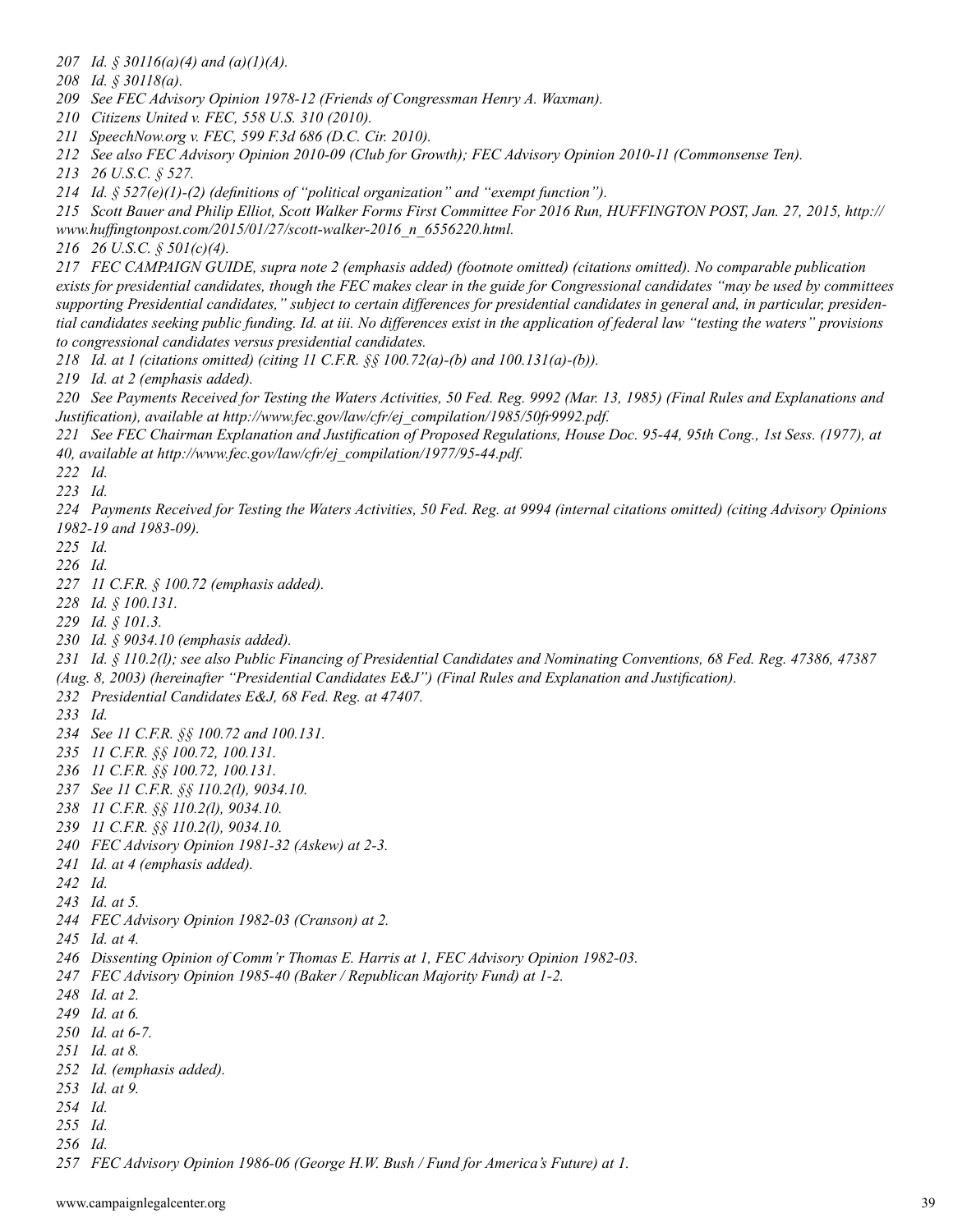*207 Id. § 30116(a)(4) and (a)(1)(A).*

*208 Id. § 30118(a).*

*209 See FEC Advisory Opinion 1978-12 (Friends of Congressman Henry A. Waxman).*

*210 Citizens United v. FEC, 558 U.S. 310 (2010).*

*211 SpeechNow.org v. FEC, 599 F.3d 686 (D.C. Cir. 2010).*

*212 See also FEC Advisory Opinion 2010-09 (Club for Growth); FEC Advisory Opinion 2010-11 (Commonsense Ten).*

*213 26 U.S.C. § 527.*

*214 Id. § 527(e)(1)-(2) (definitions of "political organization" and "exempt function").*

*215 Scott Bauer and Philip Elliot, Scott Walker Forms First Committee For 2016 Run, HUFFINGTON POST, Jan. 27, 2015, http://www.huffingtonpost.com/2015/01/27/scott-walker-2016_n_6556220.html.*

*216 26 U.S.C. § 501(c)(4).*

*217 FEC CAMPAIGN GUIDE, supra note 2 (emphasis added) (footnote omitted) (citations omitted). No comparable publication exists for presidential candidates, though the FEC makes clear in the guide for Congressional candidates "may be used by committees supporting Presidential candidates," subject to certain differences for presidential candidates in general and, in particular, presidential candidates seeking public funding. Id. at iii. No differences exist in the application of federal law "testing the waters" provisions to congressional candidates versus presidential candidates.*

*218 Id. at 1 (citations omitted) (citing 11 C.F.R. §§ 100.72(a)-(b) and 100.131(a)-(b)).*

*219 Id. at 2 (emphasis added).*

*220 See Payments Received for Testing the Waters Activities, 50 Fed. Reg. 9992 (Mar. 13, 1985) (Final Rules and Explanations and Justification), available at http://www.fec.gov/law/cfr/ej_compilation/1985/50fr9992.pdf.*

*221 See FEC Chairman Explanation and Justification of Proposed Regulations, House Doc. 95-44, 95th Cong., 1st Sess. (1977), at 40, available at http://www.fec.gov/law/cfr/ej_compilation/1977/95-44.pdf.*

*222 Id.*

*223 Id.*

*224 Payments Received for Testing the Waters Activities, 50 Fed. Reg. at 9994 (internal citations omitted) (citing Advisory Opinions 1982-19 and 1983-09).*

*225 Id.*

*226 Id.*

*227 11 C.F.R. § 100.72 (emphasis added).*

*228 Id. § 100.131.*

*229 Id. § 101.3.*

*230 Id. § 9034.10 (emphasis added).*

*231 Id. § 110.2(l); see also Public Financing of Presidential Candidates and Nominating Conventions, 68 Fed. Reg. 47386, 47387 (Aug. 8, 2003) (hereinafter "Presidential Candidates E&J") (Final Rules and Explanation and Justification).*

*232 Presidential Candidates E&J, 68 Fed. Reg. at 47407.*

*233 Id.*

*234 See 11 C.F.R. §§ 100.72 and 100.131.*

*235 11 C.F.R. §§ 100.72, 100.131.*

*236 11 C.F.R. §§ 100.72, 100.131.*

*237 See 11 C.F.R. §§ 110.2(l), 9034.10.*

*238 11 C.F.R. §§ 110.2(l), 9034.10.*

*239 11 C.F.R. §§ 110.2(l), 9034.10.*

*240 FEC Advisory Opinion 1981-32 (Askew) at 2-3.*

*241 Id. at 4 (emphasis added).*

*242 Id.*

*243 Id. at 5.*

*244 FEC Advisory Opinion 1982-03 (Cranson) at 2.*

*245 Id. at 4.*

*246 Dissenting Opinion of Comm'r Thomas E. Harris at 1, FEC Advisory Opinion 1982-03.*

*247 FEC Advisory Opinion 1985-40 (Baker / Republican Majority Fund) at 1-2.*

*248 Id. at 2.*

*249 Id. at 6.*

*250 Id. at 6-7.*

*251 Id. at 8.*

*252 Id. (emphasis added).*

*253 Id. at 9.*

*254 Id.*

*255 Id.*

*256 Id.*

*257 FEC Advisory Opinion 1986-06 (George H.W. Bush / Fund for America's Future) at 1.*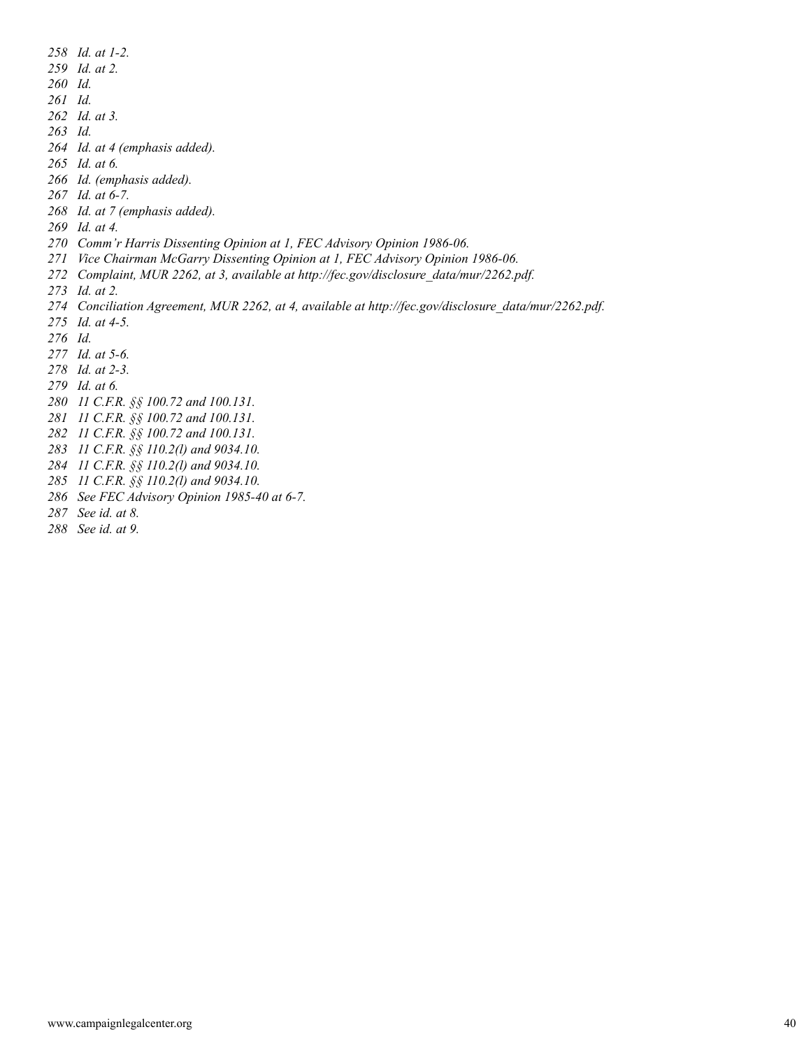*258 Id. at 1-2.*
*259 Id. at 2.*
*260 Id.*
*261 Id.*
*262 Id. at 3.*
*263 Id.*
*264 Id. at 4 (emphasis added).*
*265 Id. at 6.*
*266 Id. (emphasis added).*
*267 Id. at 6-7.*
*268 Id. at 7 (emphasis added).*
*269 Id. at 4.*
*270 Comm'r Harris Dissenting Opinion at 1, FEC Advisory Opinion 1986-06.*
*271 Vice Chairman McGarry Dissenting Opinion at 1, FEC Advisory Opinion 1986-06.*
*272 Complaint, MUR 2262, at 3, available at http://fec.gov/disclosure_data/mur/2262.pdf.*
*273 Id. at 2.*
*274 Conciliation Agreement, MUR 2262, at 4, available at http://fec.gov/disclosure_data/mur/2262.pdf.*
*275 Id. at 4-5.*
*276 Id.*
*277 Id. at 5-6.*
*278 Id. at 2-3.*
*279 Id. at 6.*
*280 11 C.F.R. §§ 100.72 and 100.131.*
*281 11 C.F.R. §§ 100.72 and 100.131.*
*282 11 C.F.R. §§ 100.72 and 100.131.*
*283 11 C.F.R. §§ 110.2(l) and 9034.10.*
*284 11 C.F.R. §§ 110.2(l) and 9034.10.*
*285 11 C.F.R. §§ 110.2(l) and 9034.10.*
*286 See FEC Advisory Opinion 1985-40 at 6-7.*
*287 See id. at 8.*
*288 See id. at 9.*